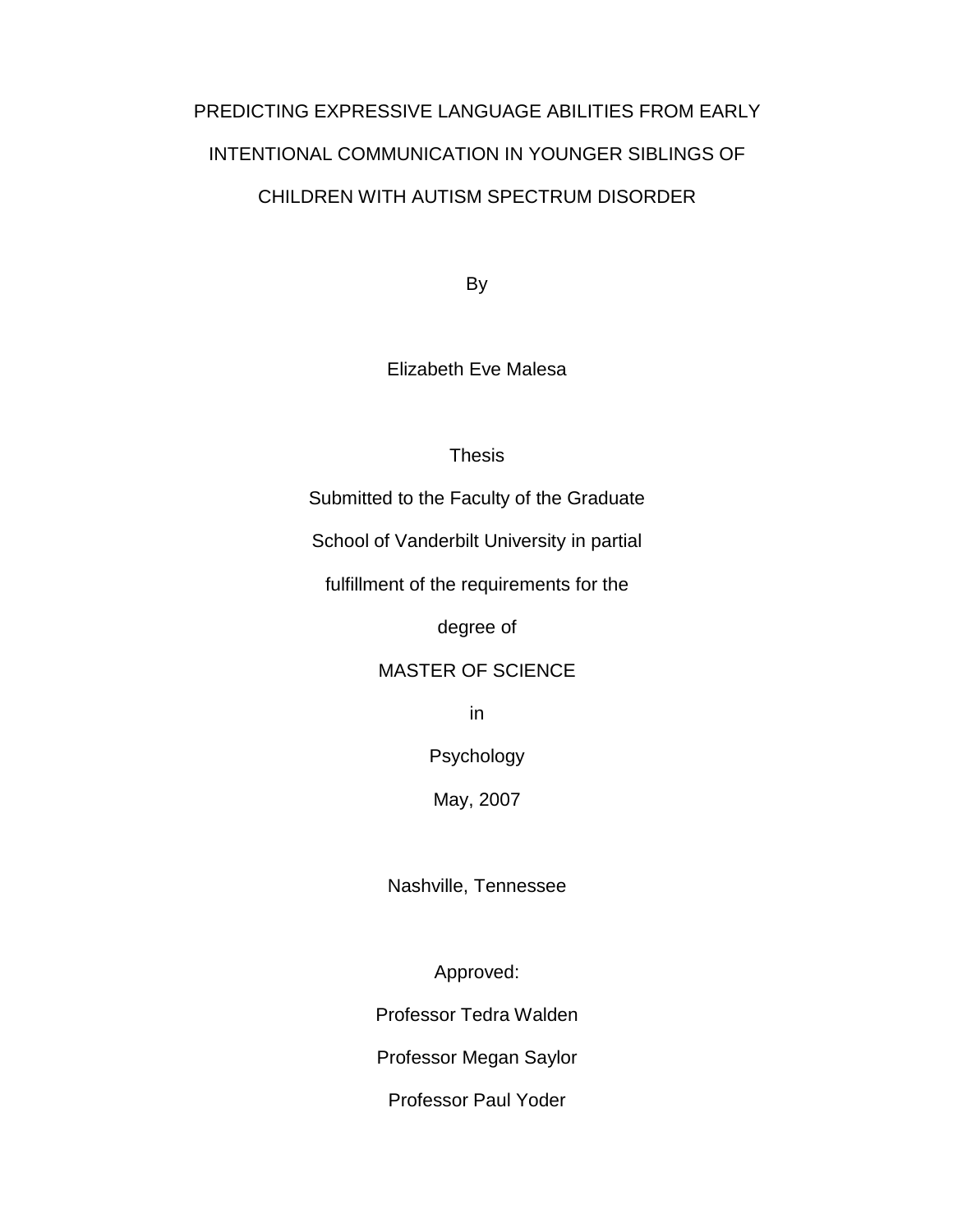# PREDICTING EXPRESSIVE LANGUAGE ABILITIES FROM EARLY INTENTIONAL COMMUNICATION IN YOUNGER SIBLINGS OF CHILDREN WITH AUTISM SPECTRUM DISORDER

By

Elizabeth Eve Malesa

Thesis

Submitted to the Faculty of the Graduate

School of Vanderbilt University in partial

fulfillment of the requirements for the

degree of

MASTER OF SCIENCE

in

Psychology

May, 2007

Nashville, Tennessee

Approved:

Professor Tedra Walden

Professor Megan Saylor

Professor Paul Yoder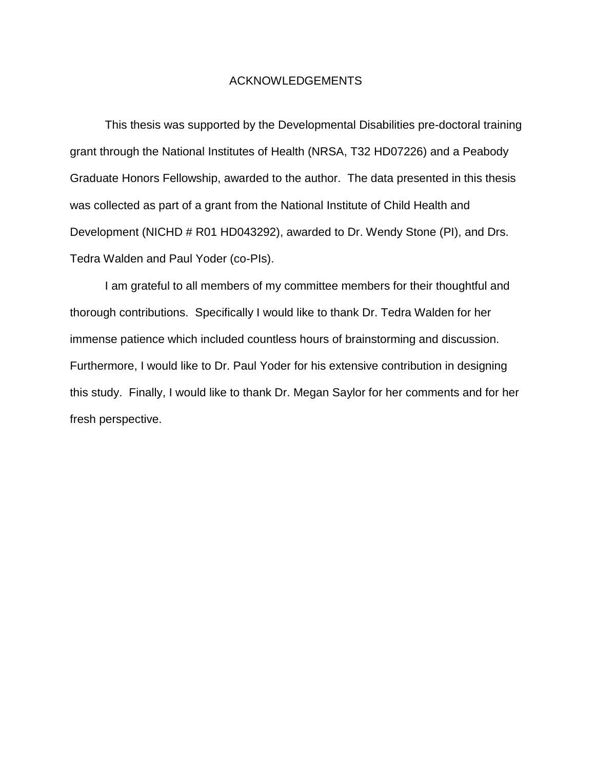# ACKNOWLEDGEMENTS

This thesis was supported by the Developmental Disabilities pre-doctoral training grant through the National Institutes of Health (NRSA, T32 HD07226) and a Peabody Graduate Honors Fellowship, awarded to the author. The data presented in this thesis was collected as part of a grant from the National Institute of Child Health and Development (NICHD # R01 HD043292), awarded to Dr. Wendy Stone (PI), and Drs. Tedra Walden and Paul Yoder (co-PIs).

I am grateful to all members of my committee members for their thoughtful and thorough contributions. Specifically I would like to thank Dr. Tedra Walden for her immense patience which included countless hours of brainstorming and discussion. Furthermore, I would like to Dr. Paul Yoder for his extensive contribution in designing this study. Finally, I would like to thank Dr. Megan Saylor for her comments and for her fresh perspective.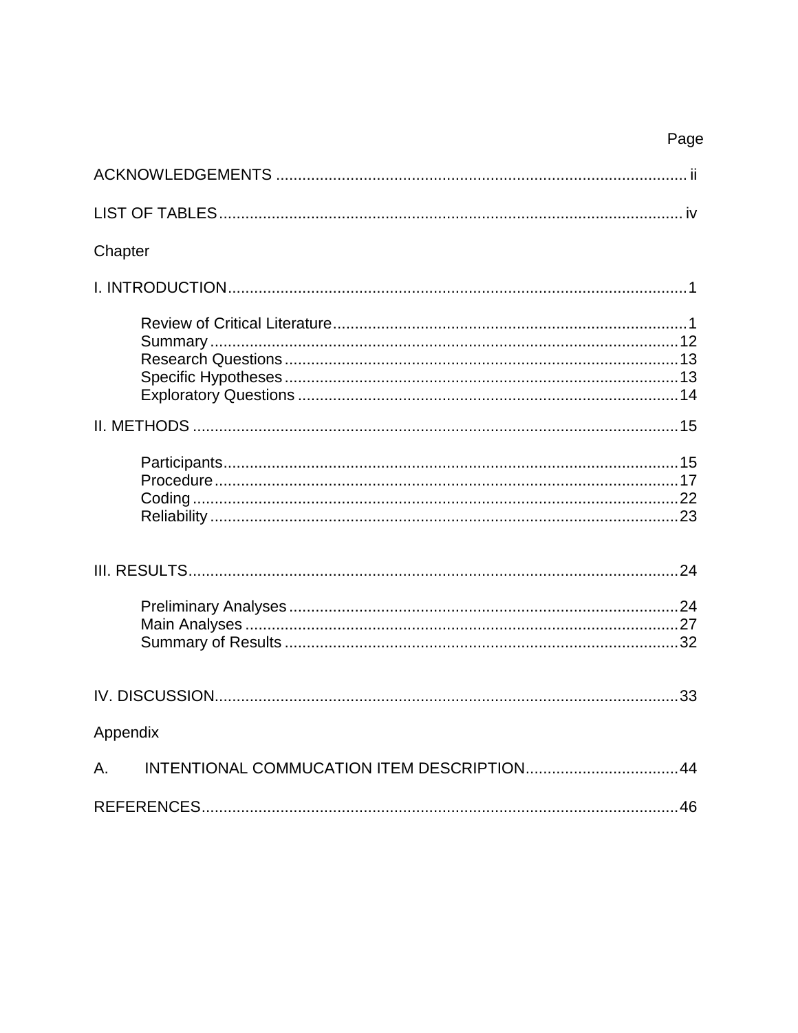| | Page |
|---|---|
| ACKNOWLEDGEMENTS | ii |
| LIST OF TABLES | iv |
| Chapter | |
| I. INTRODUCTION | 1 |
| &nbsp;&nbsp;&nbsp;&nbsp;Review of Critical Literature | 1 |
| &nbsp;&nbsp;&nbsp;&nbsp;Summary | 12 |
| &nbsp;&nbsp;&nbsp;&nbsp;Research Questions | 13 |
| &nbsp;&nbsp;&nbsp;&nbsp;Specific Hypotheses | 13 |
| &nbsp;&nbsp;&nbsp;&nbsp;Exploratory Questions | 14 |
| II. METHODS | 15 |
| &nbsp;&nbsp;&nbsp;&nbsp;Participants | 15 |
| &nbsp;&nbsp;&nbsp;&nbsp;Procedure | 17 |
| &nbsp;&nbsp;&nbsp;&nbsp;Coding | 22 |
| &nbsp;&nbsp;&nbsp;&nbsp;Reliability | 23 |
| III. RESULTS | 24 |
| &nbsp;&nbsp;&nbsp;&nbsp;Preliminary Analyses | 24 |
| &nbsp;&nbsp;&nbsp;&nbsp;Main Analyses | 27 |
| &nbsp;&nbsp;&nbsp;&nbsp;Summary of Results | 32 |
| IV. DISCUSSION | 33 |
| Appendix | |
| A. INTENTIONAL COMMUCATION ITEM DESCRIPTION | 44 |
| REFERENCES | 46 |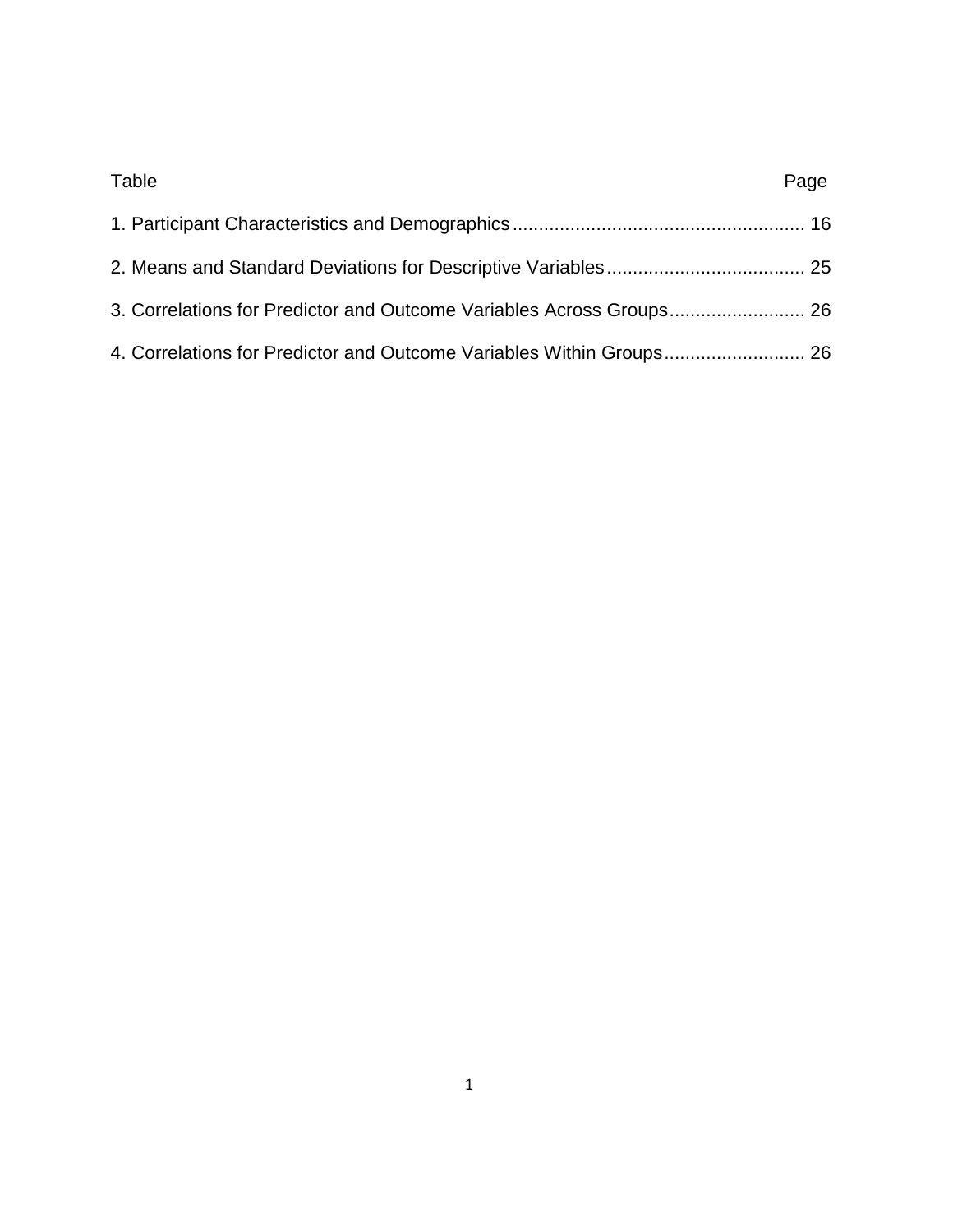| Table | Page |
| --- | --- |
| 1. Participant Characteristics and Demographics | 16 |
| 2. Means and Standard Deviations for Descriptive Variables | 25 |
| 3. Correlations for Predictor and Outcome Variables Across Groups | 26 |
| 4. Correlations for Predictor and Outcome Variables Within Groups | 26 |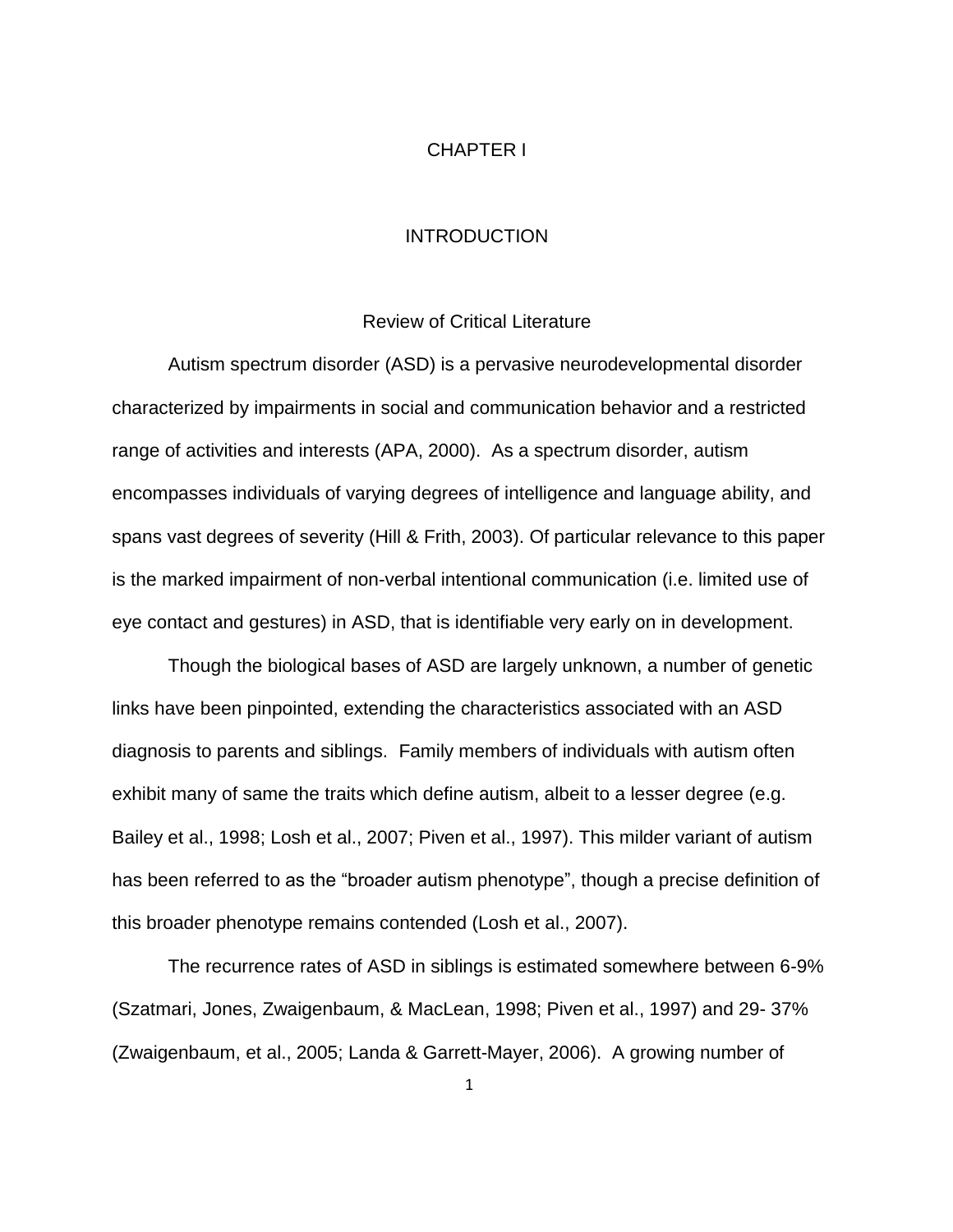# CHAPTER I

# INTRODUCTION

## Review of Critical Literature

Autism spectrum disorder (ASD) is a pervasive neurodevelopmental disorder characterized by impairments in social and communication behavior and a restricted range of activities and interests (APA, 2000). As a spectrum disorder, autism encompasses individuals of varying degrees of intelligence and language ability, and spans vast degrees of severity (Hill & Frith, 2003). Of particular relevance to this paper is the marked impairment of non-verbal intentional communication (i.e. limited use of eye contact and gestures) in ASD, that is identifiable very early on in development.

Though the biological bases of ASD are largely unknown, a number of genetic links have been pinpointed, extending the characteristics associated with an ASD diagnosis to parents and siblings. Family members of individuals with autism often exhibit many of same the traits which define autism, albeit to a lesser degree (e.g. Bailey et al., 1998; Losh et al., 2007; Piven et al., 1997). This milder variant of autism has been referred to as the "broader autism phenotype", though a precise definition of this broader phenotype remains contended (Losh et al., 2007).

The recurrence rates of ASD in siblings is estimated somewhere between 6-9% (Szatmari, Jones, Zwaigenbaum, & MacLean, 1998; Piven et al., 1997) and 29- 37% (Zwaigenbaum, et al., 2005; Landa & Garrett-Mayer, 2006). A growing number of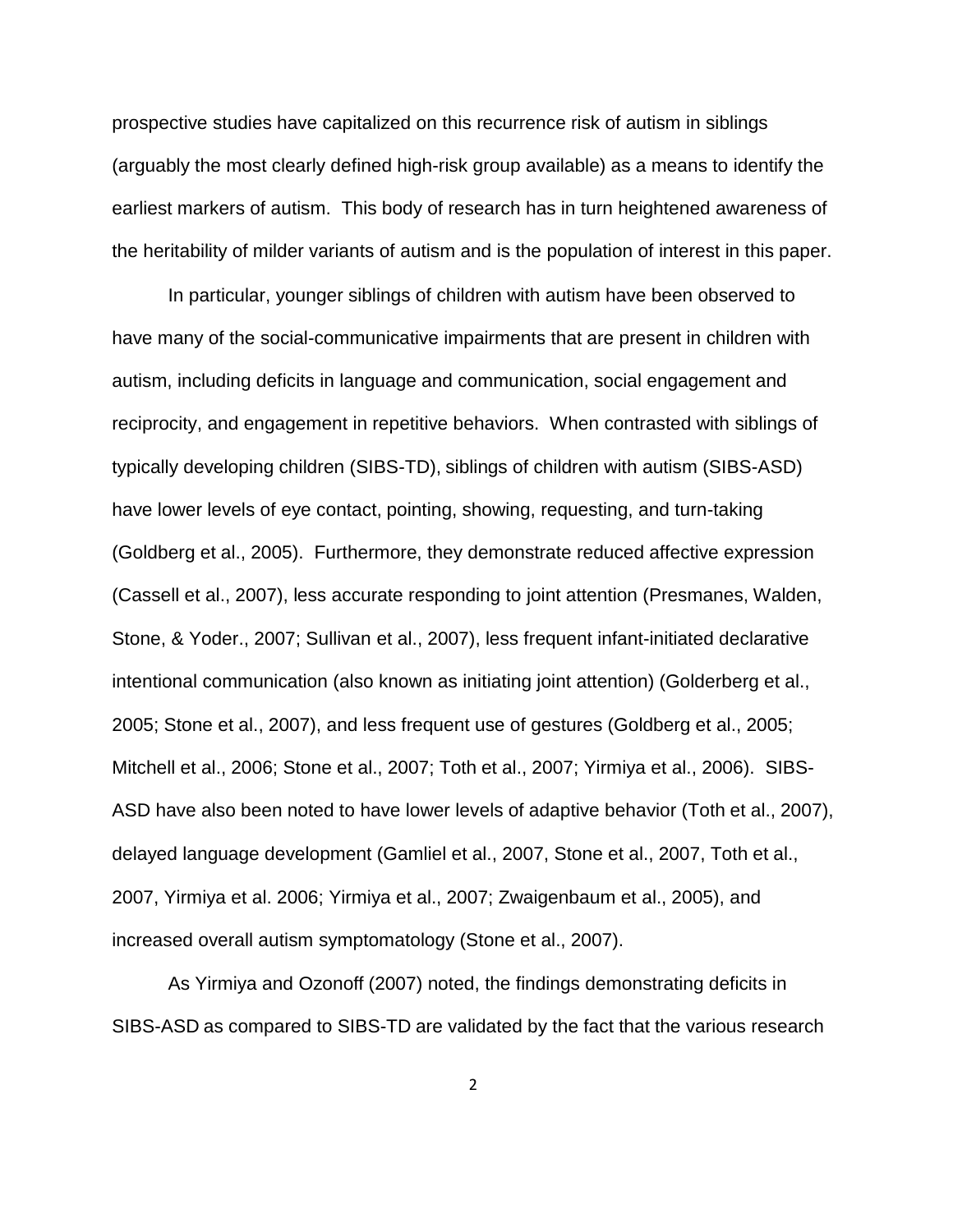prospective studies have capitalized on this recurrence risk of autism in siblings (arguably the most clearly defined high-risk group available) as a means to identify the earliest markers of autism. This body of research has in turn heightened awareness of the heritability of milder variants of autism and is the population of interest in this paper.

In particular, younger siblings of children with autism have been observed to have many of the social-communicative impairments that are present in children with autism, including deficits in language and communication, social engagement and reciprocity, and engagement in repetitive behaviors. When contrasted with siblings of typically developing children (SIBS-TD), siblings of children with autism (SIBS-ASD) have lower levels of eye contact, pointing, showing, requesting, and turn-taking (Goldberg et al., 2005). Furthermore, they demonstrate reduced affective expression (Cassell et al., 2007), less accurate responding to joint attention (Presmanes, Walden, Stone, & Yoder., 2007; Sullivan et al., 2007), less frequent infant-initiated declarative intentional communication (also known as initiating joint attention) (Golderberg et al., 2005; Stone et al., 2007), and less frequent use of gestures (Goldberg et al., 2005; Mitchell et al., 2006; Stone et al., 2007; Toth et al., 2007; Yirmiya et al., 2006). SIBS-ASD have also been noted to have lower levels of adaptive behavior (Toth et al., 2007), delayed language development (Gamliel et al., 2007, Stone et al., 2007, Toth et al., 2007, Yirmiya et al. 2006; Yirmiya et al., 2007; Zwaigenbaum et al., 2005), and increased overall autism symptomatology (Stone et al., 2007).

As Yirmiya and Ozonoff (2007) noted, the findings demonstrating deficits in SIBS-ASD as compared to SIBS-TD are validated by the fact that the various research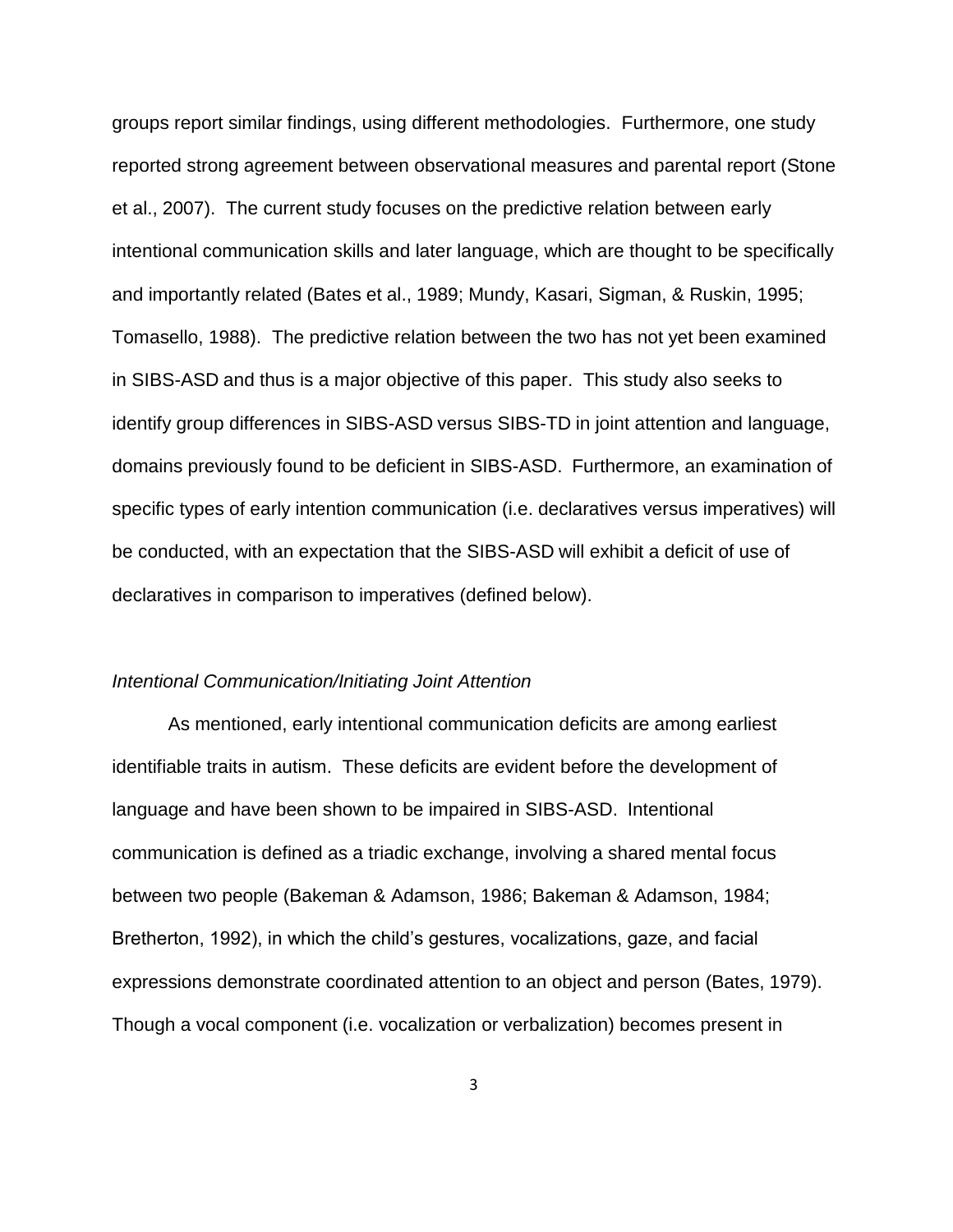groups report similar findings, using different methodologies. Furthermore, one study reported strong agreement between observational measures and parental report (Stone et al., 2007). The current study focuses on the predictive relation between early intentional communication skills and later language, which are thought to be specifically and importantly related (Bates et al., 1989; Mundy, Kasari, Sigman, & Ruskin, 1995; Tomasello, 1988). The predictive relation between the two has not yet been examined in SIBS-ASD and thus is a major objective of this paper. This study also seeks to identify group differences in SIBS-ASD versus SIBS-TD in joint attention and language, domains previously found to be deficient in SIBS-ASD. Furthermore, an examination of specific types of early intention communication (i.e. declaratives versus imperatives) will be conducted, with an expectation that the SIBS-ASD will exhibit a deficit of use of declaratives in comparison to imperatives (defined below).

*Intentional Communication/Initiating Joint Attention*

As mentioned, early intentional communication deficits are among earliest identifiable traits in autism. These deficits are evident before the development of language and have been shown to be impaired in SIBS-ASD. Intentional communication is defined as a triadic exchange, involving a shared mental focus between two people (Bakeman & Adamson, 1986; Bakeman & Adamson, 1984; Bretherton, 1992), in which the child's gestures, vocalizations, gaze, and facial expressions demonstrate coordinated attention to an object and person (Bates, 1979). Though a vocal component (i.e. vocalization or verbalization) becomes present in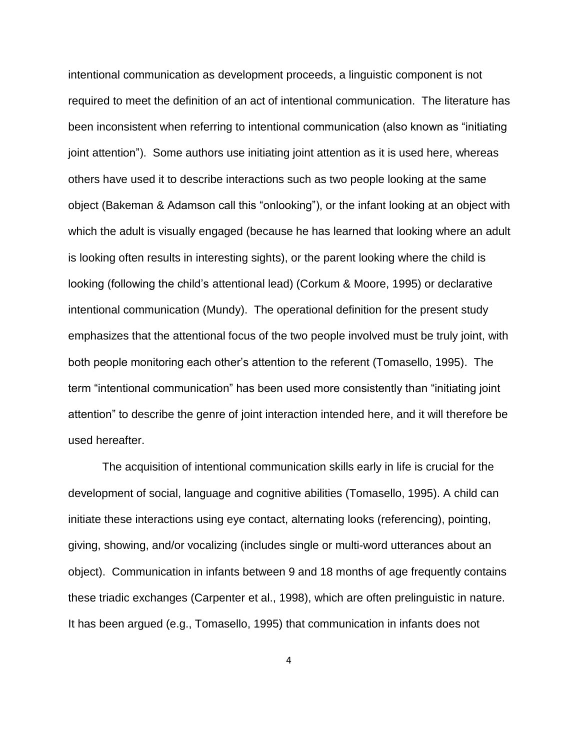intentional communication as development proceeds, a linguistic component is not required to meet the definition of an act of intentional communication. The literature has been inconsistent when referring to intentional communication (also known as "initiating joint attention"). Some authors use initiating joint attention as it is used here, whereas others have used it to describe interactions such as two people looking at the same object (Bakeman & Adamson call this "onlooking"), or the infant looking at an object with which the adult is visually engaged (because he has learned that looking where an adult is looking often results in interesting sights), or the parent looking where the child is looking (following the child's attentional lead) (Corkum & Moore, 1995) or declarative intentional communication (Mundy). The operational definition for the present study emphasizes that the attentional focus of the two people involved must be truly joint, with both people monitoring each other's attention to the referent (Tomasello, 1995). The term "intentional communication" has been used more consistently than "initiating joint attention" to describe the genre of joint interaction intended here, and it will therefore be used hereafter.

The acquisition of intentional communication skills early in life is crucial for the development of social, language and cognitive abilities (Tomasello, 1995). A child can initiate these interactions using eye contact, alternating looks (referencing), pointing, giving, showing, and/or vocalizing (includes single or multi-word utterances about an object). Communication in infants between 9 and 18 months of age frequently contains these triadic exchanges (Carpenter et al., 1998), which are often prelinguistic in nature. It has been argued (e.g., Tomasello, 1995) that communication in infants does not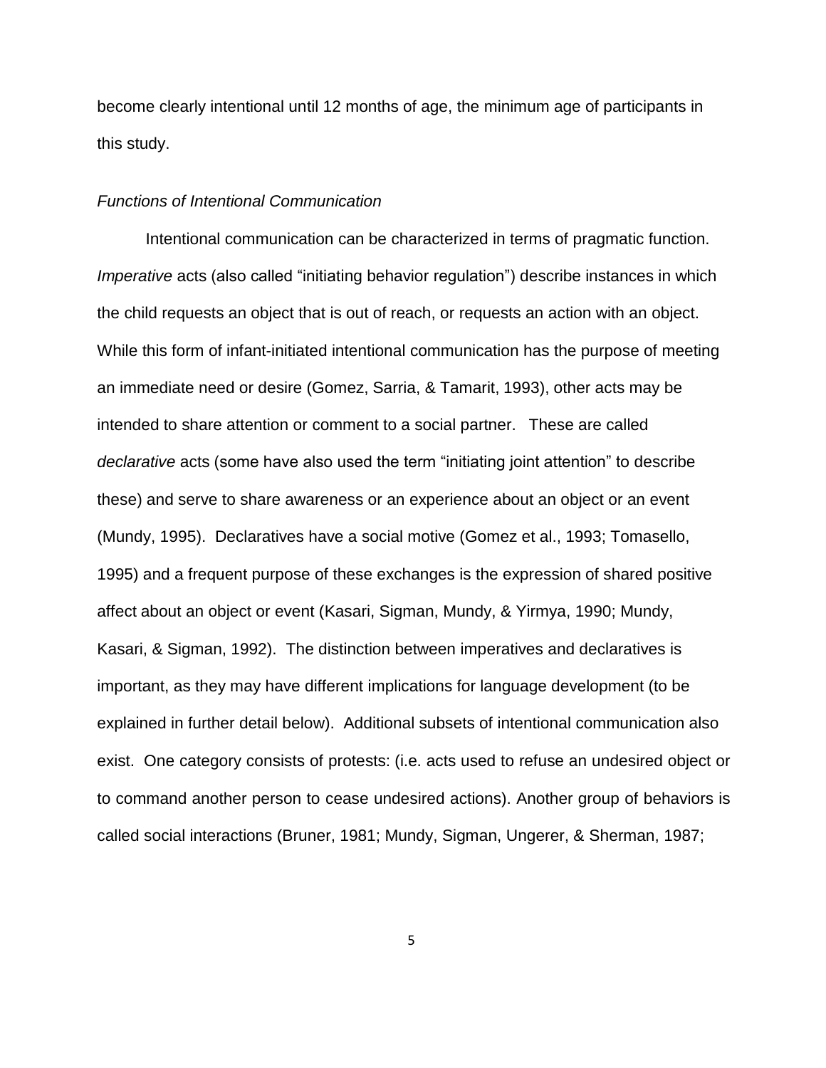become clearly intentional until 12 months of age, the minimum age of participants in this study.

### *Functions of Intentional Communication*

Intentional communication can be characterized in terms of pragmatic function. *Imperative* acts (also called "initiating behavior regulation") describe instances in which the child requests an object that is out of reach, or requests an action with an object. While this form of infant-initiated intentional communication has the purpose of meeting an immediate need or desire (Gomez, Sarria, & Tamarit, 1993), other acts may be intended to share attention or comment to a social partner. These are called *declarative* acts (some have also used the term "initiating joint attention" to describe these) and serve to share awareness or an experience about an object or an event (Mundy, 1995). Declaratives have a social motive (Gomez et al., 1993; Tomasello, 1995) and a frequent purpose of these exchanges is the expression of shared positive affect about an object or event (Kasari, Sigman, Mundy, & Yirmya, 1990; Mundy, Kasari, & Sigman, 1992). The distinction between imperatives and declaratives is important, as they may have different implications for language development (to be explained in further detail below). Additional subsets of intentional communication also exist. One category consists of protests: (i.e. acts used to refuse an undesired object or to command another person to cease undesired actions). Another group of behaviors is called social interactions (Bruner, 1981; Mundy, Sigman, Ungerer, & Sherman, 1987;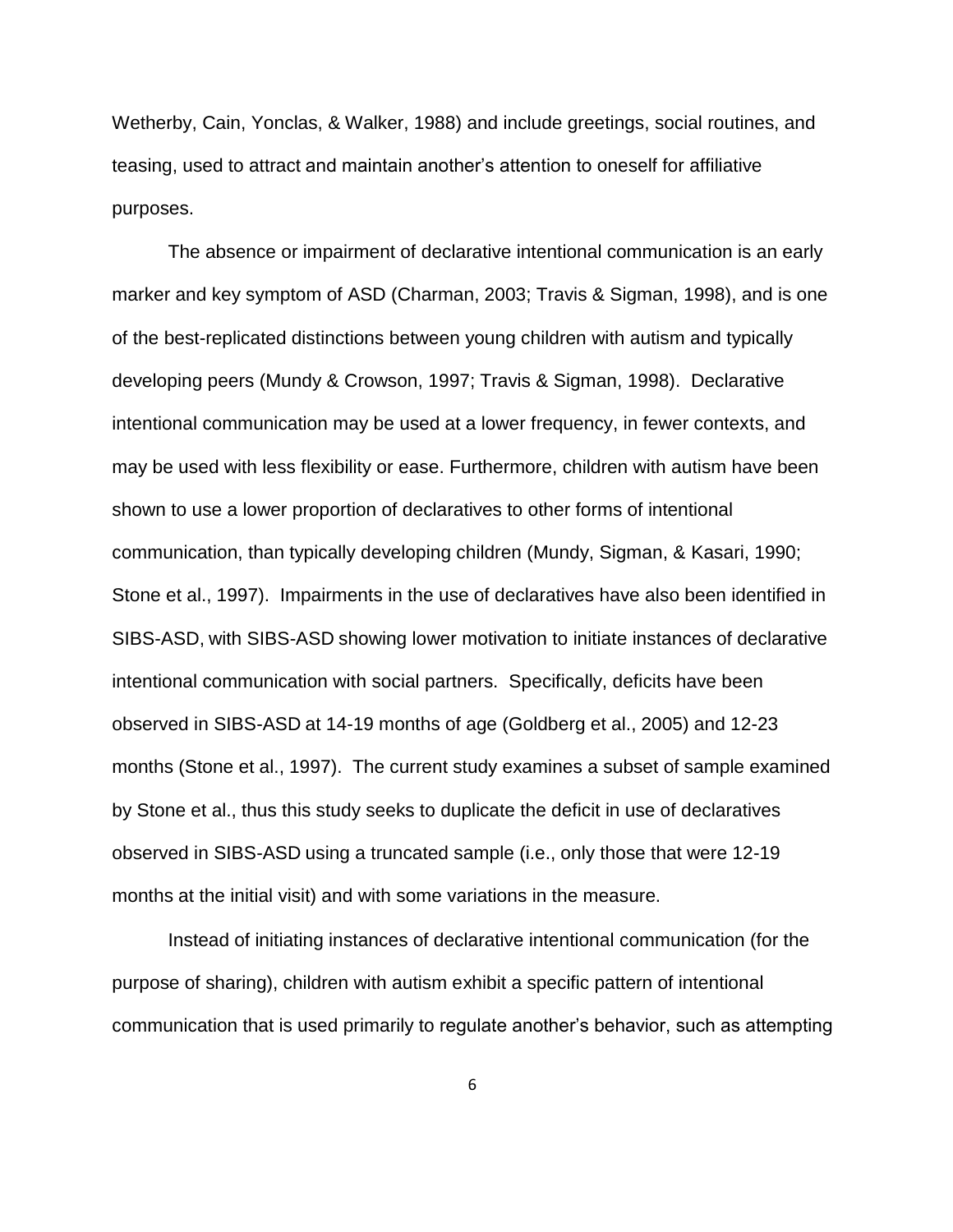Wetherby, Cain, Yonclas, & Walker, 1988) and include greetings, social routines, and teasing, used to attract and maintain another's attention to oneself for affiliative purposes.

The absence or impairment of declarative intentional communication is an early marker and key symptom of ASD (Charman, 2003; Travis & Sigman, 1998), and is one of the best-replicated distinctions between young children with autism and typically developing peers (Mundy & Crowson, 1997; Travis & Sigman, 1998). Declarative intentional communication may be used at a lower frequency, in fewer contexts, and may be used with less flexibility or ease. Furthermore, children with autism have been shown to use a lower proportion of declaratives to other forms of intentional communication, than typically developing children (Mundy, Sigman, & Kasari, 1990; Stone et al., 1997). Impairments in the use of declaratives have also been identified in SIBS-ASD, with SIBS-ASD showing lower motivation to initiate instances of declarative intentional communication with social partners. Specifically, deficits have been observed in SIBS-ASD at 14-19 months of age (Goldberg et al., 2005) and 12-23 months (Stone et al., 1997). The current study examines a subset of sample examined by Stone et al., thus this study seeks to duplicate the deficit in use of declaratives observed in SIBS-ASD using a truncated sample (i.e., only those that were 12-19 months at the initial visit) and with some variations in the measure.

Instead of initiating instances of declarative intentional communication (for the purpose of sharing), children with autism exhibit a specific pattern of intentional communication that is used primarily to regulate another's behavior, such as attempting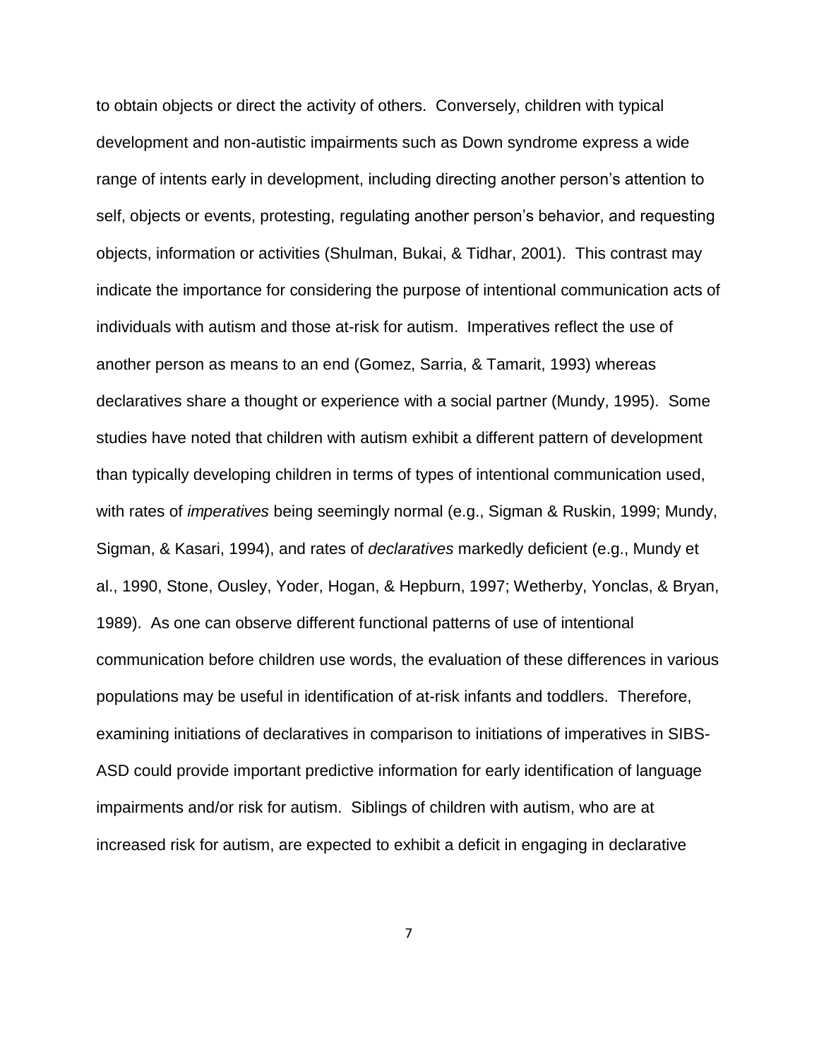to obtain objects or direct the activity of others. Conversely, children with typical development and non-autistic impairments such as Down syndrome express a wide range of intents early in development, including directing another person's attention to self, objects or events, protesting, regulating another person's behavior, and requesting objects, information or activities (Shulman, Bukai, & Tidhar, 2001). This contrast may indicate the importance for considering the purpose of intentional communication acts of individuals with autism and those at-risk for autism. Imperatives reflect the use of another person as means to an end (Gomez, Sarria, & Tamarit, 1993) whereas declaratives share a thought or experience with a social partner (Mundy, 1995). Some studies have noted that children with autism exhibit a different pattern of development than typically developing children in terms of types of intentional communication used, with rates of *imperatives* being seemingly normal (e.g., Sigman & Ruskin, 1999; Mundy, Sigman, & Kasari, 1994), and rates of *declaratives* markedly deficient (e.g., Mundy et al., 1990, Stone, Ousley, Yoder, Hogan, & Hepburn, 1997; Wetherby, Yonclas, & Bryan, 1989). As one can observe different functional patterns of use of intentional communication before children use words, the evaluation of these differences in various populations may be useful in identification of at-risk infants and toddlers. Therefore, examining initiations of declaratives in comparison to initiations of imperatives in SIBS-ASD could provide important predictive information for early identification of language impairments and/or risk for autism. Siblings of children with autism, who are at increased risk for autism, are expected to exhibit a deficit in engaging in declarative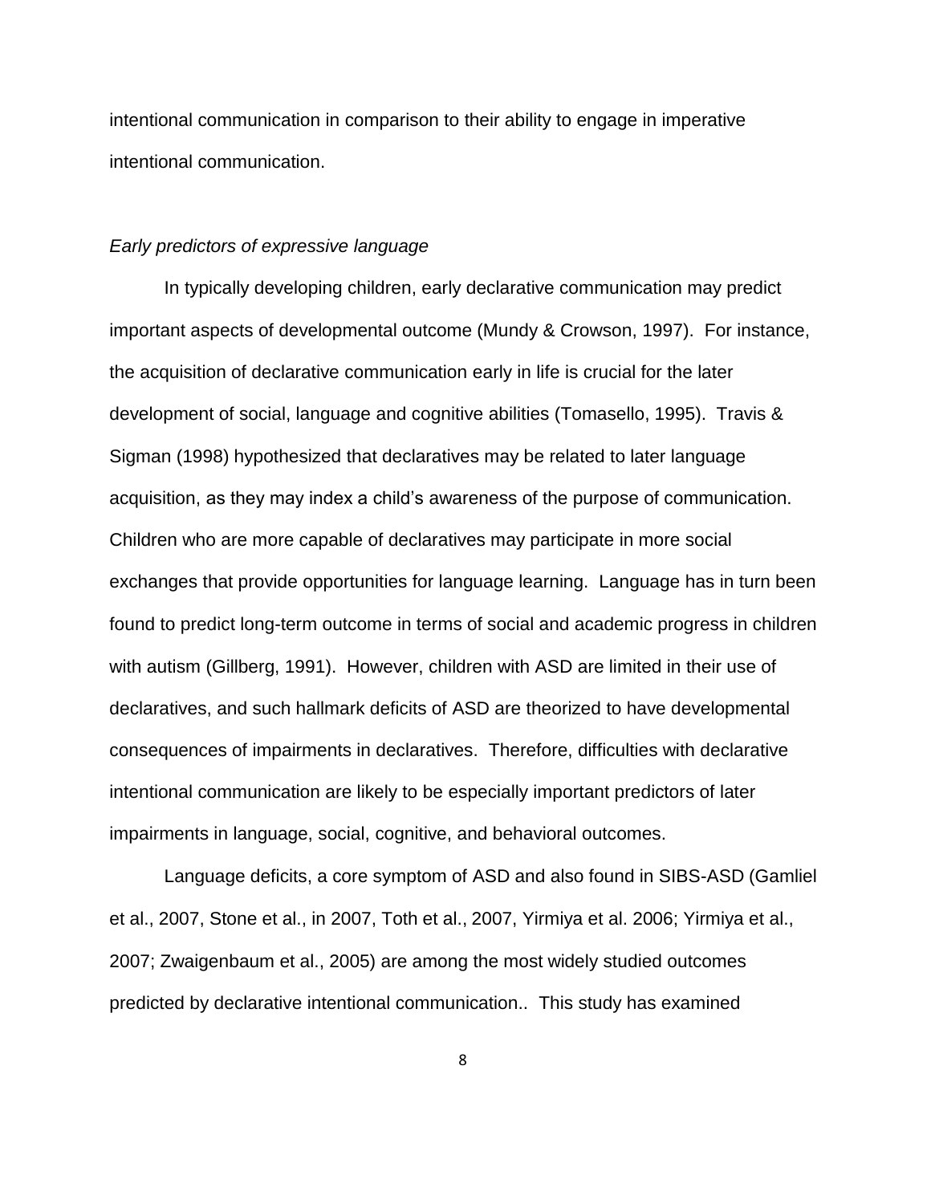intentional communication in comparison to their ability to engage in imperative intentional communication.

*Early predictors of expressive language*

In typically developing children, early declarative communication may predict important aspects of developmental outcome (Mundy & Crowson, 1997). For instance, the acquisition of declarative communication early in life is crucial for the later development of social, language and cognitive abilities (Tomasello, 1995). Travis & Sigman (1998) hypothesized that declaratives may be related to later language acquisition, as they may index a child's awareness of the purpose of communication. Children who are more capable of declaratives may participate in more social exchanges that provide opportunities for language learning. Language has in turn been found to predict long-term outcome in terms of social and academic progress in children with autism (Gillberg, 1991). However, children with ASD are limited in their use of declaratives, and such hallmark deficits of ASD are theorized to have developmental consequences of impairments in declaratives. Therefore, difficulties with declarative intentional communication are likely to be especially important predictors of later impairments in language, social, cognitive, and behavioral outcomes.

Language deficits, a core symptom of ASD and also found in SIBS-ASD (Gamliel et al., 2007, Stone et al., in 2007, Toth et al., 2007, Yirmiya et al. 2006; Yirmiya et al., 2007; Zwaigenbaum et al., 2005) are among the most widely studied outcomes predicted by declarative intentional communication.. This study has examined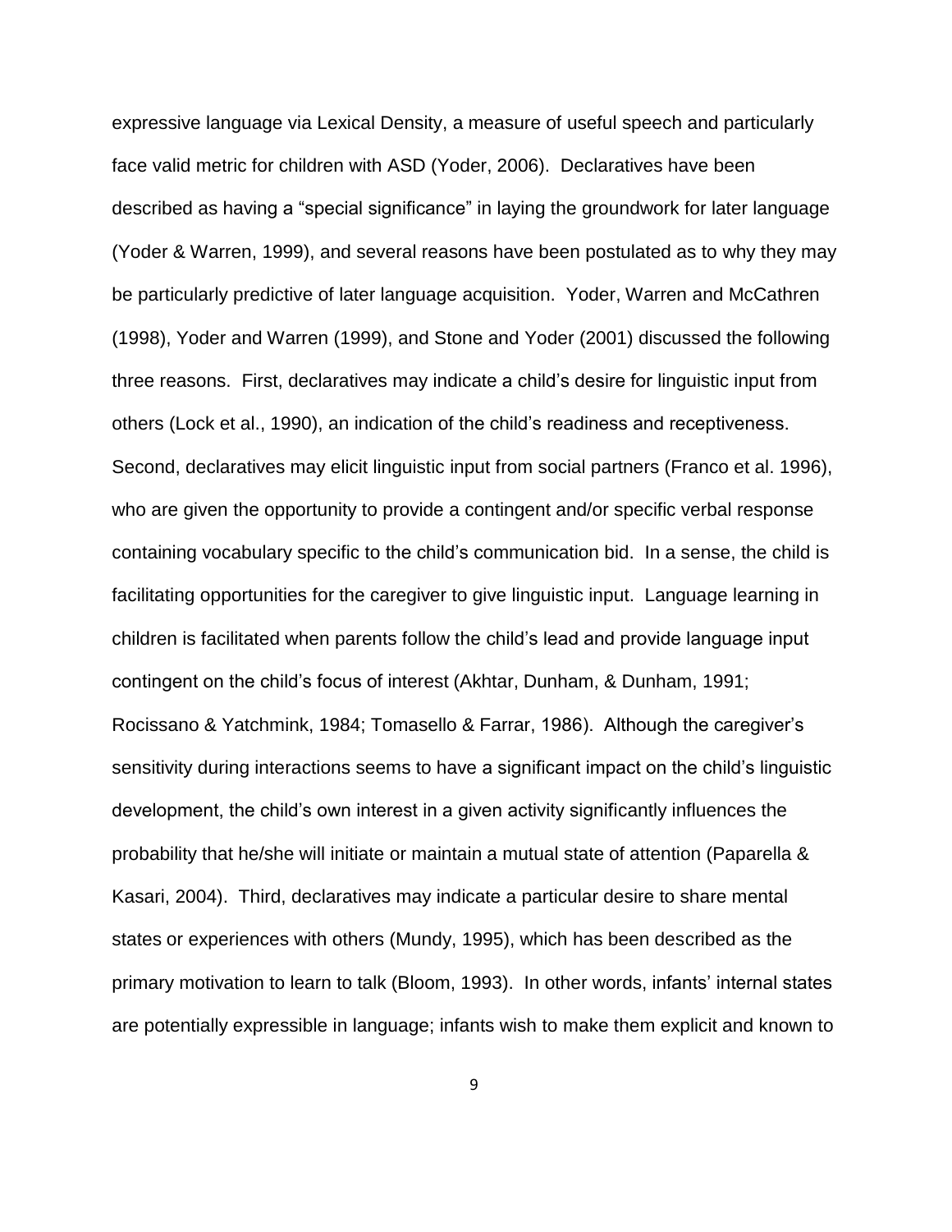expressive language via Lexical Density, a measure of useful speech and particularly face valid metric for children with ASD (Yoder, 2006). Declaratives have been described as having a "special significance" in laying the groundwork for later language (Yoder & Warren, 1999), and several reasons have been postulated as to why they may be particularly predictive of later language acquisition. Yoder, Warren and McCathren (1998), Yoder and Warren (1999), and Stone and Yoder (2001) discussed the following three reasons. First, declaratives may indicate a child's desire for linguistic input from others (Lock et al., 1990), an indication of the child's readiness and receptiveness. Second, declaratives may elicit linguistic input from social partners (Franco et al. 1996), who are given the opportunity to provide a contingent and/or specific verbal response containing vocabulary specific to the child's communication bid. In a sense, the child is facilitating opportunities for the caregiver to give linguistic input. Language learning in children is facilitated when parents follow the child's lead and provide language input contingent on the child's focus of interest (Akhtar, Dunham, & Dunham, 1991; Rocissano & Yatchmink, 1984; Tomasello & Farrar, 1986). Although the caregiver's sensitivity during interactions seems to have a significant impact on the child's linguistic development, the child's own interest in a given activity significantly influences the probability that he/she will initiate or maintain a mutual state of attention (Paparella & Kasari, 2004). Third, declaratives may indicate a particular desire to share mental states or experiences with others (Mundy, 1995), which has been described as the primary motivation to learn to talk (Bloom, 1993). In other words, infants' internal states are potentially expressible in language; infants wish to make them explicit and known to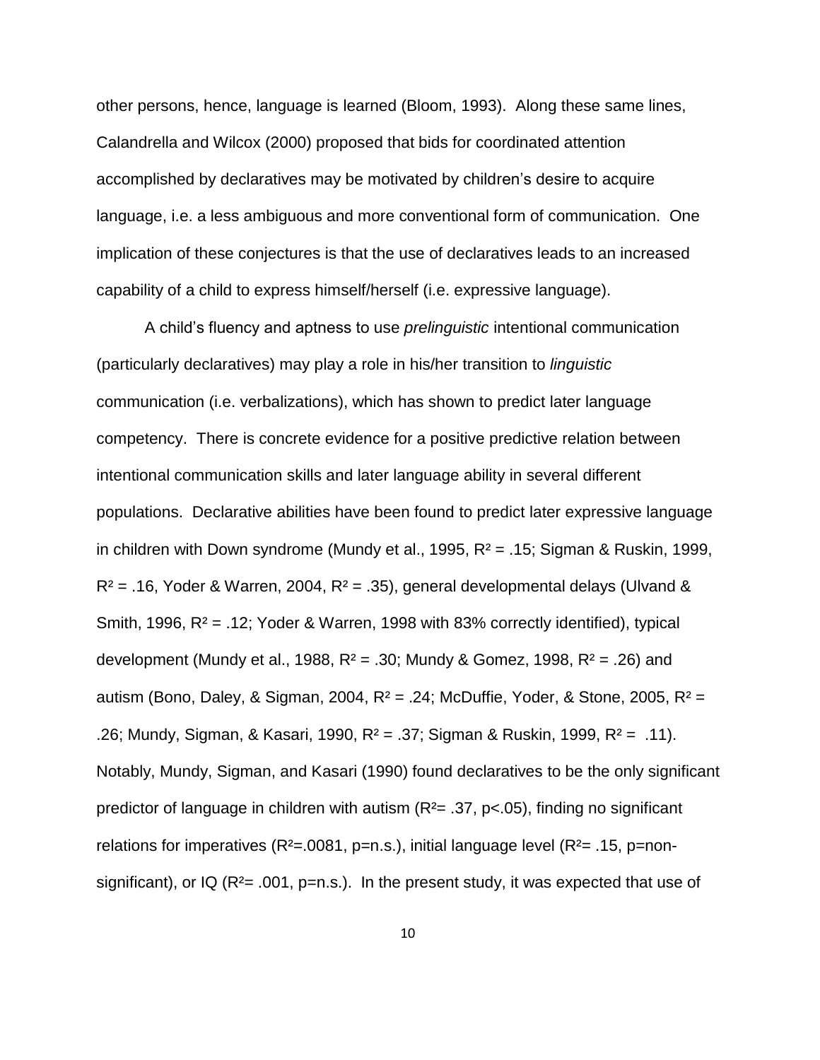other persons, hence, language is learned (Bloom, 1993). Along these same lines, Calandrella and Wilcox (2000) proposed that bids for coordinated attention accomplished by declaratives may be motivated by children's desire to acquire language, i.e. a less ambiguous and more conventional form of communication. One implication of these conjectures is that the use of declaratives leads to an increased capability of a child to express himself/herself (i.e. expressive language).

A child's fluency and aptness to use *prelinguistic* intentional communication (particularly declaratives) may play a role in his/her transition to *linguistic* communication (i.e. verbalizations), which has shown to predict later language competency. There is concrete evidence for a positive predictive relation between intentional communication skills and later language ability in several different populations. Declarative abilities have been found to predict later expressive language in children with Down syndrome (Mundy et al., 1995, $R^2$ = .15; Sigman & Ruskin, 1999, $R^2$ = .16, Yoder & Warren, 2004, $R^2$ = .35), general developmental delays (Ulvand & Smith, 1996, $R^2$ = .12; Yoder & Warren, 1998 with 83% correctly identified), typical development (Mundy et al., 1988, $R^2$ = .30; Mundy & Gomez, 1998, $R^2$ = .26) and autism (Bono, Daley, & Sigman, 2004, $R^2$ = .24; McDuffie, Yoder, & Stone, 2005, $R^2$ = .26; Mundy, Sigman, & Kasari, 1990, $R^2$ = .37; Sigman & Ruskin, 1999, $R^2$ = .11). Notably, Mundy, Sigman, and Kasari (1990) found declaratives to be the only significant predictor of language in children with autism ($R^2$= .37, $p<.05$), finding no significant relations for imperatives ($R^2$=.0081, p=n.s.), initial language level ($R^2$= .15, p=non-significant), or IQ ($R^2$= .001, p=n.s.). In the present study, it was expected that use of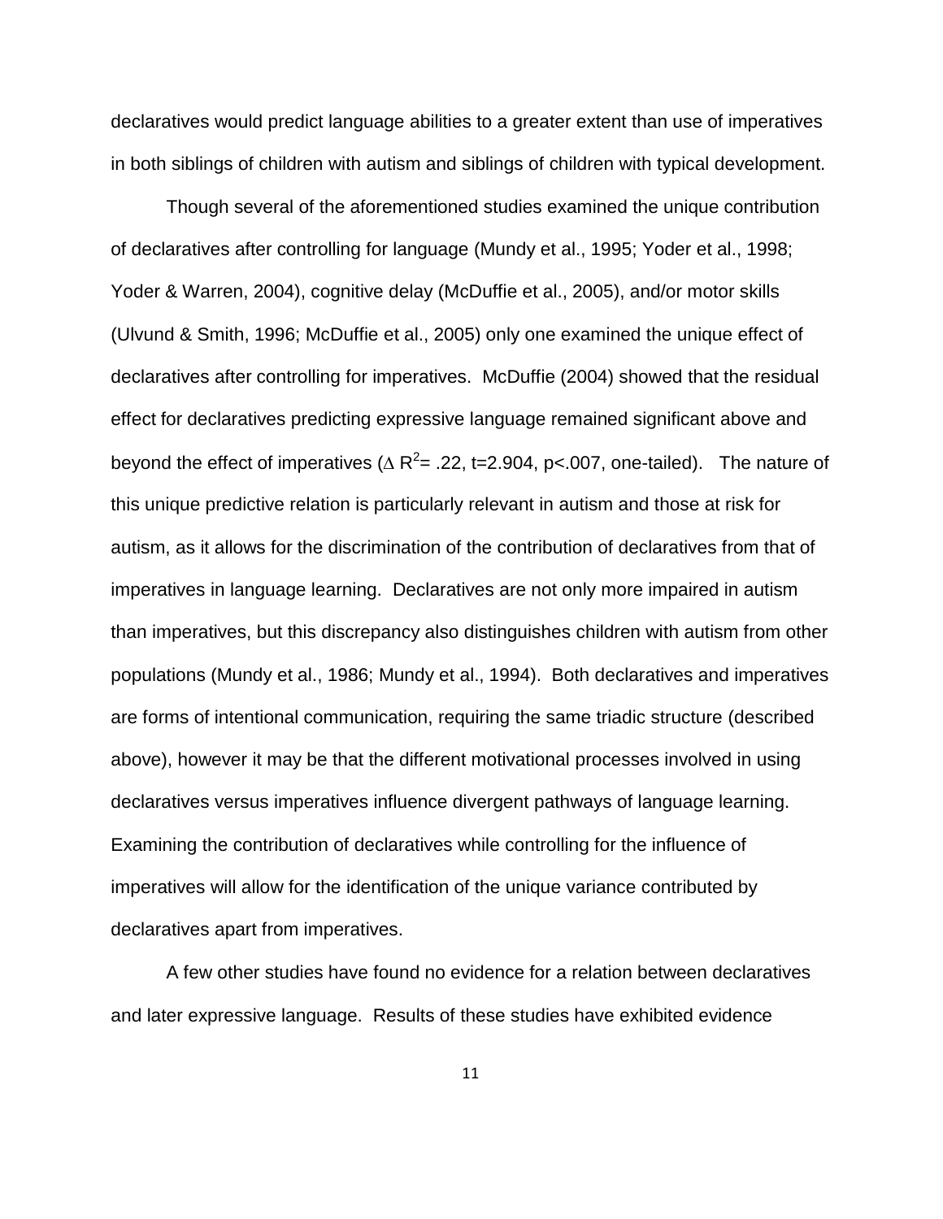declaratives would predict language abilities to a greater extent than use of imperatives in both siblings of children with autism and siblings of children with typical development.

Though several of the aforementioned studies examined the unique contribution of declaratives after controlling for language (Mundy et al., 1995; Yoder et al., 1998; Yoder & Warren, 2004), cognitive delay (McDuffie et al., 2005), and/or motor skills (Ulvund & Smith, 1996; McDuffie et al., 2005) only one examined the unique effect of declaratives after controlling for imperatives. McDuffie (2004) showed that the residual effect for declaratives predicting expressive language remained significant above and beyond the effect of imperatives ($\Delta R^2 = .22$, $t=2.904$, $p<.007$, one-tailed). The nature of this unique predictive relation is particularly relevant in autism and those at risk for autism, as it allows for the discrimination of the contribution of declaratives from that of imperatives in language learning. Declaratives are not only more impaired in autism than imperatives, but this discrepancy also distinguishes children with autism from other populations (Mundy et al., 1986; Mundy et al., 1994). Both declaratives and imperatives are forms of intentional communication, requiring the same triadic structure (described above), however it may be that the different motivational processes involved in using declaratives versus imperatives influence divergent pathways of language learning. Examining the contribution of declaratives while controlling for the influence of imperatives will allow for the identification of the unique variance contributed by declaratives apart from imperatives.

A few other studies have found no evidence for a relation between declaratives and later expressive language. Results of these studies have exhibited evidence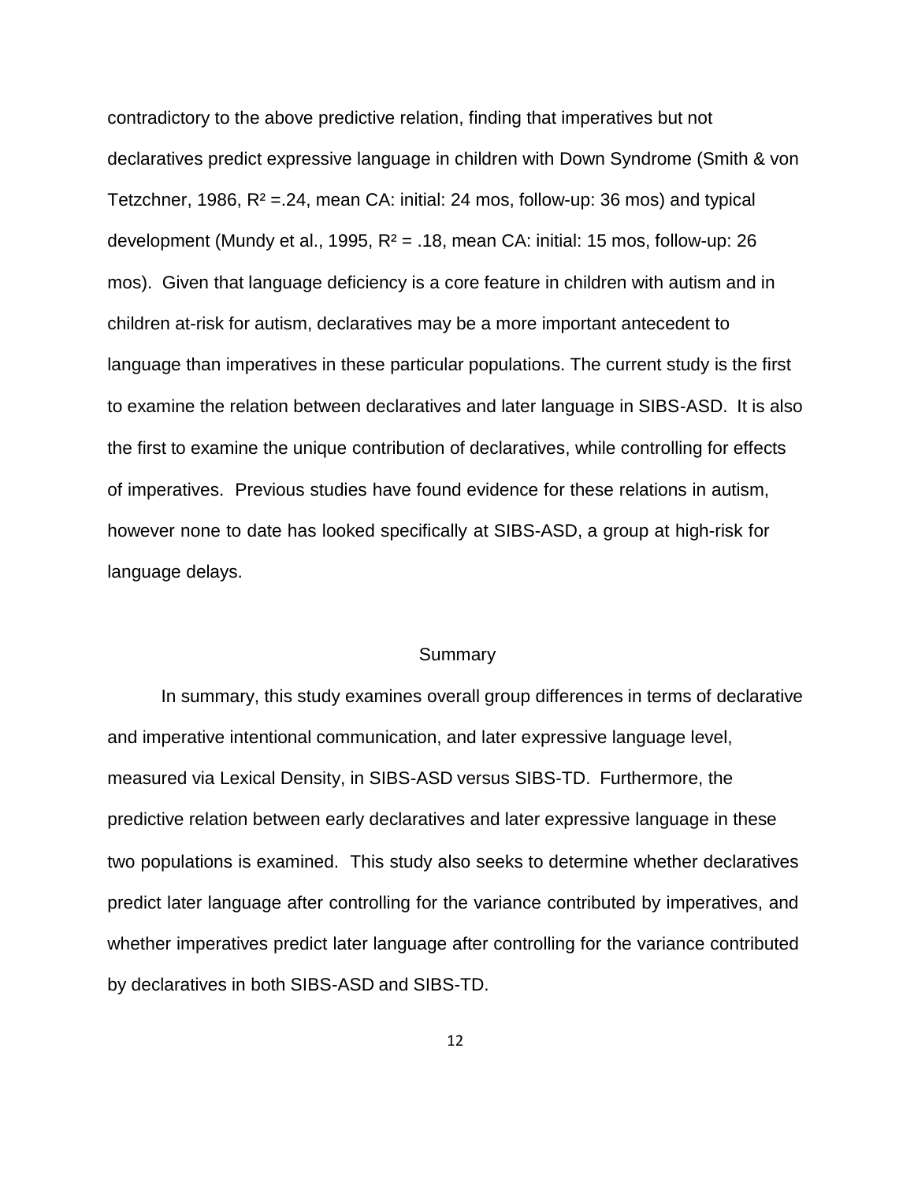contradictory to the above predictive relation, finding that imperatives but not declaratives predict expressive language in children with Down Syndrome (Smith & von Tetzchner, 1986, $R^2$ =.24, mean CA: initial: 24 mos, follow-up: 36 mos) and typical development (Mundy et al., 1995, $R^2$ = .18, mean CA: initial: 15 mos, follow-up: 26 mos). Given that language deficiency is a core feature in children with autism and in children at-risk for autism, declaratives may be a more important antecedent to language than imperatives in these particular populations. The current study is the first to examine the relation between declaratives and later language in SIBS-ASD. It is also the first to examine the unique contribution of declaratives, while controlling for effects of imperatives. Previous studies have found evidence for these relations in autism, however none to date has looked specifically at SIBS-ASD, a group at high-risk for language delays.

## Summary

In summary, this study examines overall group differences in terms of declarative and imperative intentional communication, and later expressive language level, measured via Lexical Density, in SIBS-ASD versus SIBS-TD. Furthermore, the predictive relation between early declaratives and later expressive language in these two populations is examined. This study also seeks to determine whether declaratives predict later language after controlling for the variance contributed by imperatives, and whether imperatives predict later language after controlling for the variance contributed by declaratives in both SIBS-ASD and SIBS-TD.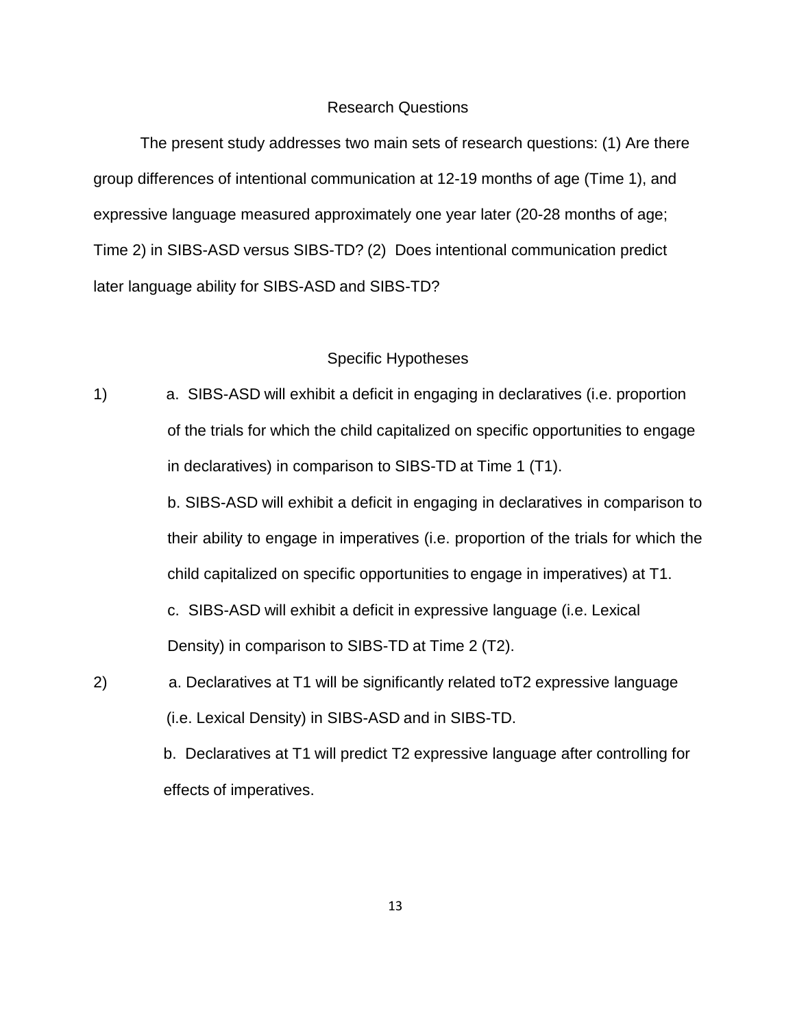## Research Questions

The present study addresses two main sets of research questions: (1) Are there group differences of intentional communication at 12-19 months of age (Time 1), and expressive language measured approximately one year later (20-28 months of age; Time 2) in SIBS-ASD versus SIBS-TD? (2) Does intentional communication predict later language ability for SIBS-ASD and SIBS-TD?

## Specific Hypotheses

1) a. SIBS-ASD will exhibit a deficit in engaging in declaratives (i.e. proportion of the trials for which the child capitalized on specific opportunities to engage in declaratives) in comparison to SIBS-TD at Time 1 (T1).

   b. SIBS-ASD will exhibit a deficit in engaging in declaratives in comparison to their ability to engage in imperatives (i.e. proportion of the trials for which the child capitalized on specific opportunities to engage in imperatives) at T1.

   c. SIBS-ASD will exhibit a deficit in expressive language (i.e. Lexical Density) in comparison to SIBS-TD at Time 2 (T2).

2) a. Declaratives at T1 will be significantly related toT2 expressive language (i.e. Lexical Density) in SIBS-ASD and in SIBS-TD.

   b. Declaratives at T1 will predict T2 expressive language after controlling for effects of imperatives.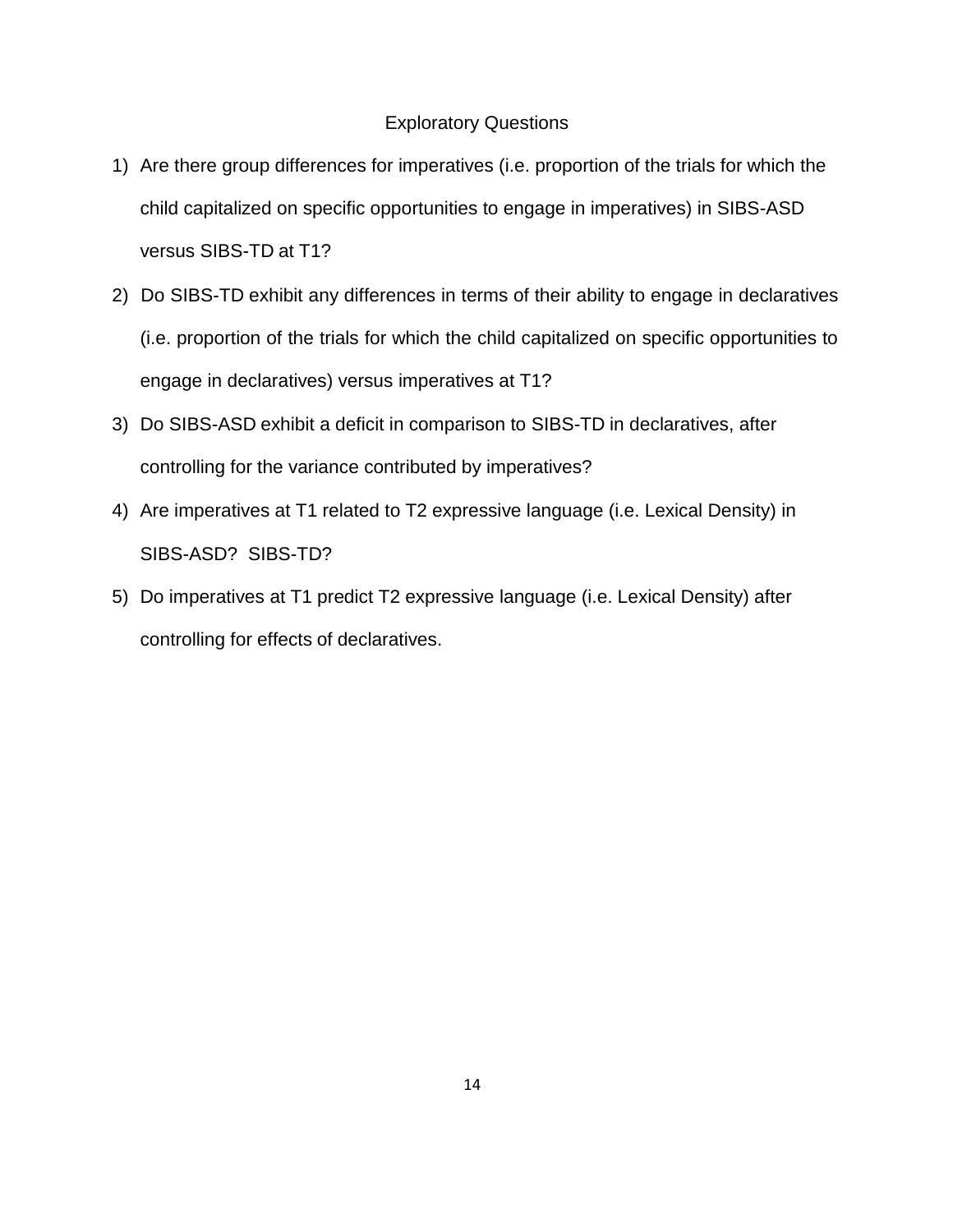## Exploratory Questions

1) Are there group differences for imperatives (i.e. proportion of the trials for which the child capitalized on specific opportunities to engage in imperatives) in SIBS-ASD versus SIBS-TD at T1?
2) Do SIBS-TD exhibit any differences in terms of their ability to engage in declaratives (i.e. proportion of the trials for which the child capitalized on specific opportunities to engage in declaratives) versus imperatives at T1?
3) Do SIBS-ASD exhibit a deficit in comparison to SIBS-TD in declaratives, after controlling for the variance contributed by imperatives?
4) Are imperatives at T1 related to T2 expressive language (i.e. Lexical Density) in SIBS-ASD? SIBS-TD?
5) Do imperatives at T1 predict T2 expressive language (i.e. Lexical Density) after controlling for effects of declaratives.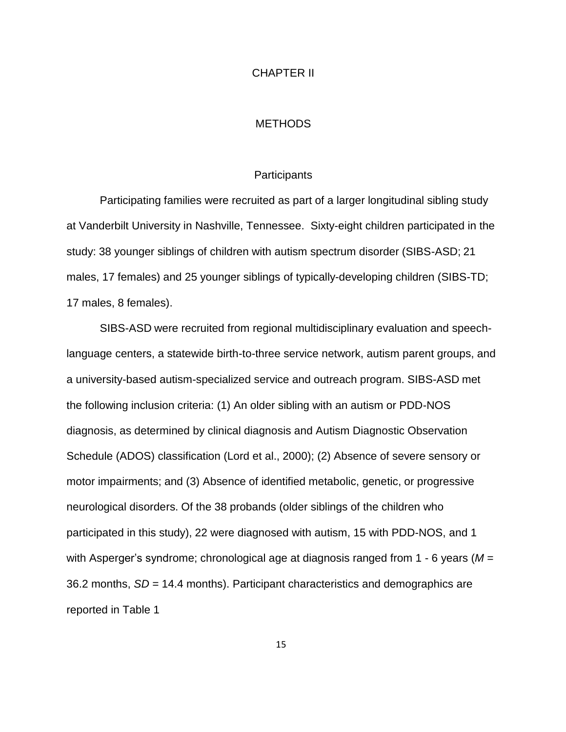# CHAPTER II

# METHODS

## Participants

Participating families were recruited as part of a larger longitudinal sibling study at Vanderbilt University in Nashville, Tennessee. Sixty-eight children participated in the study: 38 younger siblings of children with autism spectrum disorder (SIBS-ASD; 21 males, 17 females) and 25 younger siblings of typically-developing children (SIBS-TD; 17 males, 8 females).

SIBS-ASD were recruited from regional multidisciplinary evaluation and speech-language centers, a statewide birth-to-three service network, autism parent groups, and a university-based autism-specialized service and outreach program. SIBS-ASD met the following inclusion criteria: (1) An older sibling with an autism or PDD-NOS diagnosis, as determined by clinical diagnosis and Autism Diagnostic Observation Schedule (ADOS) classification (Lord et al., 2000); (2) Absence of severe sensory or motor impairments; and (3) Absence of identified metabolic, genetic, or progressive neurological disorders. Of the 38 probands (older siblings of the children who participated in this study), 22 were diagnosed with autism, 15 with PDD-NOS, and 1 with Asperger's syndrome; chronological age at diagnosis ranged from 1 - 6 years ($M$ = 36.2 months, $SD$ = 14.4 months). Participant characteristics and demographics are reported in Table 1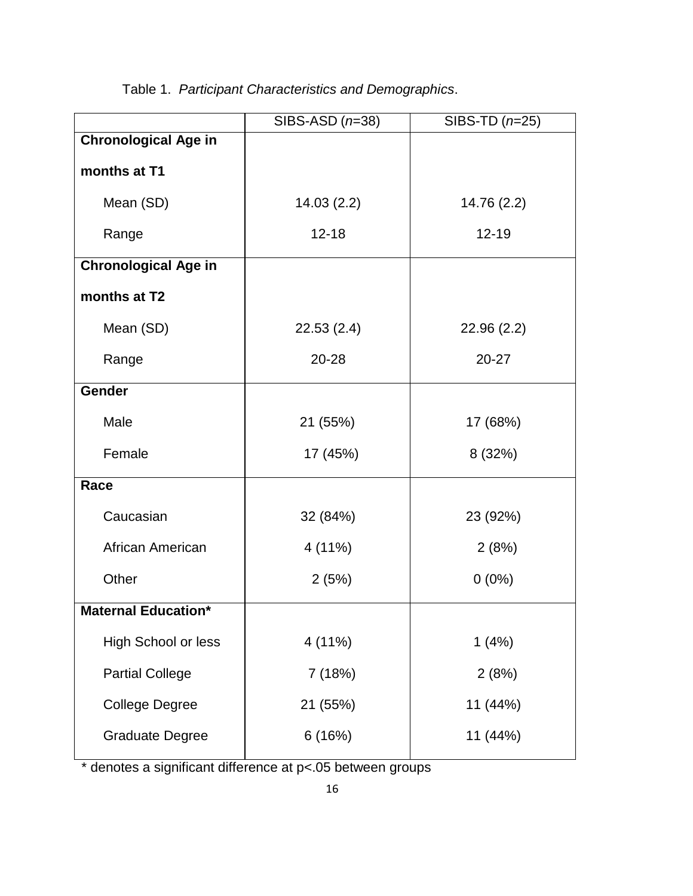Table 1. *Participant Characteristics and Demographics*.

| | SIBS-ASD (*n*=38) | SIBS-TD (*n*=25) |
|---|---|---|
| **Chronological Age in months at T1** | | |
| Mean (SD) | 14.03 (2.2) | 14.76 (2.2) |
| Range | 12-18 | 12-19 |
| **Chronological Age in months at T2** | | |
| Mean (SD) | 22.53 (2.4) | 22.96 (2.2) |
| Range | 20-28 | 20-27 |
| **Gender** | | |
| Male | 21 (55%) | 17 (68%) |
| Female | 17 (45%) | 8 (32%) |
| **Race** | | |
| Caucasian | 32 (84%) | 23 (92%) |
| African American | 4 (11%) | 2 (8%) |
| Other | 2 (5%) | 0 (0%) |
| **Maternal Education*** | | |
| High School or less | 4 (11%) | 1 (4%) |
| Partial College | 7 (18%) | 2 (8%) |
| College Degree | 21 (55%) | 11 (44%) |
| Graduate Degree | 6 (16%) | 11 (44%) |

* denotes a significant difference at $p<.05$ between groups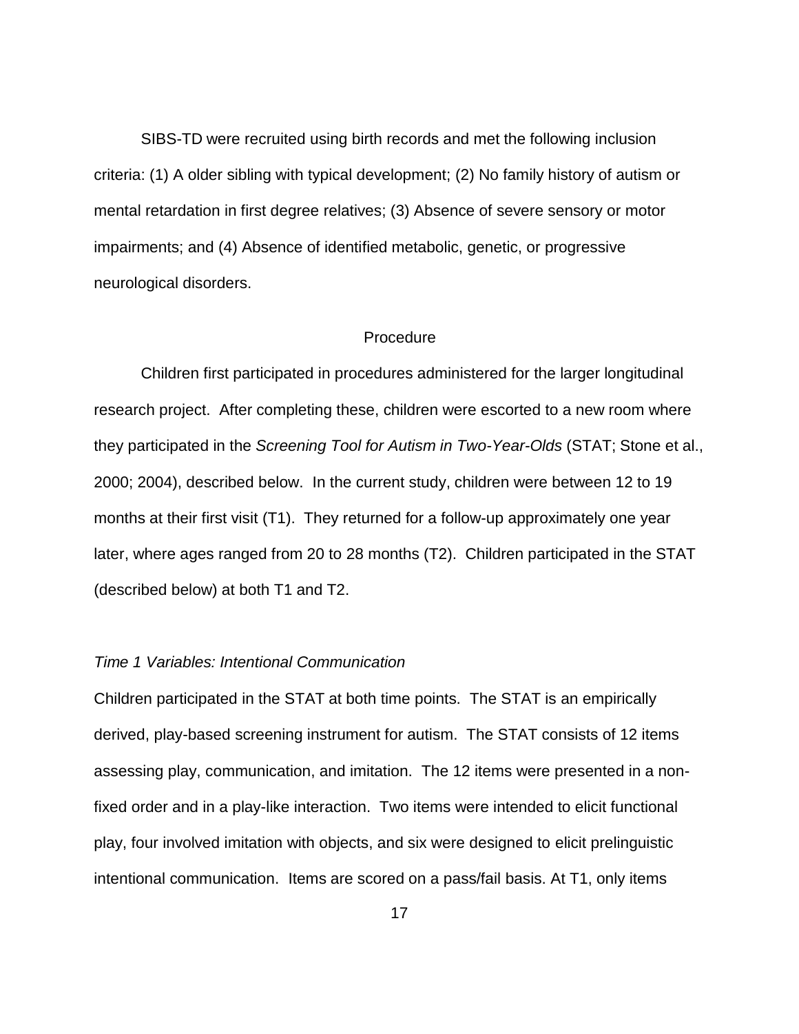SIBS-TD were recruited using birth records and met the following inclusion criteria: (1) A older sibling with typical development; (2) No family history of autism or mental retardation in first degree relatives; (3) Absence of severe sensory or motor impairments; and (4) Absence of identified metabolic, genetic, or progressive neurological disorders.

## Procedure

Children first participated in procedures administered for the larger longitudinal research project. After completing these, children were escorted to a new room where they participated in the *Screening Tool for Autism in Two-Year-Olds* (STAT; Stone et al., 2000; 2004), described below. In the current study, children were between 12 to 19 months at their first visit (T1). They returned for a follow-up approximately one year later, where ages ranged from 20 to 28 months (T2). Children participated in the STAT (described below) at both T1 and T2.

### *Time 1 Variables: Intentional Communication*

Children participated in the STAT at both time points. The STAT is an empirically derived, play-based screening instrument for autism. The STAT consists of 12 items assessing play, communication, and imitation. The 12 items were presented in a non-fixed order and in a play-like interaction. Two items were intended to elicit functional play, four involved imitation with objects, and six were designed to elicit prelinguistic intentional communication. Items are scored on a pass/fail basis. At T1, only items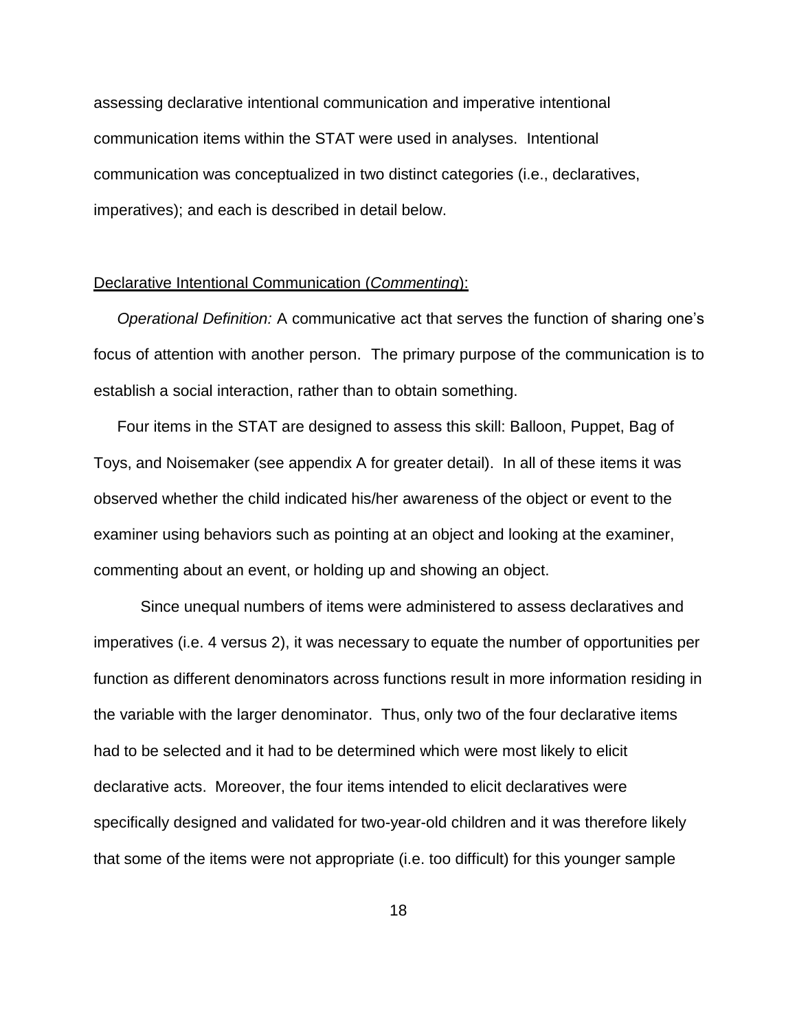assessing declarative intentional communication and imperative intentional communication items within the STAT were used in analyses. Intentional communication was conceptualized in two distinct categories (i.e., declaratives, imperatives); and each is described in detail below.

Declarative Intentional Communication (*Commenting*):

*Operational Definition:* A communicative act that serves the function of sharing one's focus of attention with another person. The primary purpose of the communication is to establish a social interaction, rather than to obtain something.

Four items in the STAT are designed to assess this skill: Balloon, Puppet, Bag of Toys, and Noisemaker (see appendix A for greater detail). In all of these items it was observed whether the child indicated his/her awareness of the object or event to the examiner using behaviors such as pointing at an object and looking at the examiner, commenting about an event, or holding up and showing an object.

Since unequal numbers of items were administered to assess declaratives and imperatives (i.e. 4 versus 2), it was necessary to equate the number of opportunities per function as different denominators across functions result in more information residing in the variable with the larger denominator. Thus, only two of the four declarative items had to be selected and it had to be determined which were most likely to elicit declarative acts. Moreover, the four items intended to elicit declaratives were specifically designed and validated for two-year-old children and it was therefore likely that some of the items were not appropriate (i.e. too difficult) for this younger sample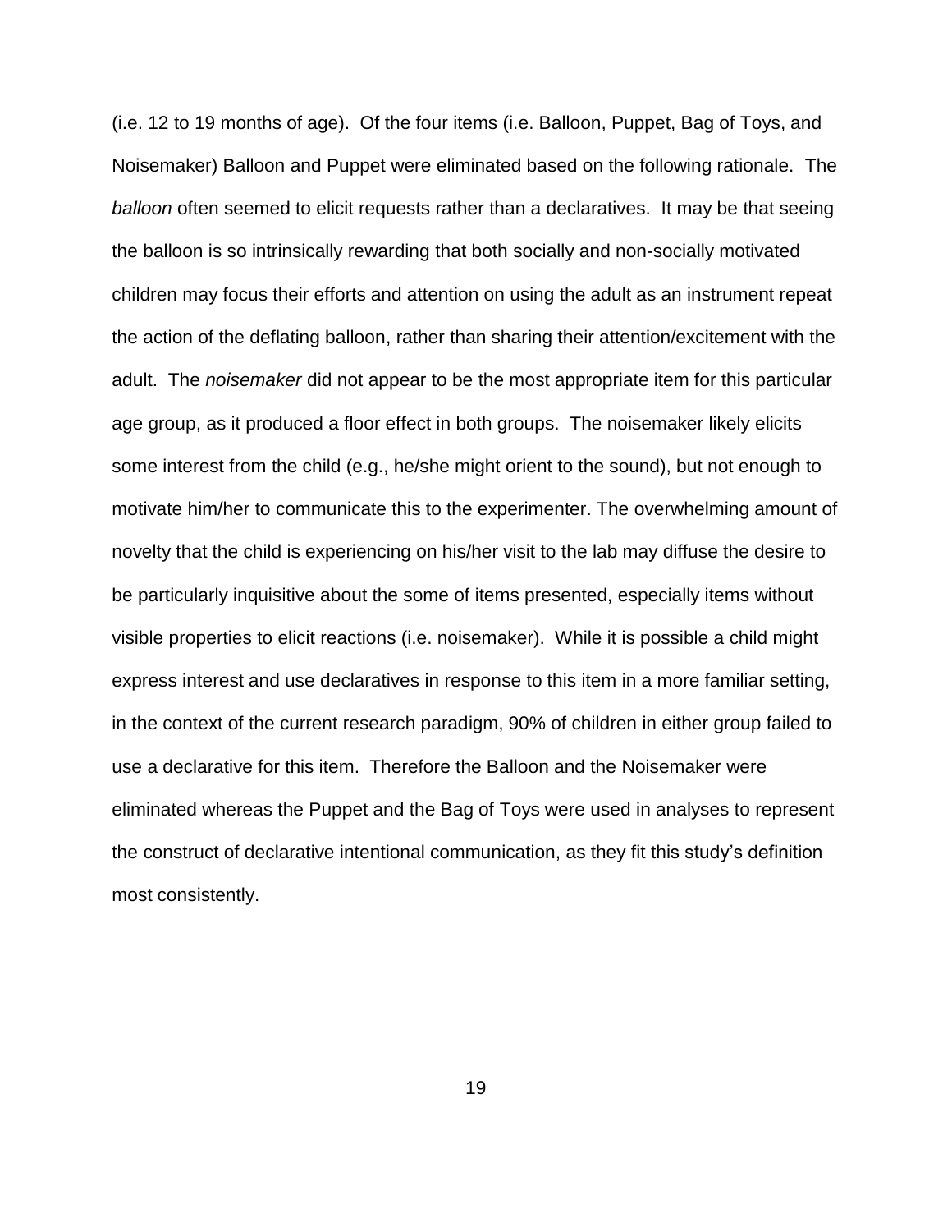(i.e. 12 to 19 months of age). Of the four items (i.e. Balloon, Puppet, Bag of Toys, and Noisemaker) Balloon and Puppet were eliminated based on the following rationale. The *balloon* often seemed to elicit requests rather than a declaratives. It may be that seeing the balloon is so intrinsically rewarding that both socially and non-socially motivated children may focus their efforts and attention on using the adult as an instrument repeat the action of the deflating balloon, rather than sharing their attention/excitement with the adult. The *noisemaker* did not appear to be the most appropriate item for this particular age group, as it produced a floor effect in both groups. The noisemaker likely elicits some interest from the child (e.g., he/she might orient to the sound), but not enough to motivate him/her to communicate this to the experimenter. The overwhelming amount of novelty that the child is experiencing on his/her visit to the lab may diffuse the desire to be particularly inquisitive about the some of items presented, especially items without visible properties to elicit reactions (i.e. noisemaker). While it is possible a child might express interest and use declaratives in response to this item in a more familiar setting, in the context of the current research paradigm, 90% of children in either group failed to use a declarative for this item. Therefore the Balloon and the Noisemaker were eliminated whereas the Puppet and the Bag of Toys were used in analyses to represent the construct of declarative intentional communication, as they fit this study's definition most consistently.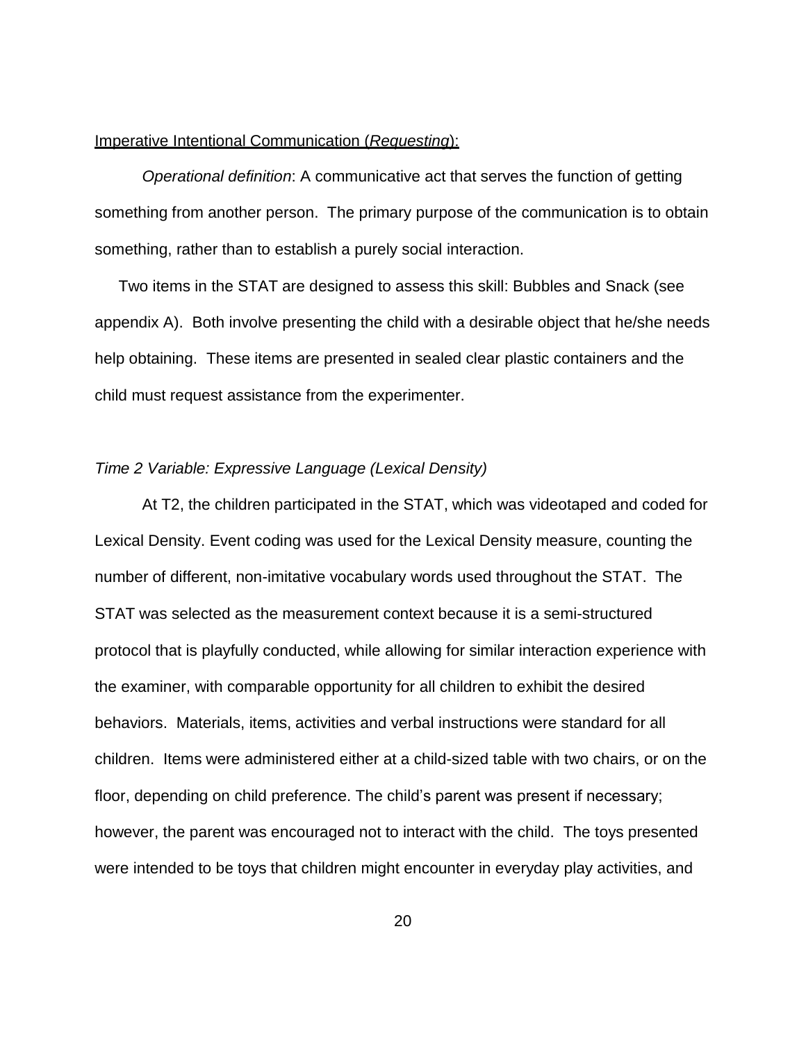Imperative Intentional Communication (*Requesting*):

*Operational definition*: A communicative act that serves the function of getting something from another person. The primary purpose of the communication is to obtain something, rather than to establish a purely social interaction.

Two items in the STAT are designed to assess this skill: Bubbles and Snack (see appendix A). Both involve presenting the child with a desirable object that he/she needs help obtaining. These items are presented in sealed clear plastic containers and the child must request assistance from the experimenter.

*Time 2 Variable: Expressive Language (Lexical Density)*

At T2, the children participated in the STAT, which was videotaped and coded for Lexical Density. Event coding was used for the Lexical Density measure, counting the number of different, non-imitative vocabulary words used throughout the STAT. The STAT was selected as the measurement context because it is a semi-structured protocol that is playfully conducted, while allowing for similar interaction experience with the examiner, with comparable opportunity for all children to exhibit the desired behaviors. Materials, items, activities and verbal instructions were standard for all children. Items were administered either at a child-sized table with two chairs, or on the floor, depending on child preference. The child's parent was present if necessary; however, the parent was encouraged not to interact with the child. The toys presented were intended to be toys that children might encounter in everyday play activities, and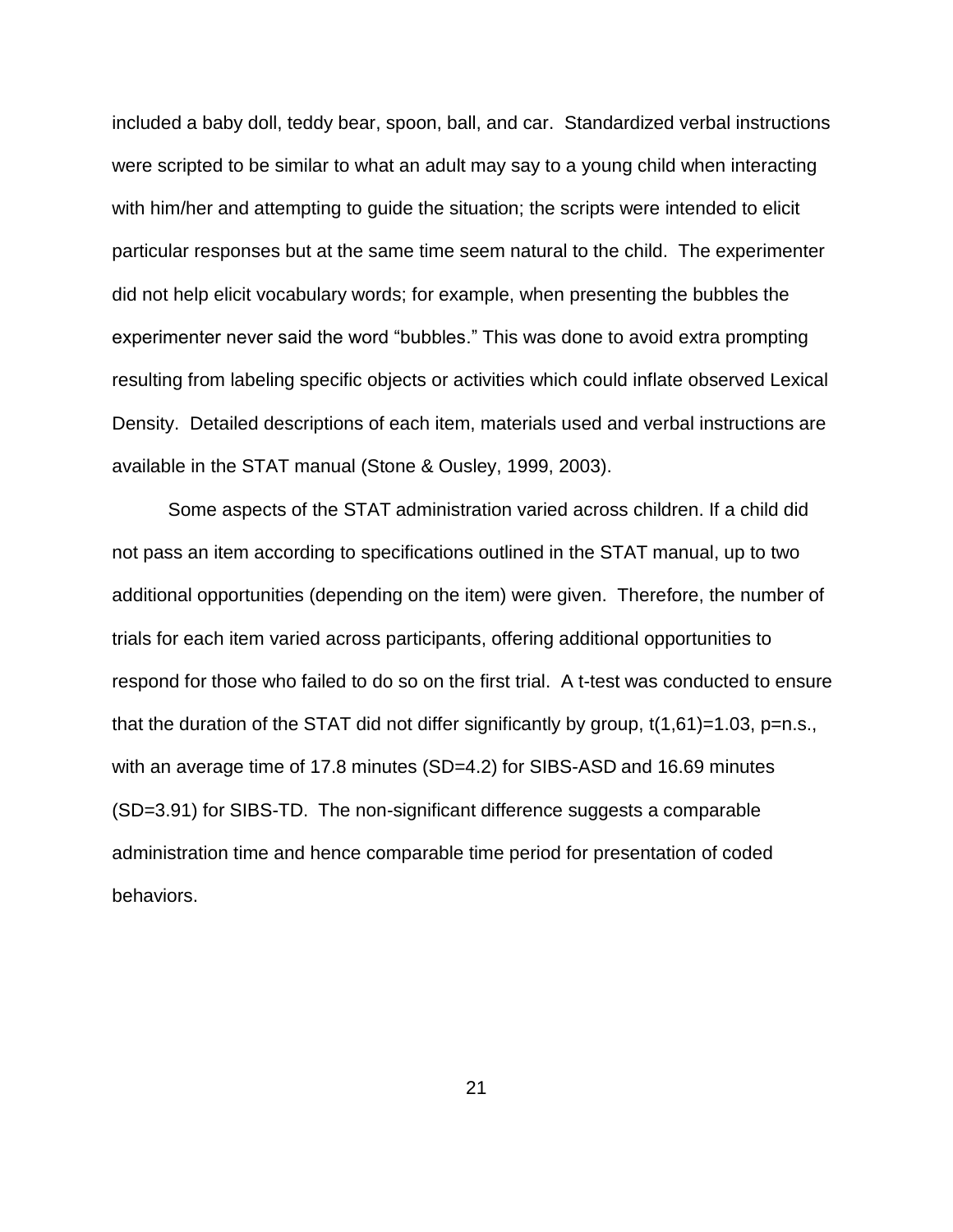included a baby doll, teddy bear, spoon, ball, and car. Standardized verbal instructions were scripted to be similar to what an adult may say to a young child when interacting with him/her and attempting to guide the situation; the scripts were intended to elicit particular responses but at the same time seem natural to the child. The experimenter did not help elicit vocabulary words; for example, when presenting the bubbles the experimenter never said the word "bubbles." This was done to avoid extra prompting resulting from labeling specific objects or activities which could inflate observed Lexical Density. Detailed descriptions of each item, materials used and verbal instructions are available in the STAT manual (Stone & Ousley, 1999, 2003).

Some aspects of the STAT administration varied across children. If a child did not pass an item according to specifications outlined in the STAT manual, up to two additional opportunities (depending on the item) were given. Therefore, the number of trials for each item varied across participants, offering additional opportunities to respond for those who failed to do so on the first trial. A t-test was conducted to ensure that the duration of the STAT did not differ significantly by group, $t(1,61)=1.03$, $p=$n.s., with an average time of 17.8 minutes ($SD=4.2$) for SIBS-ASD and 16.69 minutes ($SD=3.91$) for SIBS-TD. The non-significant difference suggests a comparable administration time and hence comparable time period for presentation of coded behaviors.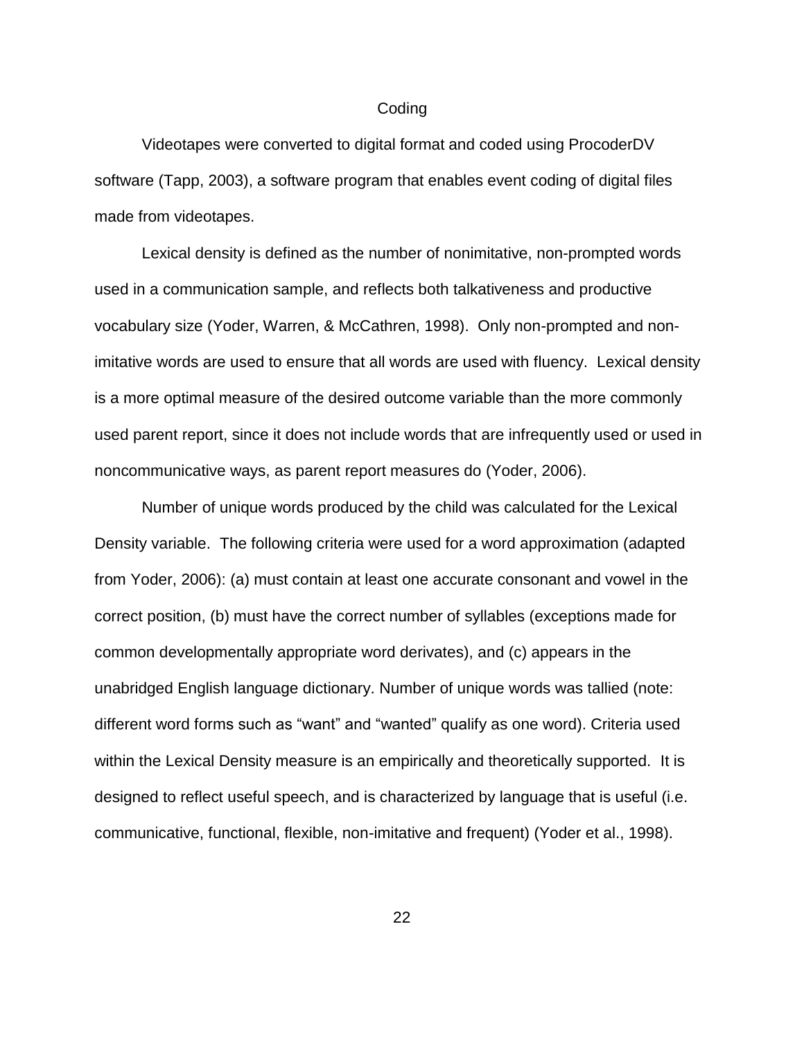## Coding

Videotapes were converted to digital format and coded using ProcoderDV software (Tapp, 2003), a software program that enables event coding of digital files made from videotapes.

Lexical density is defined as the number of nonimitative, non-prompted words used in a communication sample, and reflects both talkativeness and productive vocabulary size (Yoder, Warren, & McCathren, 1998). Only non-prompted and non-imitative words are used to ensure that all words are used with fluency. Lexical density is a more optimal measure of the desired outcome variable than the more commonly used parent report, since it does not include words that are infrequently used or used in noncommunicative ways, as parent report measures do (Yoder, 2006).

Number of unique words produced by the child was calculated for the Lexical Density variable. The following criteria were used for a word approximation (adapted from Yoder, 2006): (a) must contain at least one accurate consonant and vowel in the correct position, (b) must have the correct number of syllables (exceptions made for common developmentally appropriate word derivates), and (c) appears in the unabridged English language dictionary. Number of unique words was tallied (note: different word forms such as "want" and "wanted" qualify as one word). Criteria used within the Lexical Density measure is an empirically and theoretically supported. It is designed to reflect useful speech, and is characterized by language that is useful (i.e. communicative, functional, flexible, non-imitative and frequent) (Yoder et al., 1998).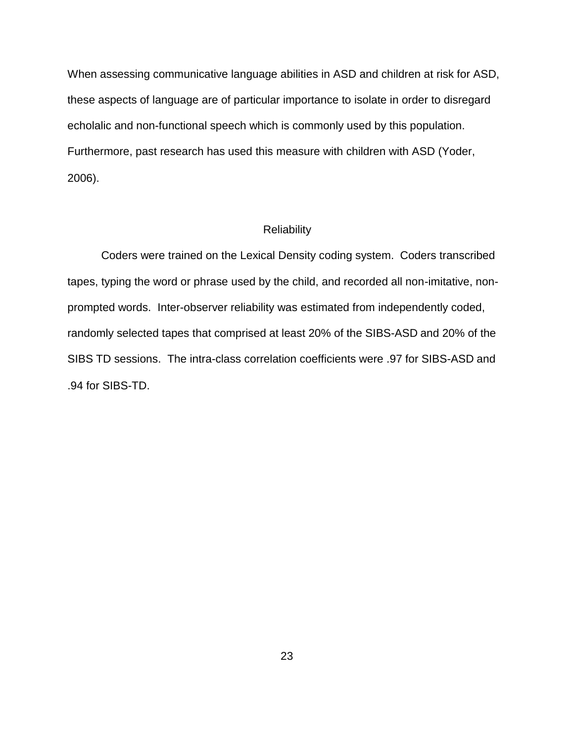When assessing communicative language abilities in ASD and children at risk for ASD, these aspects of language are of particular importance to isolate in order to disregard echolalic and non-functional speech which is commonly used by this population. Furthermore, past research has used this measure with children with ASD (Yoder, 2006).

## Reliability

Coders were trained on the Lexical Density coding system. Coders transcribed tapes, typing the word or phrase used by the child, and recorded all non-imitative, non-prompted words. Inter-observer reliability was estimated from independently coded, randomly selected tapes that comprised at least 20% of the SIBS-ASD and 20% of the SIBS TD sessions. The intra-class correlation coefficients were .97 for SIBS-ASD and .94 for SIBS-TD.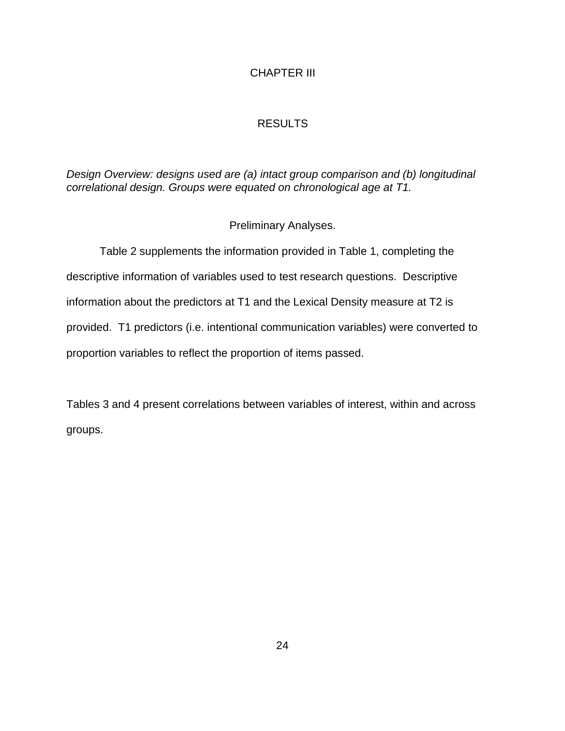# CHAPTER III

# RESULTS

*Design Overview: designs used are (a) intact group comparison and (b) longitudinal correlational design. Groups were equated on chronological age at T1.*

## Preliminary Analyses.

Table 2 supplements the information provided in Table 1, completing the descriptive information of variables used to test research questions. Descriptive information about the predictors at T1 and the Lexical Density measure at T2 is provided. T1 predictors (i.e. intentional communication variables) were converted to proportion variables to reflect the proportion of items passed.

Tables 3 and 4 present correlations between variables of interest, within and across groups.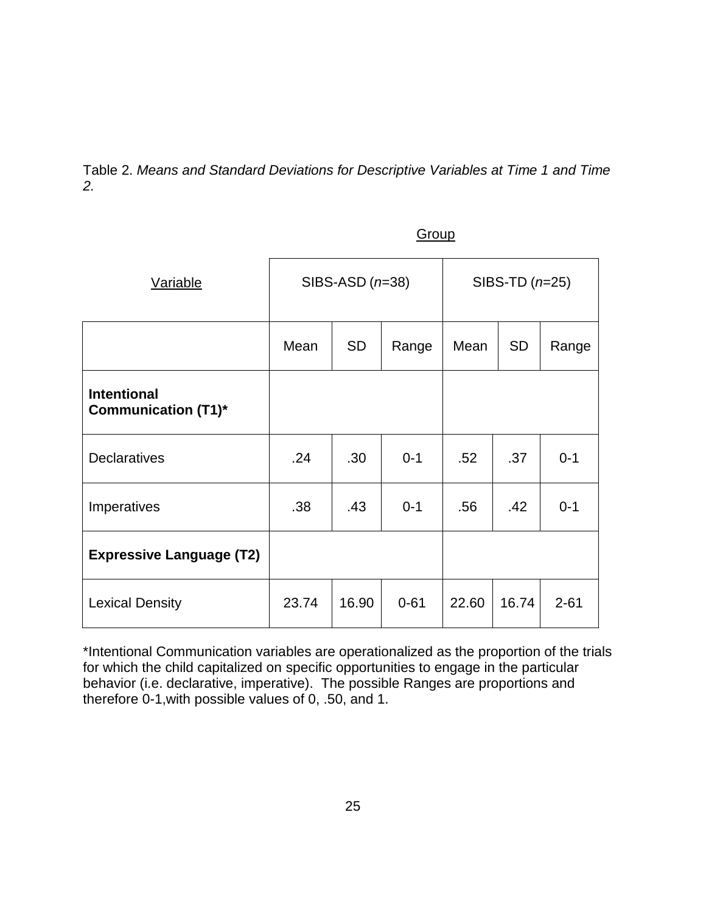Table 2. *Means and Standard Deviations for Descriptive Variables at Time 1 and Time 2.*

| Variable | SIBS-ASD (*n*=38) | | | SIBS-TD (*n*=25) | | |
|---|---|---|---|---|---|---|
| | Mean | SD | Range | Mean | SD | Range |
| **Intentional Communication (T1)*** | | | | | | |
| Declaratives | .24 | .30 | 0-1 | .52 | .37 | 0-1 |
| Imperatives | .38 | .43 | 0-1 | .56 | .42 | 0-1 |
| **Expressive Language (T2)** | | | | | | |
| Lexical Density | 23.74 | 16.90 | 0-61 | 22.60 | 16.74 | 2-61 |

*Intentional Communication variables are operationalized as the proportion of the trials for which the child capitalized on specific opportunities to engage in the particular behavior (i.e. declarative, imperative). The possible Ranges are proportions and therefore 0-1,with possible values of 0, .50, and 1.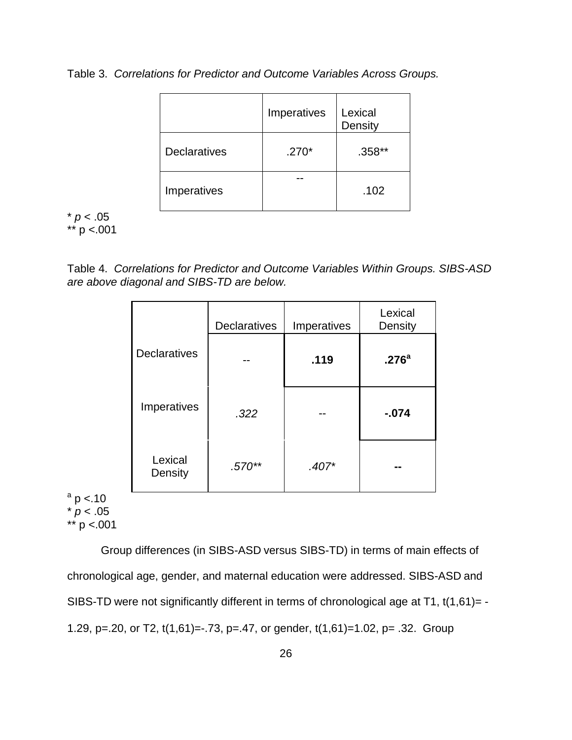Table 3. *Correlations for Predictor and Outcome Variables Across Groups.*

| | Imperatives | Lexical Density |
|---|---|---|
| Declaratives | .270* | .358** |
| Imperatives | -- | .102 |

\* *p* < .05
** p <.001

Table 4. *Correlations for Predictor and Outcome Variables Within Groups. SIBS-ASD are above diagonal and SIBS-TD are below.*

| | Declaratives | Imperatives | Lexical Density |
|---|---|---|---|
| Declaratives | -- | **.119** | **.276**[a] |
| Imperatives | *.322* | -- | **-.074** |
| Lexical Density | *.570*** | *.407** | **--** |

[a] p <.10
\* *p* < .05
** p <.001

Group differences (in SIBS-ASD versus SIBS-TD) in terms of main effects of chronological age, gender, and maternal education were addressed. SIBS-ASD and SIBS-TD were not significantly different in terms of chronological age at T1, $t(1,61) = -1.29$, $p = .20$, or T2, $t(1,61) = -.73$, $p = .47$, or gender, $t(1,61) = 1.02$, $p = .32$. Group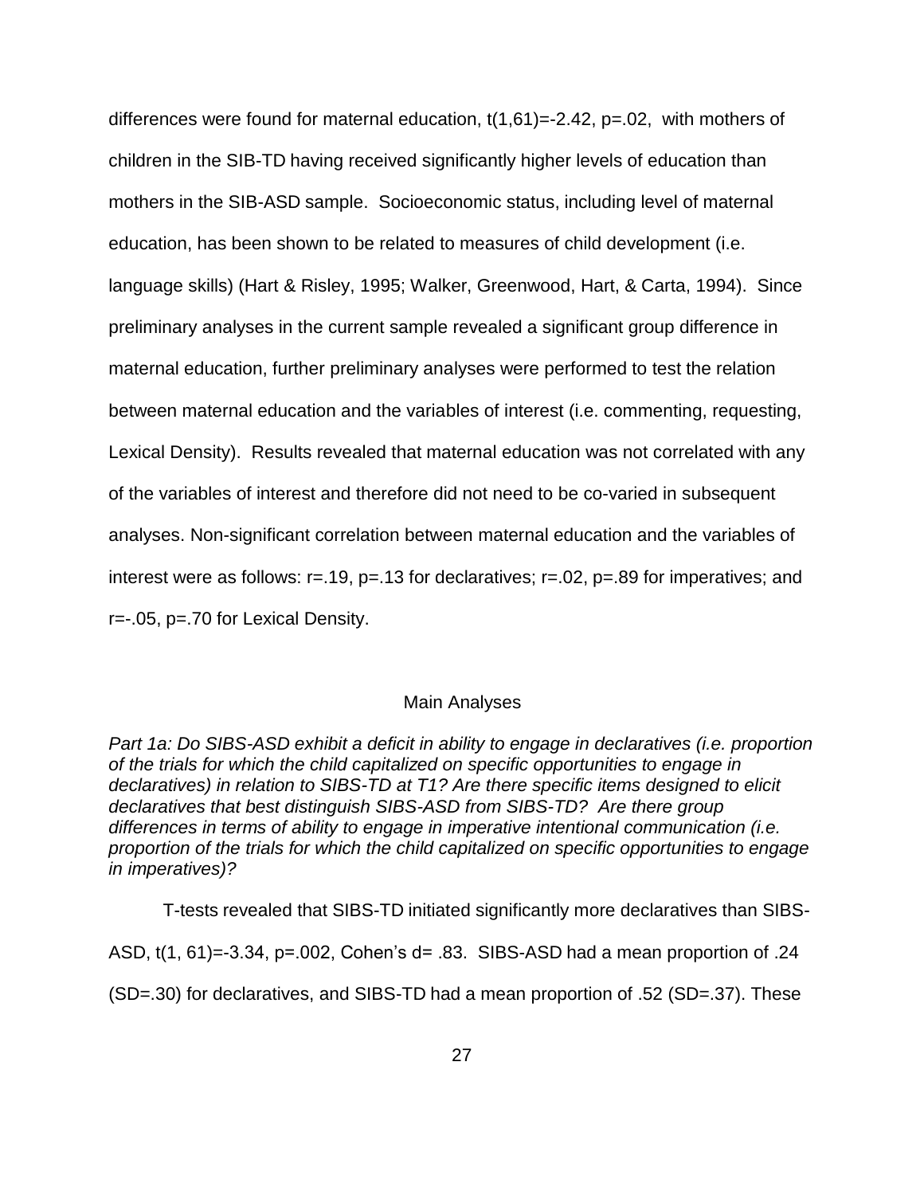differences were found for maternal education, $t(1,61)=-2.42$, $p=.02$, with mothers of children in the SIB-TD having received significantly higher levels of education than mothers in the SIB-ASD sample. Socioeconomic status, including level of maternal education, has been shown to be related to measures of child development (i.e. language skills) (Hart & Risley, 1995; Walker, Greenwood, Hart, & Carta, 1994). Since preliminary analyses in the current sample revealed a significant group difference in maternal education, further preliminary analyses were performed to test the relation between maternal education and the variables of interest (i.e. commenting, requesting, Lexical Density). Results revealed that maternal education was not correlated with any of the variables of interest and therefore did not need to be co-varied in subsequent analyses. Non-significant correlation between maternal education and the variables of interest were as follows: $r=.19$, $p=.13$ for declaratives; $r=.02$, $p=.89$ for imperatives; and $r=-.05$, $p=.70$ for Lexical Density.

## Main Analyses

*Part 1a: Do SIBS-ASD exhibit a deficit in ability to engage in declaratives (i.e. proportion of the trials for which the child capitalized on specific opportunities to engage in declaratives) in relation to SIBS-TD at T1? Are there specific items designed to elicit declaratives that best distinguish SIBS-ASD from SIBS-TD? Are there group differences in terms of ability to engage in imperative intentional communication (i.e. proportion of the trials for which the child capitalized on specific opportunities to engage in imperatives)?*

T-tests revealed that SIBS-TD initiated significantly more declaratives than SIBS-ASD, $t(1, 61)=-3.34$, $p=.002$, Cohen's $d= .83$. SIBS-ASD had a mean proportion of .24 ($SD=.30$) for declaratives, and SIBS-TD had a mean proportion of .52 ($SD=.37$). These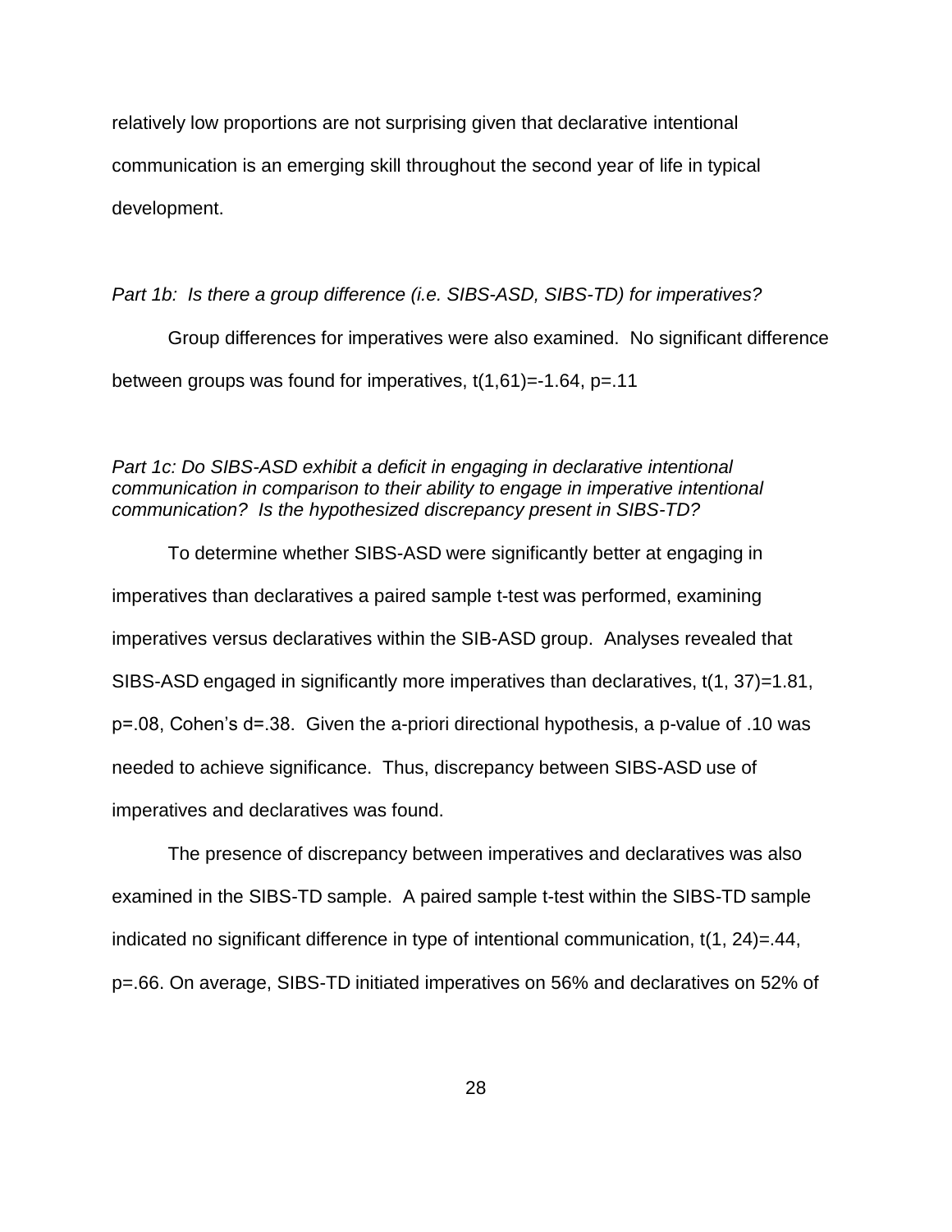relatively low proportions are not surprising given that declarative intentional communication is an emerging skill throughout the second year of life in typical development.

*Part 1b: Is there a group difference (i.e. SIBS-ASD, SIBS-TD) for imperatives?*

Group differences for imperatives were also examined. No significant difference between groups was found for imperatives, $t(1,61)=-1.64$, $p=.11$

*Part 1c: Do SIBS-ASD exhibit a deficit in engaging in declarative intentional communication in comparison to their ability to engage in imperative intentional communication? Is the hypothesized discrepancy present in SIBS-TD?*

To determine whether SIBS-ASD were significantly better at engaging in imperatives than declaratives a paired sample t-test was performed, examining imperatives versus declaratives within the SIB-ASD group. Analyses revealed that SIBS-ASD engaged in significantly more imperatives than declaratives, $t(1, 37)=1.81$, $p=.08$, Cohen's $d=.38$. Given the a-priori directional hypothesis, a p-value of .10 was needed to achieve significance. Thus, discrepancy between SIBS-ASD use of imperatives and declaratives was found.

The presence of discrepancy between imperatives and declaratives was also examined in the SIBS-TD sample. A paired sample t-test within the SIBS-TD sample indicated no significant difference in type of intentional communication, $t(1, 24)=.44$, $p=.66$. On average, SIBS-TD initiated imperatives on 56% and declaratives on 52% of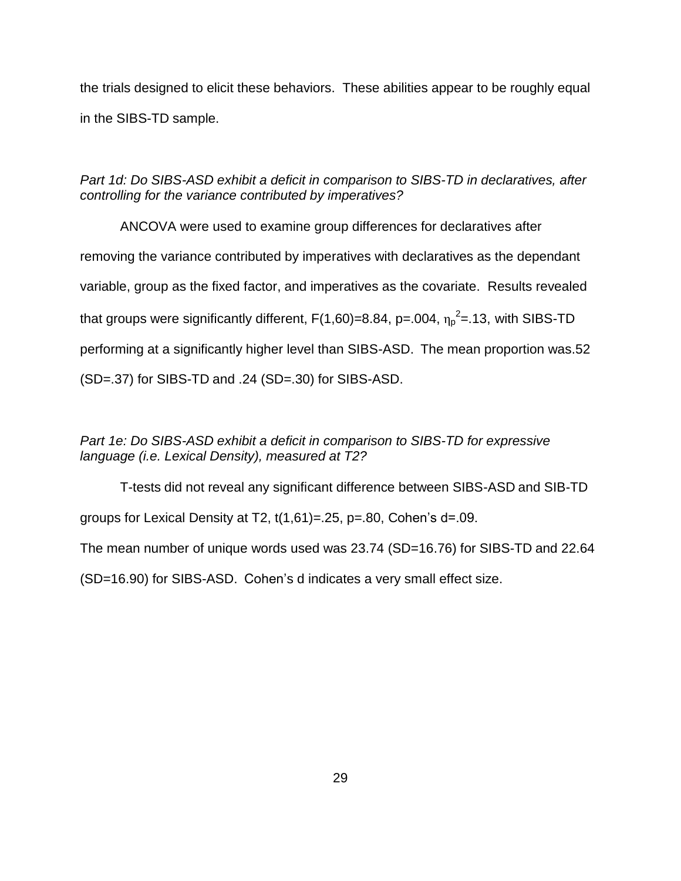the trials designed to elicit these behaviors. These abilities appear to be roughly equal in the SIBS-TD sample.

*Part 1d: Do SIBS-ASD exhibit a deficit in comparison to SIBS-TD in declaratives, after controlling for the variance contributed by imperatives?*

ANCOVA were used to examine group differences for declaratives after removing the variance contributed by imperatives with declaratives as the dependant variable, group as the fixed factor, and imperatives as the covariate. Results revealed that groups were significantly different, $F(1,60)=8.84$, $p=.004$, $\eta_p^2=.13$, with SIBS-TD performing at a significantly higher level than SIBS-ASD. The mean proportion was.52 (SD=.37) for SIBS-TD and .24 (SD=.30) for SIBS-ASD.

*Part 1e: Do SIBS-ASD exhibit a deficit in comparison to SIBS-TD for expressive language (i.e. Lexical Density), measured at T2?*

T-tests did not reveal any significant difference between SIBS-ASD and SIB-TD groups for Lexical Density at T2, $t(1,61)=.25$, $p=.80$, Cohen's $d=.09$.
The mean number of unique words used was 23.74 (SD=16.76) for SIBS-TD and 22.64 (SD=16.90) for SIBS-ASD. Cohen's d indicates a very small effect size.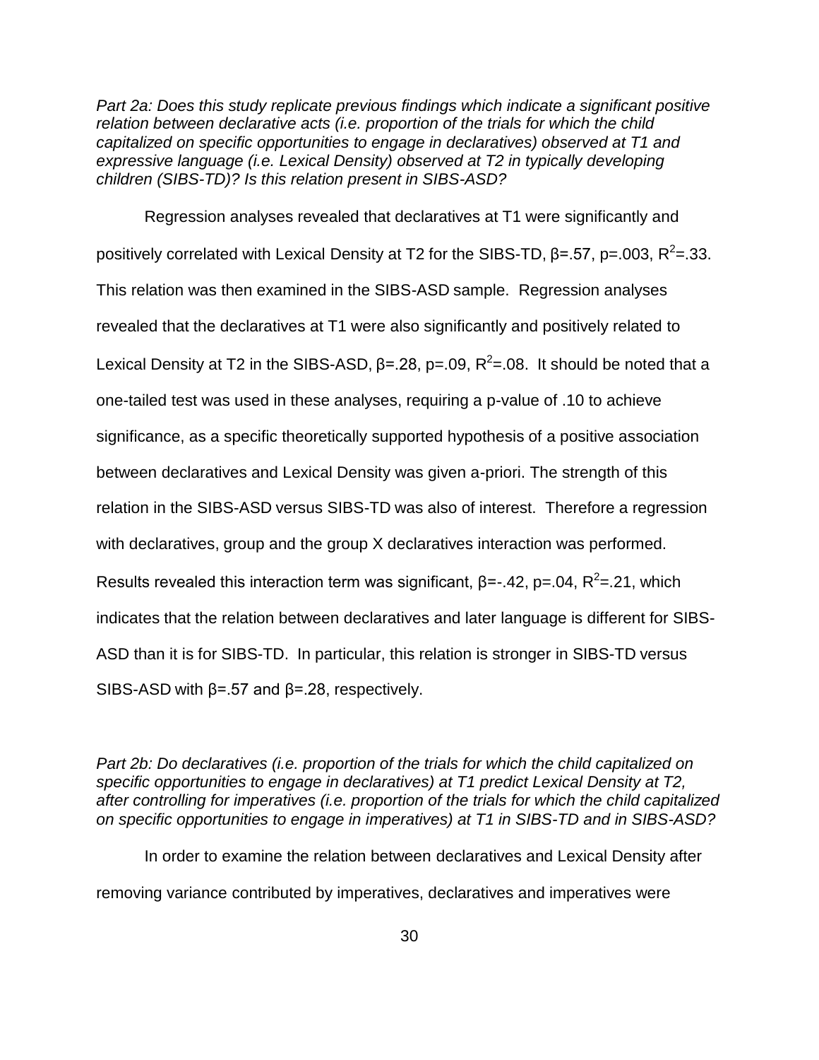*Part 2a: Does this study replicate previous findings which indicate a significant positive relation between declarative acts (i.e. proportion of the trials for which the child capitalized on specific opportunities to engage in declaratives) observed at T1 and expressive language (i.e. Lexical Density) observed at T2 in typically developing children (SIBS-TD)? Is this relation present in SIBS-ASD?*

Regression analyses revealed that declaratives at T1 were significantly and positively correlated with Lexical Density at T2 for the SIBS-TD, $\beta=.57$, $p=.003$, $R^2=.33$. This relation was then examined in the SIBS-ASD sample. Regression analyses revealed that the declaratives at T1 were also significantly and positively related to Lexical Density at T2 in the SIBS-ASD, $\beta=.28$, $p=.09$, $R^2=.08$. It should be noted that a one-tailed test was used in these analyses, requiring a p-value of .10 to achieve significance, as a specific theoretically supported hypothesis of a positive association between declaratives and Lexical Density was given a-priori. The strength of this relation in the SIBS-ASD versus SIBS-TD was also of interest. Therefore a regression with declaratives, group and the group X declaratives interaction was performed. Results revealed this interaction term was significant, $\beta=-.42$, $p=.04$, $R^2=.21$, which indicates that the relation between declaratives and later language is different for SIBS-ASD than it is for SIBS-TD. In particular, this relation is stronger in SIBS-TD versus SIBS-ASD with $\beta=.57$ and $\beta=.28$, respectively.

*Part 2b: Do declaratives (i.e. proportion of the trials for which the child capitalized on specific opportunities to engage in declaratives) at T1 predict Lexical Density at T2, after controlling for imperatives (i.e. proportion of the trials for which the child capitalized on specific opportunities to engage in imperatives) at T1 in SIBS-TD and in SIBS-ASD?*

In order to examine the relation between declaratives and Lexical Density after removing variance contributed by imperatives, declaratives and imperatives were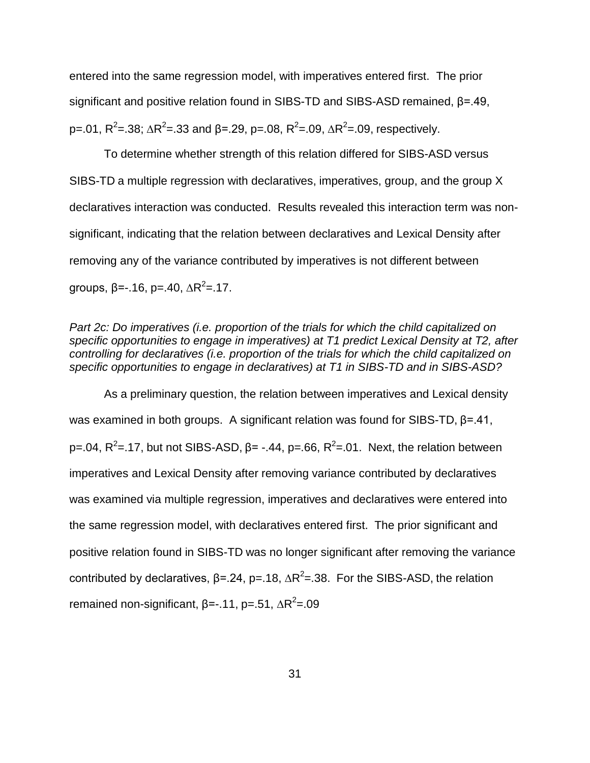entered into the same regression model, with imperatives entered first. The prior significant and positive relation found in SIBS-TD and SIBS-ASD remained, β=.49, p=.01, $R^2$=.38; $\Delta R^2$=.33 and β=.29, p=.08, $R^2$=.09, $\Delta R^2$=.09, respectively.

To determine whether strength of this relation differed for SIBS-ASD versus SIBS-TD a multiple regression with declaratives, imperatives, group, and the group X declaratives interaction was conducted. Results revealed this interaction term was non-significant, indicating that the relation between declaratives and Lexical Density after removing any of the variance contributed by imperatives is not different between groups, β=-.16, p=.40, $\Delta R^2$=.17.

*Part 2c: Do imperatives (i.e. proportion of the trials for which the child capitalized on specific opportunities to engage in imperatives) at T1 predict Lexical Density at T2, after controlling for declaratives (i.e. proportion of the trials for which the child capitalized on specific opportunities to engage in declaratives) at T1 in SIBS-TD and in SIBS-ASD?*

As a preliminary question, the relation between imperatives and Lexical density was examined in both groups. A significant relation was found for SIBS-TD, β=.41, p=.04, $R^2$=.17, but not SIBS-ASD, β= -.44, p=.66, $R^2$=.01. Next, the relation between imperatives and Lexical Density after removing variance contributed by declaratives was examined via multiple regression, imperatives and declaratives were entered into the same regression model, with declaratives entered first. The prior significant and positive relation found in SIBS-TD was no longer significant after removing the variance contributed by declaratives, β=.24, p=.18, $\Delta R^2$=.38. For the SIBS-ASD, the relation remained non-significant, β=-.11, p=.51, $\Delta R^2$=.09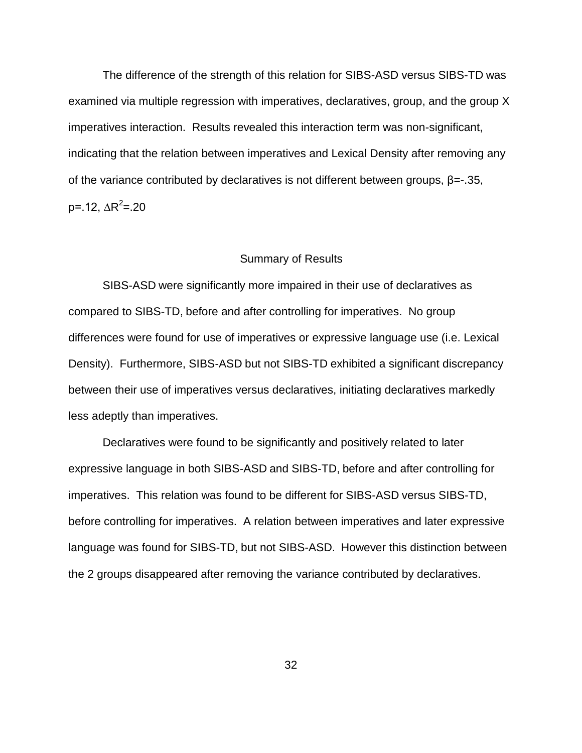The difference of the strength of this relation for SIBS-ASD versus SIBS-TD was examined via multiple regression with imperatives, declaratives, group, and the group X imperatives interaction. Results revealed this interaction term was non-significant, indicating that the relation between imperatives and Lexical Density after removing any of the variance contributed by declaratives is not different between groups, $\beta$=-.35, p=.12, $\Delta R^2$=.20

## Summary of Results

SIBS-ASD were significantly more impaired in their use of declaratives as compared to SIBS-TD, before and after controlling for imperatives. No group differences were found for use of imperatives or expressive language use (i.e. Lexical Density). Furthermore, SIBS-ASD but not SIBS-TD exhibited a significant discrepancy between their use of imperatives versus declaratives, initiating declaratives markedly less adeptly than imperatives.

Declaratives were found to be significantly and positively related to later expressive language in both SIBS-ASD and SIBS-TD, before and after controlling for imperatives. This relation was found to be different for SIBS-ASD versus SIBS-TD, before controlling for imperatives. A relation between imperatives and later expressive language was found for SIBS-TD, but not SIBS-ASD. However this distinction between the 2 groups disappeared after removing the variance contributed by declaratives.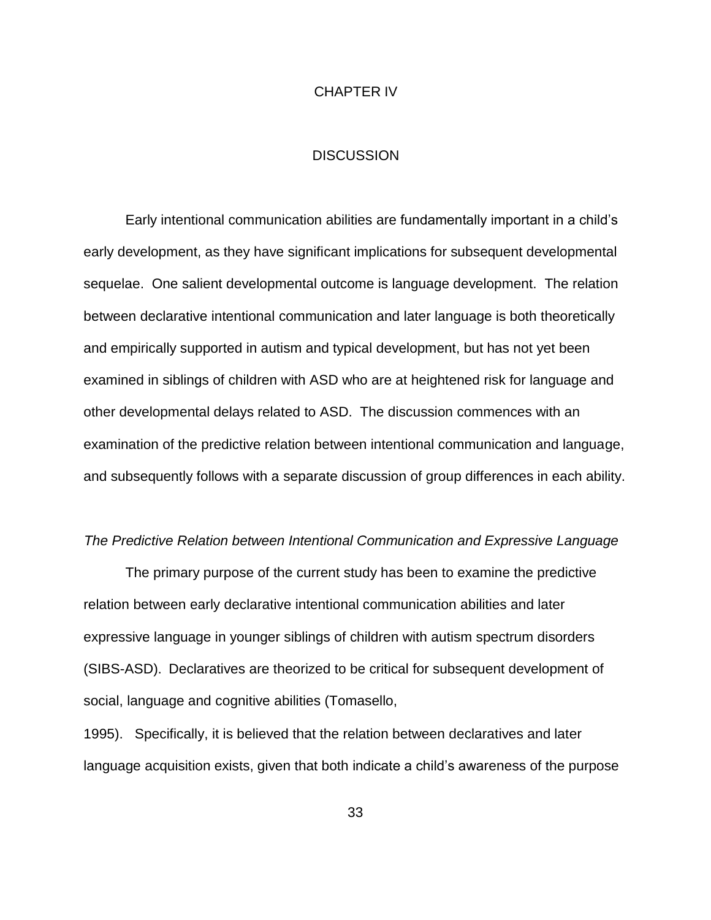# CHAPTER IV

# DISCUSSION

Early intentional communication abilities are fundamentally important in a child's early development, as they have significant implications for subsequent developmental sequelae. One salient developmental outcome is language development. The relation between declarative intentional communication and later language is both theoretically and empirically supported in autism and typical development, but has not yet been examined in siblings of children with ASD who are at heightened risk for language and other developmental delays related to ASD. The discussion commences with an examination of the predictive relation between intentional communication and language, and subsequently follows with a separate discussion of group differences in each ability.

*The Predictive Relation between Intentional Communication and Expressive Language*

The primary purpose of the current study has been to examine the predictive relation between early declarative intentional communication abilities and later expressive language in younger siblings of children with autism spectrum disorders (SIBS-ASD). Declaratives are theorized to be critical for subsequent development of social, language and cognitive abilities (Tomasello, 1995). Specifically, it is believed that the relation between declaratives and later language acquisition exists, given that both indicate a child's awareness of the purpose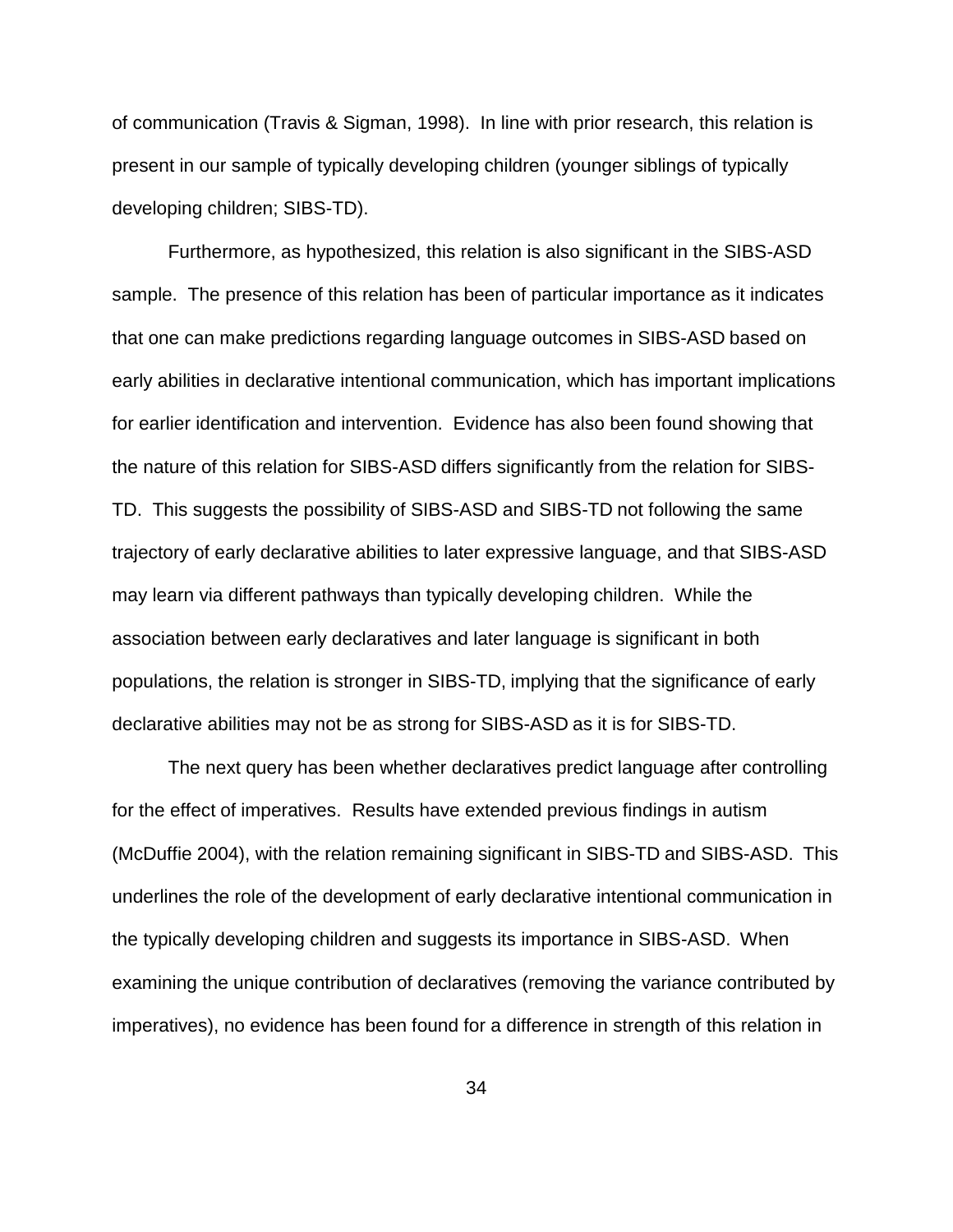of communication (Travis & Sigman, 1998). In line with prior research, this relation is present in our sample of typically developing children (younger siblings of typically developing children; SIBS-TD).

Furthermore, as hypothesized, this relation is also significant in the SIBS-ASD sample. The presence of this relation has been of particular importance as it indicates that one can make predictions regarding language outcomes in SIBS-ASD based on early abilities in declarative intentional communication, which has important implications for earlier identification and intervention. Evidence has also been found showing that the nature of this relation for SIBS-ASD differs significantly from the relation for SIBS-TD. This suggests the possibility of SIBS-ASD and SIBS-TD not following the same trajectory of early declarative abilities to later expressive language, and that SIBS-ASD may learn via different pathways than typically developing children. While the association between early declaratives and later language is significant in both populations, the relation is stronger in SIBS-TD, implying that the significance of early declarative abilities may not be as strong for SIBS-ASD as it is for SIBS-TD.

The next query has been whether declaratives predict language after controlling for the effect of imperatives. Results have extended previous findings in autism (McDuffie 2004), with the relation remaining significant in SIBS-TD and SIBS-ASD. This underlines the role of the development of early declarative intentional communication in the typically developing children and suggests its importance in SIBS-ASD. When examining the unique contribution of declaratives (removing the variance contributed by imperatives), no evidence has been found for a difference in strength of this relation in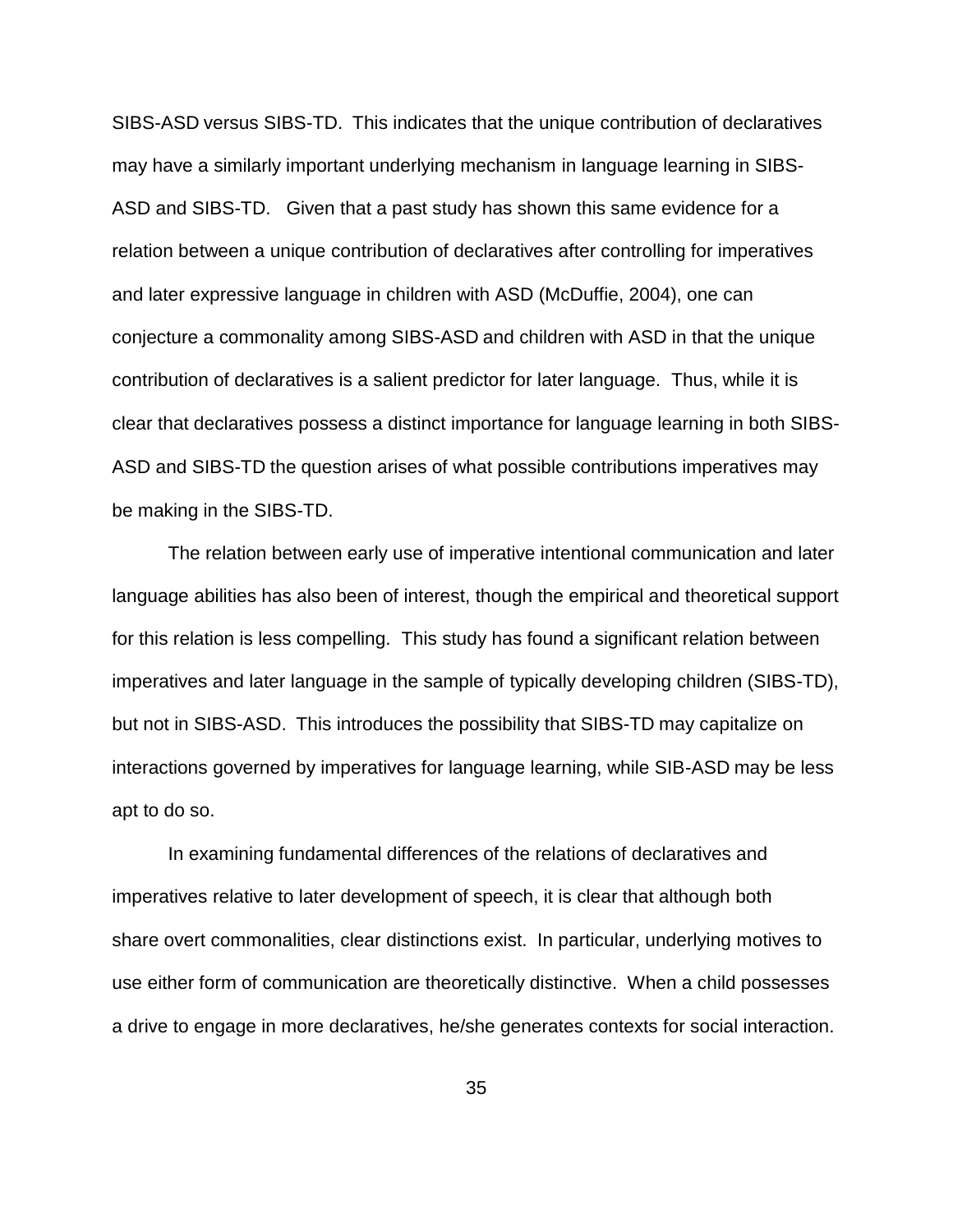SIBS-ASD versus SIBS-TD. This indicates that the unique contribution of declaratives may have a similarly important underlying mechanism in language learning in SIBS-ASD and SIBS-TD. Given that a past study has shown this same evidence for a relation between a unique contribution of declaratives after controlling for imperatives and later expressive language in children with ASD (McDuffie, 2004), one can conjecture a commonality among SIBS-ASD and children with ASD in that the unique contribution of declaratives is a salient predictor for later language. Thus, while it is clear that declaratives possess a distinct importance for language learning in both SIBS-ASD and SIBS-TD the question arises of what possible contributions imperatives may be making in the SIBS-TD.

The relation between early use of imperative intentional communication and later language abilities has also been of interest, though the empirical and theoretical support for this relation is less compelling. This study has found a significant relation between imperatives and later language in the sample of typically developing children (SIBS-TD), but not in SIBS-ASD. This introduces the possibility that SIBS-TD may capitalize on interactions governed by imperatives for language learning, while SIB-ASD may be less apt to do so.

In examining fundamental differences of the relations of declaratives and imperatives relative to later development of speech, it is clear that although both share overt commonalities, clear distinctions exist. In particular, underlying motives to use either form of communication are theoretically distinctive. When a child possesses a drive to engage in more declaratives, he/she generates contexts for social interaction.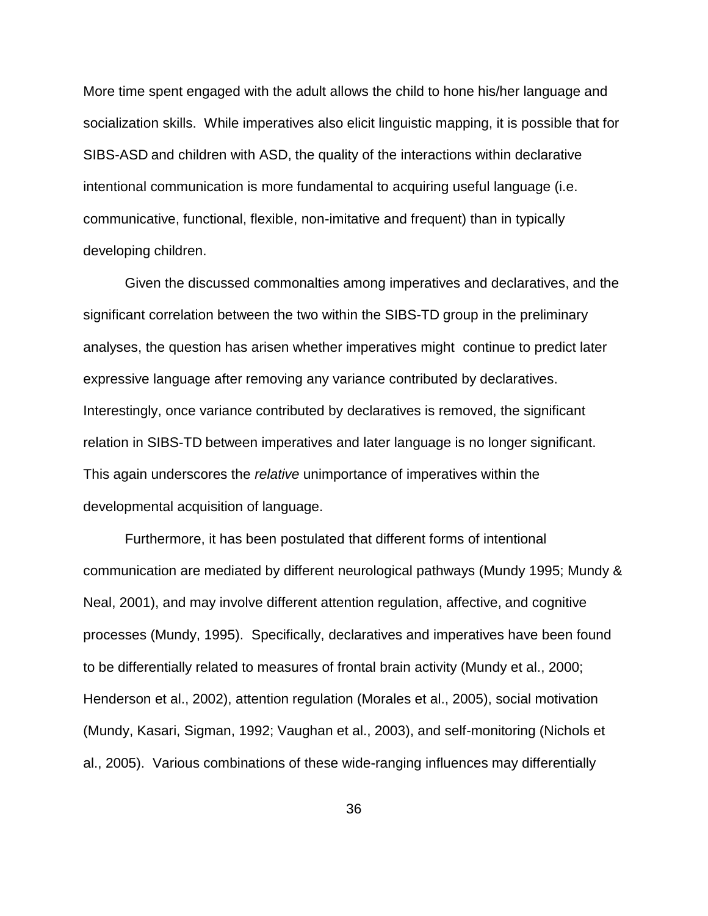More time spent engaged with the adult allows the child to hone his/her language and socialization skills. While imperatives also elicit linguistic mapping, it is possible that for SIBS-ASD and children with ASD, the quality of the interactions within declarative intentional communication is more fundamental to acquiring useful language (i.e. communicative, functional, flexible, non-imitative and frequent) than in typically developing children.

Given the discussed commonalties among imperatives and declaratives, and the significant correlation between the two within the SIBS-TD group in the preliminary analyses, the question has arisen whether imperatives might continue to predict later expressive language after removing any variance contributed by declaratives. Interestingly, once variance contributed by declaratives is removed, the significant relation in SIBS-TD between imperatives and later language is no longer significant. This again underscores the *relative* unimportance of imperatives within the developmental acquisition of language.

Furthermore, it has been postulated that different forms of intentional communication are mediated by different neurological pathways (Mundy 1995; Mundy & Neal, 2001), and may involve different attention regulation, affective, and cognitive processes (Mundy, 1995). Specifically, declaratives and imperatives have been found to be differentially related to measures of frontal brain activity (Mundy et al., 2000; Henderson et al., 2002), attention regulation (Morales et al., 2005), social motivation (Mundy, Kasari, Sigman, 1992; Vaughan et al., 2003), and self-monitoring (Nichols et al., 2005). Various combinations of these wide-ranging influences may differentially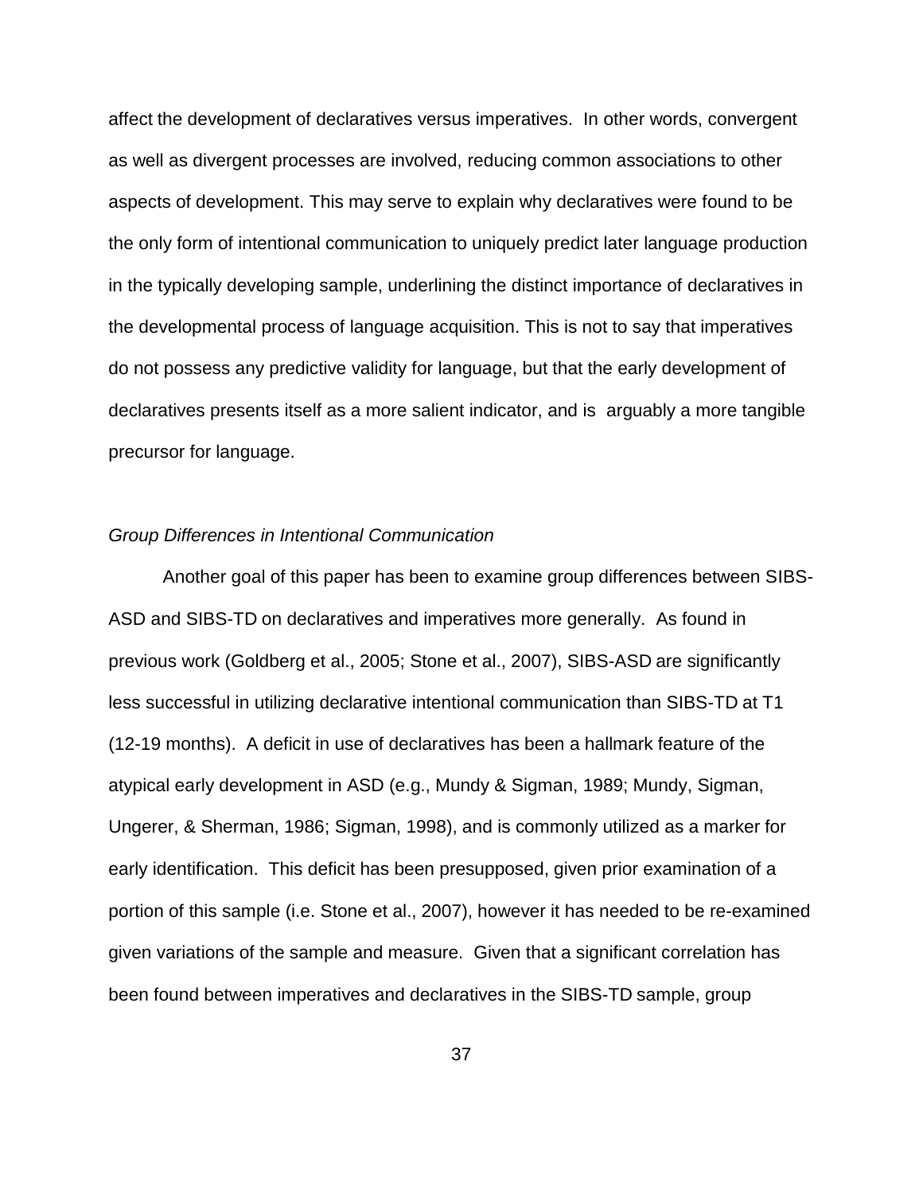affect the development of declaratives versus imperatives. In other words, convergent as well as divergent processes are involved, reducing common associations to other aspects of development. This may serve to explain why declaratives were found to be the only form of intentional communication to uniquely predict later language production in the typically developing sample, underlining the distinct importance of declaratives in the developmental process of language acquisition. This is not to say that imperatives do not possess any predictive validity for language, but that the early development of declaratives presents itself as a more salient indicator, and is arguably a more tangible precursor for language.

*Group Differences in Intentional Communication*

Another goal of this paper has been to examine group differences between SIBS-ASD and SIBS-TD on declaratives and imperatives more generally. As found in previous work (Goldberg et al., 2005; Stone et al., 2007), SIBS-ASD are significantly less successful in utilizing declarative intentional communication than SIBS-TD at T1 (12-19 months). A deficit in use of declaratives has been a hallmark feature of the atypical early development in ASD (e.g., Mundy & Sigman, 1989; Mundy, Sigman, Ungerer, & Sherman, 1986; Sigman, 1998), and is commonly utilized as a marker for early identification. This deficit has been presupposed, given prior examination of a portion of this sample (i.e. Stone et al., 2007), however it has needed to be re-examined given variations of the sample and measure. Given that a significant correlation has been found between imperatives and declaratives in the SIBS-TD sample, group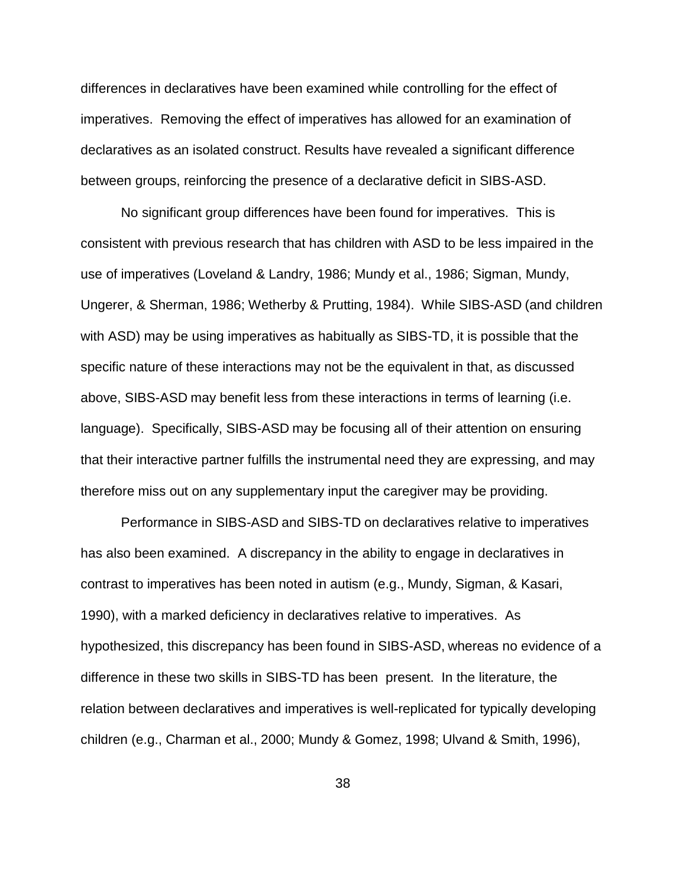differences in declaratives have been examined while controlling for the effect of imperatives. Removing the effect of imperatives has allowed for an examination of declaratives as an isolated construct. Results have revealed a significant difference between groups, reinforcing the presence of a declarative deficit in SIBS-ASD.

No significant group differences have been found for imperatives. This is consistent with previous research that has children with ASD to be less impaired in the use of imperatives (Loveland & Landry, 1986; Mundy et al., 1986; Sigman, Mundy, Ungerer, & Sherman, 1986; Wetherby & Prutting, 1984). While SIBS-ASD (and children with ASD) may be using imperatives as habitually as SIBS-TD, it is possible that the specific nature of these interactions may not be the equivalent in that, as discussed above, SIBS-ASD may benefit less from these interactions in terms of learning (i.e. language). Specifically, SIBS-ASD may be focusing all of their attention on ensuring that their interactive partner fulfills the instrumental need they are expressing, and may therefore miss out on any supplementary input the caregiver may be providing.

Performance in SIBS-ASD and SIBS-TD on declaratives relative to imperatives has also been examined. A discrepancy in the ability to engage in declaratives in contrast to imperatives has been noted in autism (e.g., Mundy, Sigman, & Kasari, 1990), with a marked deficiency in declaratives relative to imperatives. As hypothesized, this discrepancy has been found in SIBS-ASD, whereas no evidence of a difference in these two skills in SIBS-TD has been present. In the literature, the relation between declaratives and imperatives is well-replicated for typically developing children (e.g., Charman et al., 2000; Mundy & Gomez, 1998; Ulvand & Smith, 1996),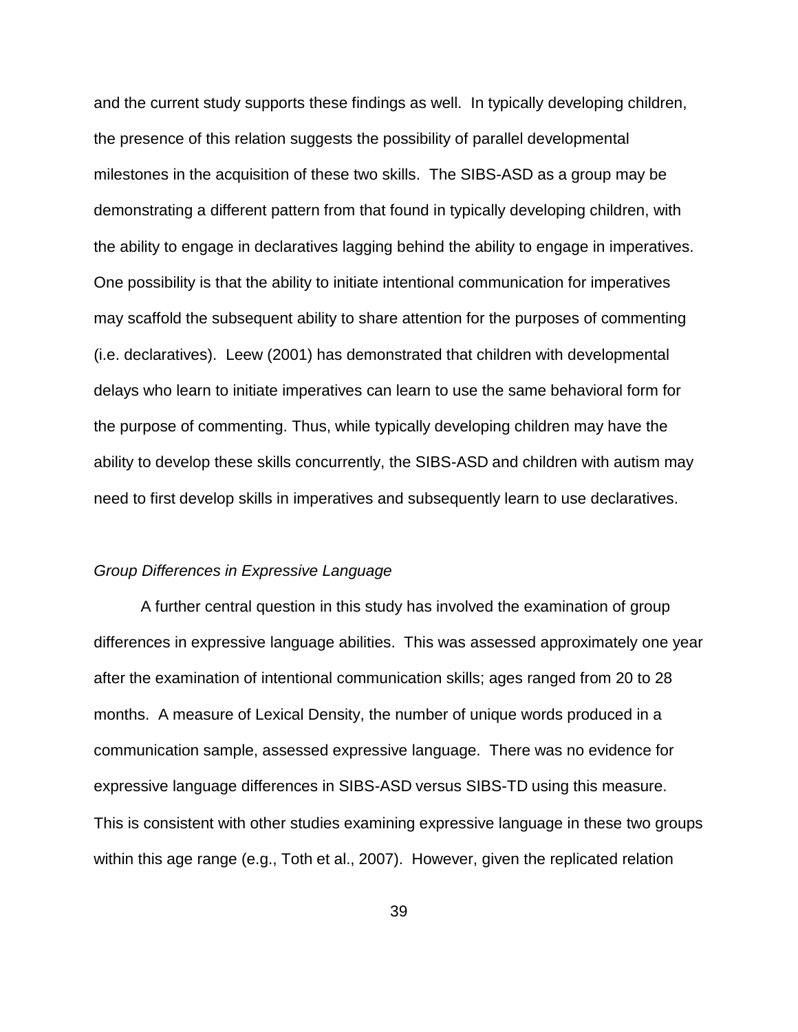and the current study supports these findings as well. In typically developing children, the presence of this relation suggests the possibility of parallel developmental milestones in the acquisition of these two skills. The SIBS-ASD as a group may be demonstrating a different pattern from that found in typically developing children, with the ability to engage in declaratives lagging behind the ability to engage in imperatives. One possibility is that the ability to initiate intentional communication for imperatives may scaffold the subsequent ability to share attention for the purposes of commenting (i.e. declaratives). Leew (2001) has demonstrated that children with developmental delays who learn to initiate imperatives can learn to use the same behavioral form for the purpose of commenting. Thus, while typically developing children may have the ability to develop these skills concurrently, the SIBS-ASD and children with autism may need to first develop skills in imperatives and subsequently learn to use declaratives.

*Group Differences in Expressive Language*

A further central question in this study has involved the examination of group differences in expressive language abilities. This was assessed approximately one year after the examination of intentional communication skills; ages ranged from 20 to 28 months. A measure of Lexical Density, the number of unique words produced in a communication sample, assessed expressive language. There was no evidence for expressive language differences in SIBS-ASD versus SIBS-TD using this measure. This is consistent with other studies examining expressive language in these two groups within this age range (e.g., Toth et al., 2007). However, given the replicated relation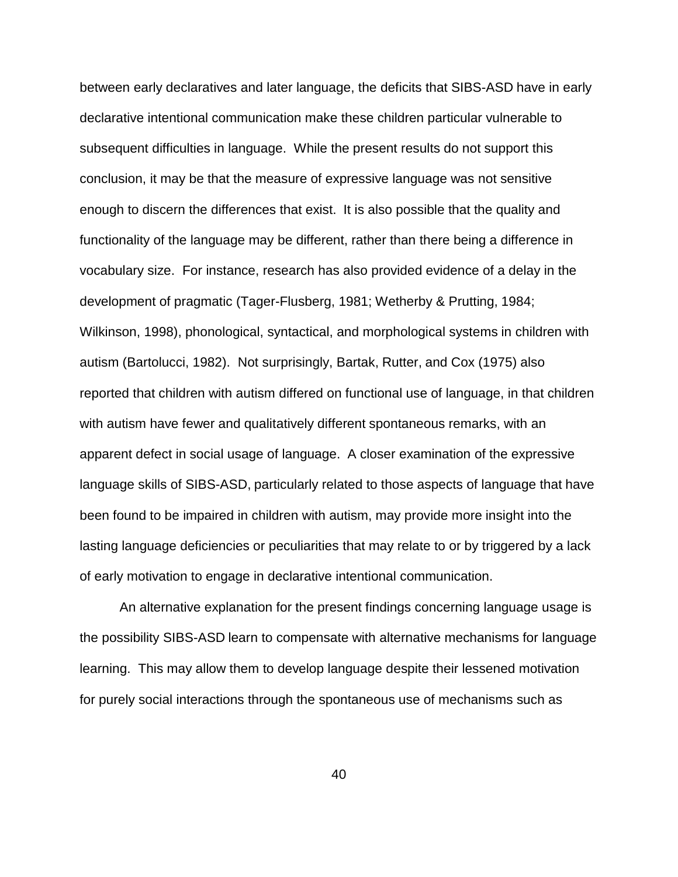between early declaratives and later language, the deficits that SIBS-ASD have in early declarative intentional communication make these children particular vulnerable to subsequent difficulties in language. While the present results do not support this conclusion, it may be that the measure of expressive language was not sensitive enough to discern the differences that exist. It is also possible that the quality and functionality of the language may be different, rather than there being a difference in vocabulary size. For instance, research has also provided evidence of a delay in the development of pragmatic (Tager-Flusberg, 1981; Wetherby & Prutting, 1984; Wilkinson, 1998), phonological, syntactical, and morphological systems in children with autism (Bartolucci, 1982). Not surprisingly, Bartak, Rutter, and Cox (1975) also reported that children with autism differed on functional use of language, in that children with autism have fewer and qualitatively different spontaneous remarks, with an apparent defect in social usage of language. A closer examination of the expressive language skills of SIBS-ASD, particularly related to those aspects of language that have been found to be impaired in children with autism, may provide more insight into the lasting language deficiencies or peculiarities that may relate to or by triggered by a lack of early motivation to engage in declarative intentional communication.

An alternative explanation for the present findings concerning language usage is the possibility SIBS-ASD learn to compensate with alternative mechanisms for language learning. This may allow them to develop language despite their lessened motivation for purely social interactions through the spontaneous use of mechanisms such as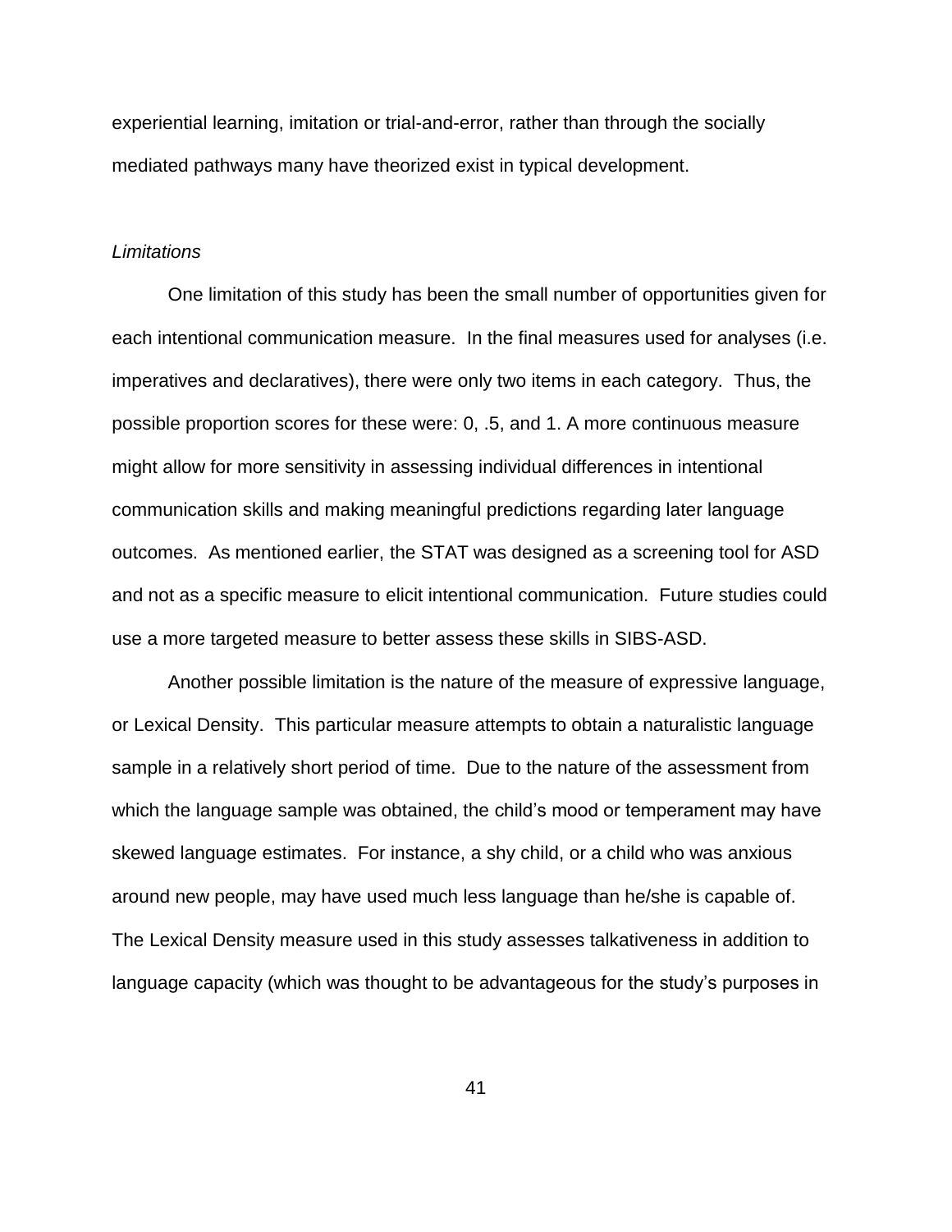experiential learning, imitation or trial-and-error, rather than through the socially mediated pathways many have theorized exist in typical development.

*Limitations*

One limitation of this study has been the small number of opportunities given for each intentional communication measure. In the final measures used for analyses (i.e. imperatives and declaratives), there were only two items in each category. Thus, the possible proportion scores for these were: 0, .5, and 1. A more continuous measure might allow for more sensitivity in assessing individual differences in intentional communication skills and making meaningful predictions regarding later language outcomes. As mentioned earlier, the STAT was designed as a screening tool for ASD and not as a specific measure to elicit intentional communication. Future studies could use a more targeted measure to better assess these skills in SIBS-ASD.

Another possible limitation is the nature of the measure of expressive language, or Lexical Density. This particular measure attempts to obtain a naturalistic language sample in a relatively short period of time. Due to the nature of the assessment from which the language sample was obtained, the child's mood or temperament may have skewed language estimates. For instance, a shy child, or a child who was anxious around new people, may have used much less language than he/she is capable of. The Lexical Density measure used in this study assesses talkativeness in addition to language capacity (which was thought to be advantageous for the study's purposes in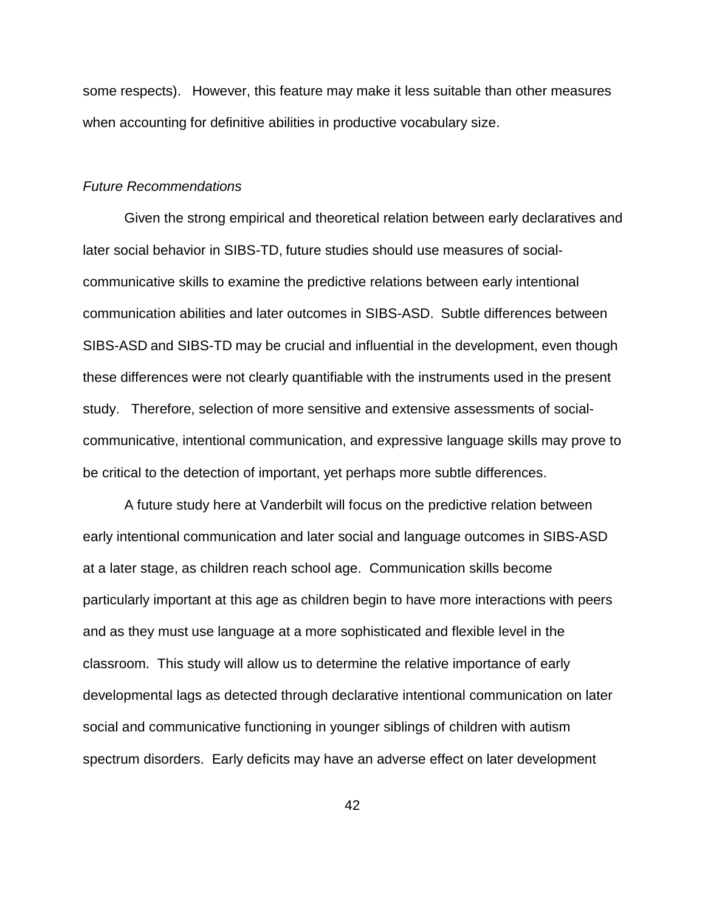some respects). However, this feature may make it less suitable than other measures when accounting for definitive abilities in productive vocabulary size.

*Future Recommendations*

Given the strong empirical and theoretical relation between early declaratives and later social behavior in SIBS-TD, future studies should use measures of social-communicative skills to examine the predictive relations between early intentional communication abilities and later outcomes in SIBS-ASD. Subtle differences between SIBS-ASD and SIBS-TD may be crucial and influential in the development, even though these differences were not clearly quantifiable with the instruments used in the present study. Therefore, selection of more sensitive and extensive assessments of social-communicative, intentional communication, and expressive language skills may prove to be critical to the detection of important, yet perhaps more subtle differences.

A future study here at Vanderbilt will focus on the predictive relation between early intentional communication and later social and language outcomes in SIBS-ASD at a later stage, as children reach school age. Communication skills become particularly important at this age as children begin to have more interactions with peers and as they must use language at a more sophisticated and flexible level in the classroom. This study will allow us to determine the relative importance of early developmental lags as detected through declarative intentional communication on later social and communicative functioning in younger siblings of children with autism spectrum disorders. Early deficits may have an adverse effect on later development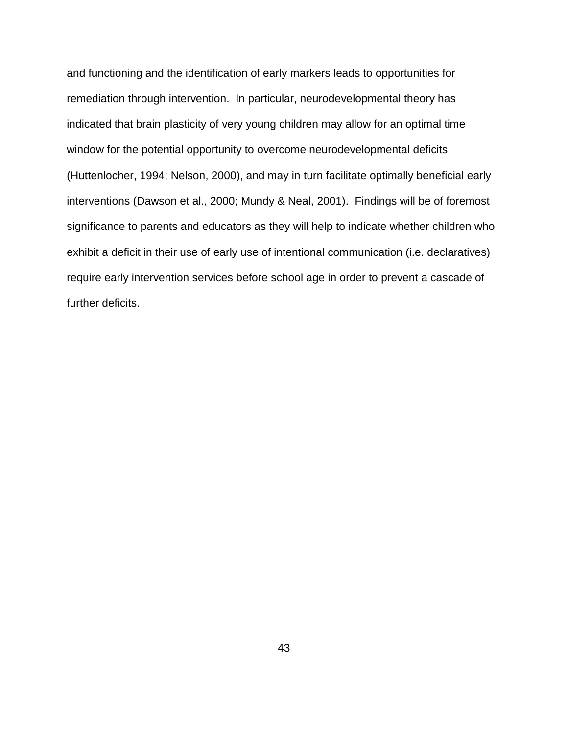and functioning and the identification of early markers leads to opportunities for remediation through intervention. In particular, neurodevelopmental theory has indicated that brain plasticity of very young children may allow for an optimal time window for the potential opportunity to overcome neurodevelopmental deficits (Huttenlocher, 1994; Nelson, 2000), and may in turn facilitate optimally beneficial early interventions (Dawson et al., 2000; Mundy & Neal, 2001). Findings will be of foremost significance to parents and educators as they will help to indicate whether children who exhibit a deficit in their use of early use of intentional communication (i.e. declaratives) require early intervention services before school age in order to prevent a cascade of further deficits.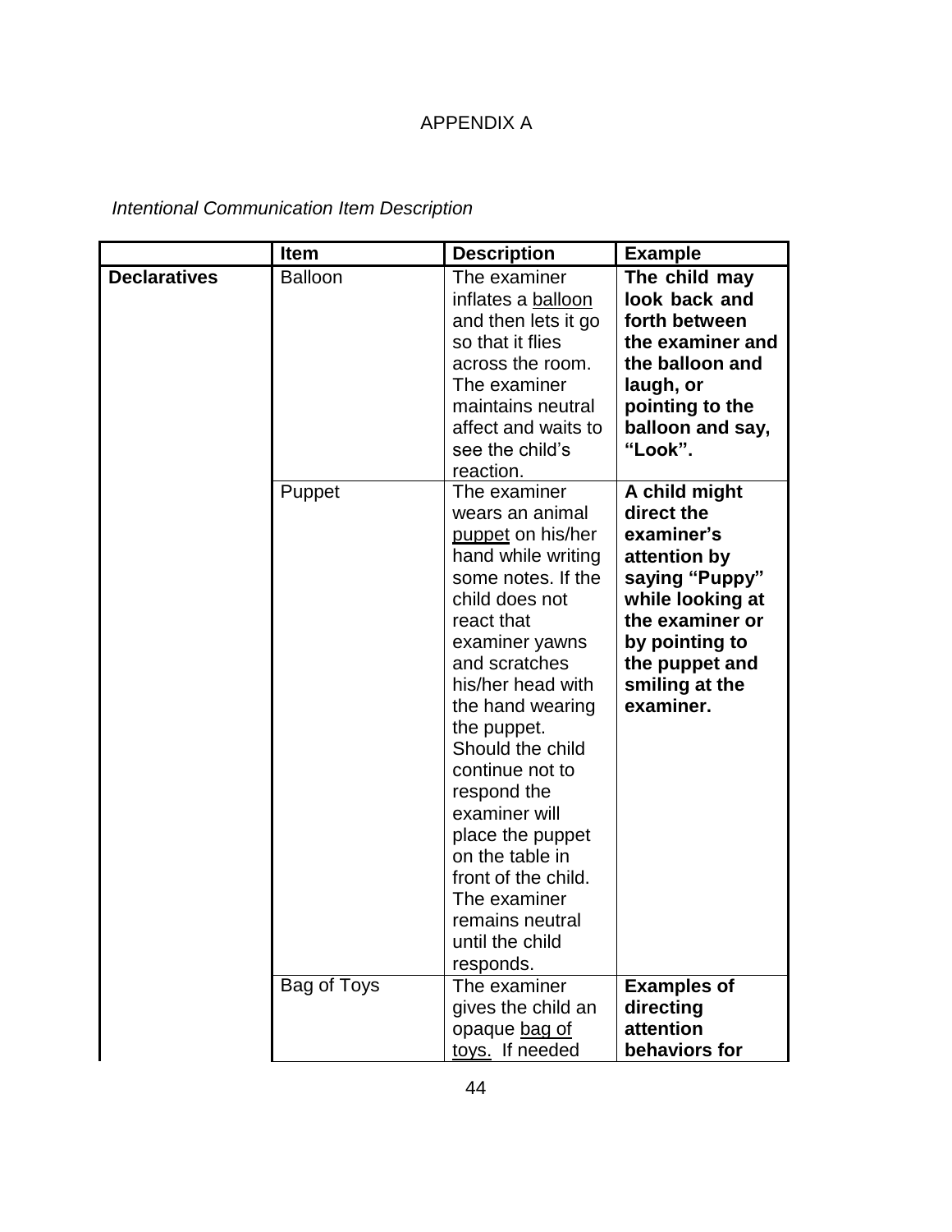APPENDIX A

*Intentional Communication Item Description*

| | Item | Description | Example |
|---|---|---|---|
| **Declaratives** | Balloon | The examiner inflates a balloon and then lets it go so that it flies across the room. The examiner maintains neutral affect and waits to see the child's reaction. | **The child may look back and forth between the examiner and the balloon and laugh, or pointing to the balloon and say, "Look".** |
| | Puppet | The examiner wears an animal puppet on his/her hand while writing some notes. If the child does not react that examiner yawns and scratches his/her head with the hand wearing the puppet. Should the child continue not to respond the examiner will place the puppet on the table in front of the child. The examiner remains neutral until the child responds. | **A child might direct the examiner's attention by saying "Puppy" while looking at the examiner or by pointing to the puppet and smiling at the examiner.** |
| | Bag of Toys | The examiner gives the child an opaque bag of toys. If needed | **Examples of directing attention behaviors for** |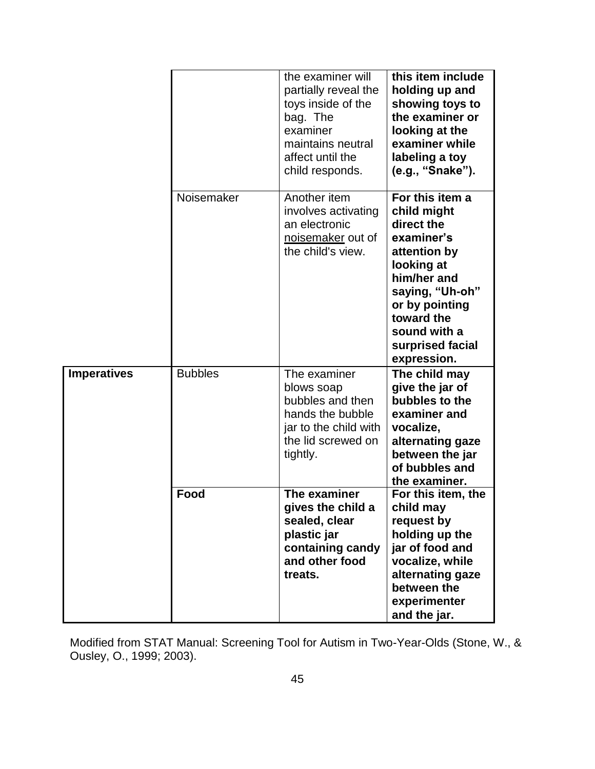| | | | |
|---|---|---|---|
| | | the examiner will partially reveal the toys inside of the bag. The examiner maintains neutral affect until the child responds. | **this item include holding up and showing toys to the examiner or looking at the examiner while labeling a toy (e.g., "Snake").** |
| | Noisemaker | Another item involves activating an electronic noisemaker out of the child's view. | **For this item a child might direct the examiner's attention by looking at him/her and saying, "Uh-oh" or by pointing toward the sound with a surprised facial expression.** |
| **Imperatives** | Bubbles | The examiner blows soap bubbles and then hands the bubble jar to the child with the lid screwed on tightly. | **The child may give the jar of bubbles to the examiner and vocalize, alternating gaze between the jar of bubbles and the examiner.** |
| | **Food** | **The examiner gives the child a sealed, clear plastic jar containing candy and other food treats.** | **For this item, the child may request by holding up the jar of food and vocalize, while alternating gaze between the experimenter and the jar.** |

Modified from STAT Manual: Screening Tool for Autism in Two-Year-Olds (Stone, W., & Ousley, O., 1999; 2003).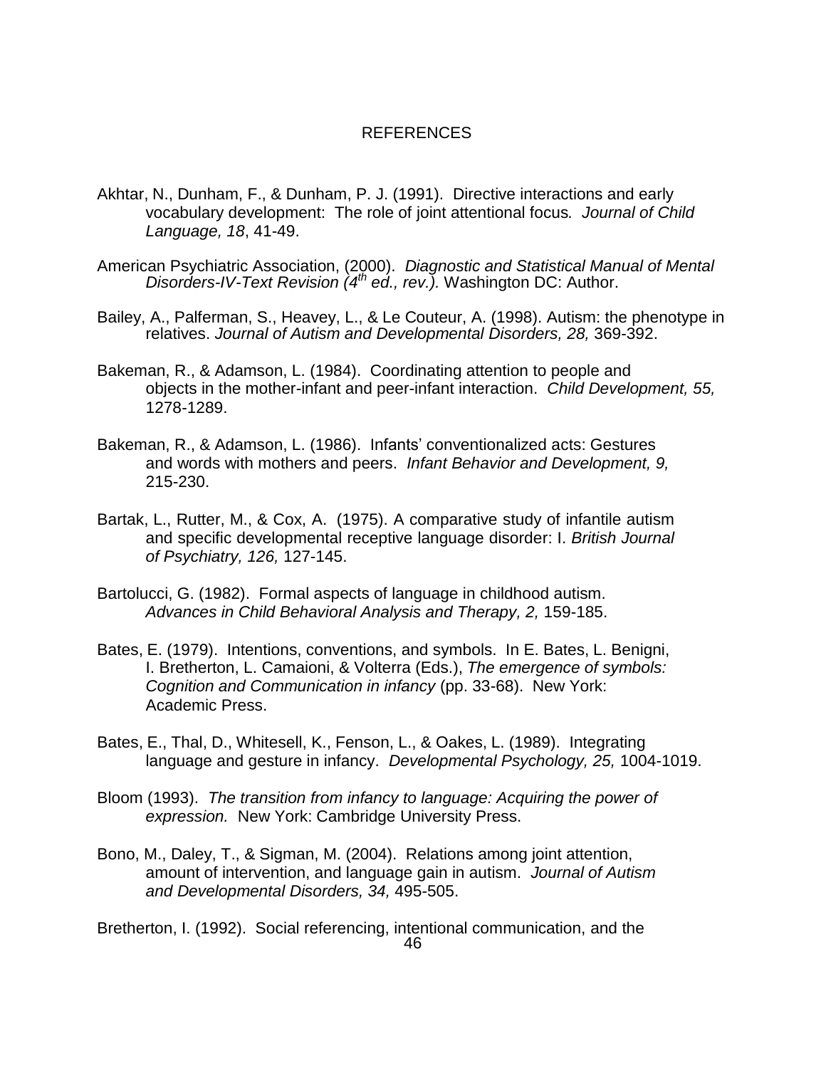# REFERENCES

Akhtar, N., Dunham, F., & Dunham, P. J. (1991). Directive interactions and early vocabulary development: The role of joint attentional focus*. Journal of Child Language, 18*, 41-49.

American Psychiatric Association, (2000). *Diagnostic and Statistical Manual of Mental Disorders-IV-Text Revision (4th ed., rev.).* Washington DC: Author.

Bailey, A., Palferman, S., Heavey, L., & Le Couteur, A. (1998). Autism: the phenotype in relatives. *Journal of Autism and Developmental Disorders, 28,* 369-392.

Bakeman, R., & Adamson, L. (1984). Coordinating attention to people and objects in the mother-infant and peer-infant interaction. *Child Development, 55,* 1278-1289.

Bakeman, R., & Adamson, L. (1986). Infants' conventionalized acts: Gestures and words with mothers and peers. *Infant Behavior and Development, 9,* 215-230.

Bartak, L., Rutter, M., & Cox, A. (1975). A comparative study of infantile autism and specific developmental receptive language disorder: I. *British Journal of Psychiatry, 126,* 127-145.

Bartolucci, G. (1982). Formal aspects of language in childhood autism. *Advances in Child Behavioral Analysis and Therapy, 2,* 159-185.

Bates, E. (1979). Intentions, conventions, and symbols. In E. Bates, L. Benigni, I. Bretherton, L. Camaioni, & Volterra (Eds.), *The emergence of symbols: Cognition and Communication in infancy* (pp. 33-68). New York: Academic Press.

Bates, E., Thal, D., Whitesell, K., Fenson, L., & Oakes, L. (1989). Integrating language and gesture in infancy. *Developmental Psychology, 25,* 1004-1019.

Bloom (1993). *The transition from infancy to language: Acquiring the power of expression.* New York: Cambridge University Press.

Bono, M., Daley, T., & Sigman, M. (2004). Relations among joint attention, amount of intervention, and language gain in autism. *Journal of Autism and Developmental Disorders, 34,* 495-505.

Bretherton, I. (1992). Social referencing, intentional communication, and the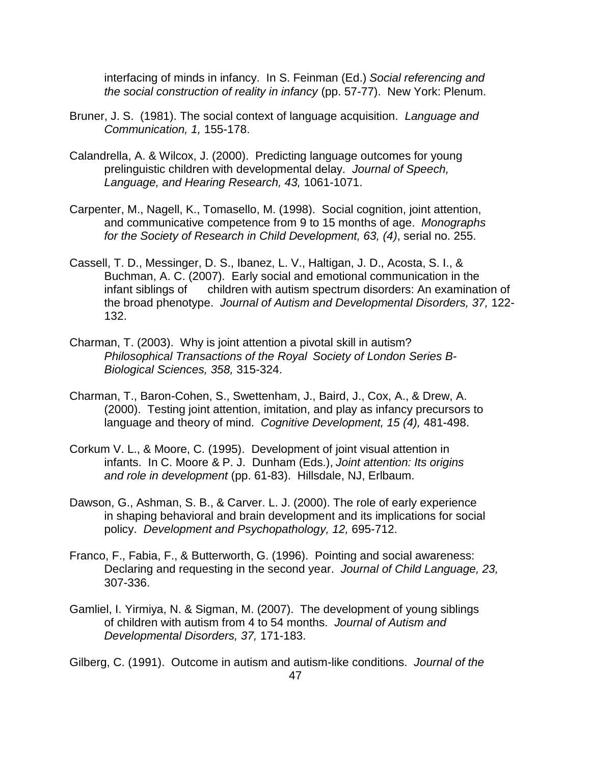interfacing of minds in infancy. In S. Feinman (Ed.) *Social referencing and the social construction of reality in infancy* (pp. 57-77). New York: Plenum.

Bruner, J. S. (1981). The social context of language acquisition. *Language and Communication, 1,* 155-178.

Calandrella, A. & Wilcox, J. (2000). Predicting language outcomes for young prelinguistic children with developmental delay. *Journal of Speech, Language, and Hearing Research, 43,* 1061-1071.

Carpenter, M., Nagell, K., Tomasello, M. (1998). Social cognition, joint attention, and communicative competence from 9 to 15 months of age. *Monographs for the Society of Research in Child Development, 63, (4)*, serial no. 255.

Cassell, T. D., Messinger, D. S., Ibanez, L. V., Haltigan, J. D., Acosta, S. I., & Buchman, A. C. (2007). Early social and emotional communication in the infant siblings of children with autism spectrum disorders: An examination of the broad phenotype. *Journal of Autism and Developmental Disorders, 37,* 122-132.

Charman, T. (2003). Why is joint attention a pivotal skill in autism? *Philosophical Transactions of the Royal Society of London Series B-Biological Sciences, 358,* 315-324.

Charman, T., Baron-Cohen, S., Swettenham, J., Baird, J., Cox, A., & Drew, A. (2000). Testing joint attention, imitation, and play as infancy precursors to language and theory of mind. *Cognitive Development, 15 (4),* 481-498.

Corkum V. L., & Moore, C. (1995). Development of joint visual attention in infants. In C. Moore & P. J. Dunham (Eds.), *Joint attention: Its origins and role in development* (pp. 61-83). Hillsdale, NJ, Erlbaum.

Dawson, G., Ashman, S. B., & Carver. L. J. (2000). The role of early experience in shaping behavioral and brain development and its implications for social policy. *Development and Psychopathology, 12,* 695-712.

Franco, F., Fabia, F., & Butterworth, G. (1996). Pointing and social awareness: Declaring and requesting in the second year. *Journal of Child Language, 23,* 307-336.

Gamliel, I. Yirmiya, N. & Sigman, M. (2007). The development of young siblings of children with autism from 4 to 54 months. *Journal of Autism and Developmental Disorders, 37,* 171-183.

Gilberg, C. (1991). Outcome in autism and autism-like conditions. *Journal of the*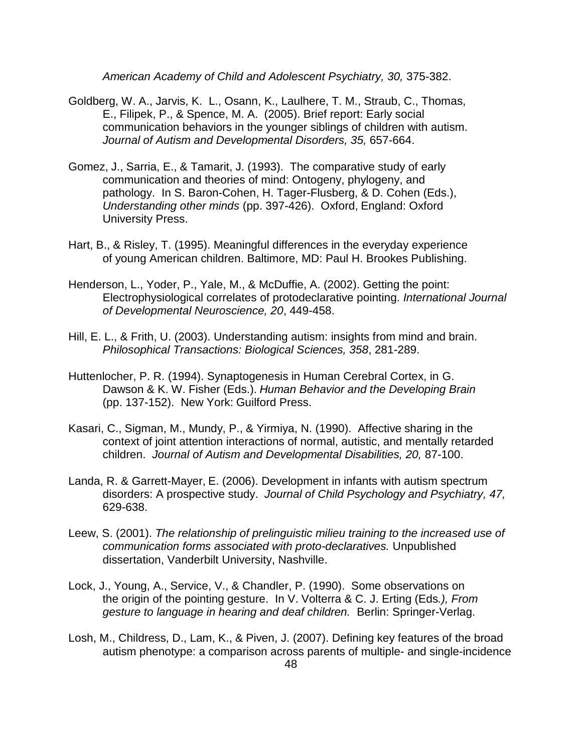*American Academy of Child and Adolescent Psychiatry, 30,* 375-382.

Goldberg, W. A., Jarvis, K. L., Osann, K., Laulhere, T. M., Straub, C., Thomas, E., Filipek, P., & Spence, M. A. (2005). Brief report: Early social communication behaviors in the younger siblings of children with autism. *Journal of Autism and Developmental Disorders, 35,* 657-664.

Gomez, J., Sarria, E., & Tamarit, J. (1993). The comparative study of early communication and theories of mind: Ontogeny, phylogeny, and pathology. In S. Baron-Cohen, H. Tager-Flusberg, & D. Cohen (Eds.), *Understanding other minds* (pp. 397-426). Oxford, England: Oxford University Press.

Hart, B., & Risley, T. (1995). Meaningful differences in the everyday experience of young American children. Baltimore, MD: Paul H. Brookes Publishing.

Henderson, L., Yoder, P., Yale, M., & McDuffie, A. (2002). Getting the point: Electrophysiological correlates of protodeclarative pointing. *International Journal of Developmental Neuroscience, 20*, 449-458.

Hill, E. L., & Frith, U. (2003). Understanding autism: insights from mind and brain. *Philosophical Transactions: Biological Sciences, 358*, 281-289.

Huttenlocher, P. R. (1994). Synaptogenesis in Human Cerebral Cortex, in G. Dawson & K. W. Fisher (Eds.). *Human Behavior and the Developing Brain* (pp. 137-152). New York: Guilford Press.

Kasari, C., Sigman, M., Mundy, P., & Yirmiya, N. (1990). Affective sharing in the context of joint attention interactions of normal, autistic, and mentally retarded children. *Journal of Autism and Developmental Disabilities, 20,* 87-100.

Landa, R. & Garrett-Mayer, E. (2006). Development in infants with autism spectrum disorders: A prospective study. *Journal of Child Psychology and Psychiatry, 47,* 629-638.

Leew, S. (2001). *The relationship of prelinguistic milieu training to the increased use of communication forms associated with proto-declaratives.* Unpublished dissertation, Vanderbilt University, Nashville.

Lock, J., Young, A., Service, V., & Chandler, P. (1990). Some observations on the origin of the pointing gesture. In V. Volterra & C. J. Erting (Eds*.), From gesture to language in hearing and deaf children.* Berlin: Springer-Verlag.

Losh, M., Childress, D., Lam, K., & Piven, J. (2007). Defining key features of the broad autism phenotype: a comparison across parents of multiple- and single-incidence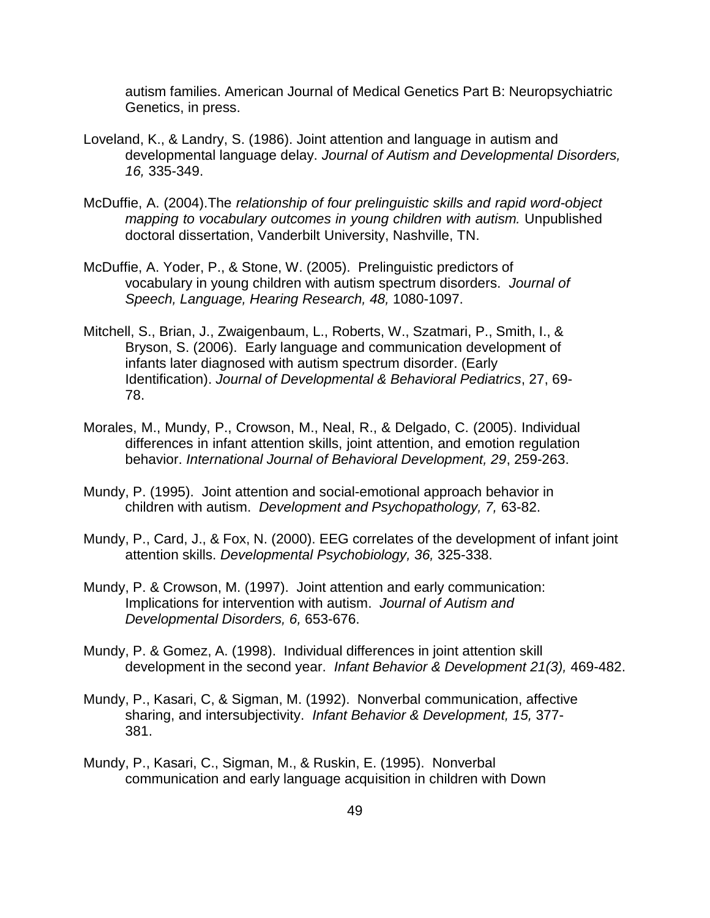autism families. American Journal of Medical Genetics Part B: Neuropsychiatric Genetics, in press.

Loveland, K., & Landry, S. (1986). Joint attention and language in autism and developmental language delay. *Journal of Autism and Developmental Disorders, 16,* 335-349.

McDuffie, A. (2004).The *relationship of four prelinguistic skills and rapid word-object mapping to vocabulary outcomes in young children with autism.* Unpublished doctoral dissertation, Vanderbilt University, Nashville, TN.

McDuffie, A. Yoder, P., & Stone, W. (2005). Prelinguistic predictors of vocabulary in young children with autism spectrum disorders. *Journal of Speech, Language, Hearing Research, 48,* 1080-1097.

Mitchell, S., Brian, J., Zwaigenbaum, L., Roberts, W., Szatmari, P., Smith, I., & Bryson, S. (2006). Early language and communication development of infants later diagnosed with autism spectrum disorder. (Early Identification). *Journal of Developmental & Behavioral Pediatrics*, 27, 69-78.

Morales, M., Mundy, P., Crowson, M., Neal, R., & Delgado, C. (2005). Individual differences in infant attention skills, joint attention, and emotion regulation behavior. *International Journal of Behavioral Development, 29*, 259-263.

Mundy, P. (1995). Joint attention and social-emotional approach behavior in children with autism. *Development and Psychopathology, 7,* 63-82.

Mundy, P., Card, J., & Fox, N. (2000). EEG correlates of the development of infant joint attention skills. *Developmental Psychobiology, 36,* 325-338.

Mundy, P. & Crowson, M. (1997). Joint attention and early communication: Implications for intervention with autism. *Journal of Autism and Developmental Disorders, 6,* 653-676.

Mundy, P. & Gomez, A. (1998). Individual differences in joint attention skill development in the second year. *Infant Behavior & Development 21(3),* 469-482.

Mundy, P., Kasari, C, & Sigman, M. (1992). Nonverbal communication, affective sharing, and intersubjectivity. *Infant Behavior & Development, 15,* 377-381.

Mundy, P., Kasari, C., Sigman, M., & Ruskin, E. (1995). Nonverbal communication and early language acquisition in children with Down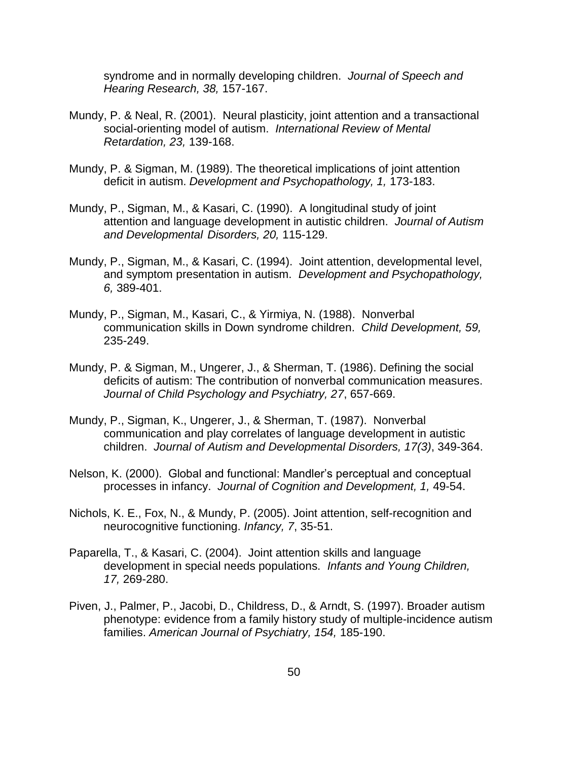syndrome and in normally developing children. *Journal of Speech and Hearing Research, 38,* 157-167.

Mundy, P. & Neal, R. (2001). Neural plasticity, joint attention and a transactional social-orienting model of autism. *International Review of Mental Retardation, 23,* 139-168.

Mundy, P. & Sigman, M. (1989). The theoretical implications of joint attention deficit in autism. *Development and Psychopathology, 1,* 173-183.

Mundy, P., Sigman, M., & Kasari, C. (1990). A longitudinal study of joint attention and language development in autistic children. *Journal of Autism and Developmental Disorders, 20,* 115-129.

Mundy, P., Sigman, M., & Kasari, C. (1994). Joint attention, developmental level, and symptom presentation in autism. *Development and Psychopathology, 6,* 389-401.

Mundy, P., Sigman, M., Kasari, C., & Yirmiya, N. (1988). Nonverbal communication skills in Down syndrome children. *Child Development, 59,* 235-249.

Mundy, P. & Sigman, M., Ungerer, J., & Sherman, T. (1986). Defining the social deficits of autism: The contribution of nonverbal communication measures. *Journal of Child Psychology and Psychiatry, 27*, 657-669.

Mundy, P., Sigman, K., Ungerer, J., & Sherman, T. (1987). Nonverbal communication and play correlates of language development in autistic children. *Journal of Autism and Developmental Disorders, 17(3)*, 349-364.

Nelson, K. (2000). Global and functional: Mandler's perceptual and conceptual processes in infancy. *Journal of Cognition and Development, 1,* 49-54.

Nichols, K. E., Fox, N., & Mundy, P. (2005). Joint attention, self-recognition and neurocognitive functioning. *Infancy, 7*, 35-51.

Paparella, T., & Kasari, C. (2004). Joint attention skills and language development in special needs populations. *Infants and Young Children, 17,* 269-280.

Piven, J., Palmer, P., Jacobi, D., Childress, D., & Arndt, S. (1997). Broader autism phenotype: evidence from a family history study of multiple-incidence autism families. *American Journal of Psychiatry, 154,* 185-190.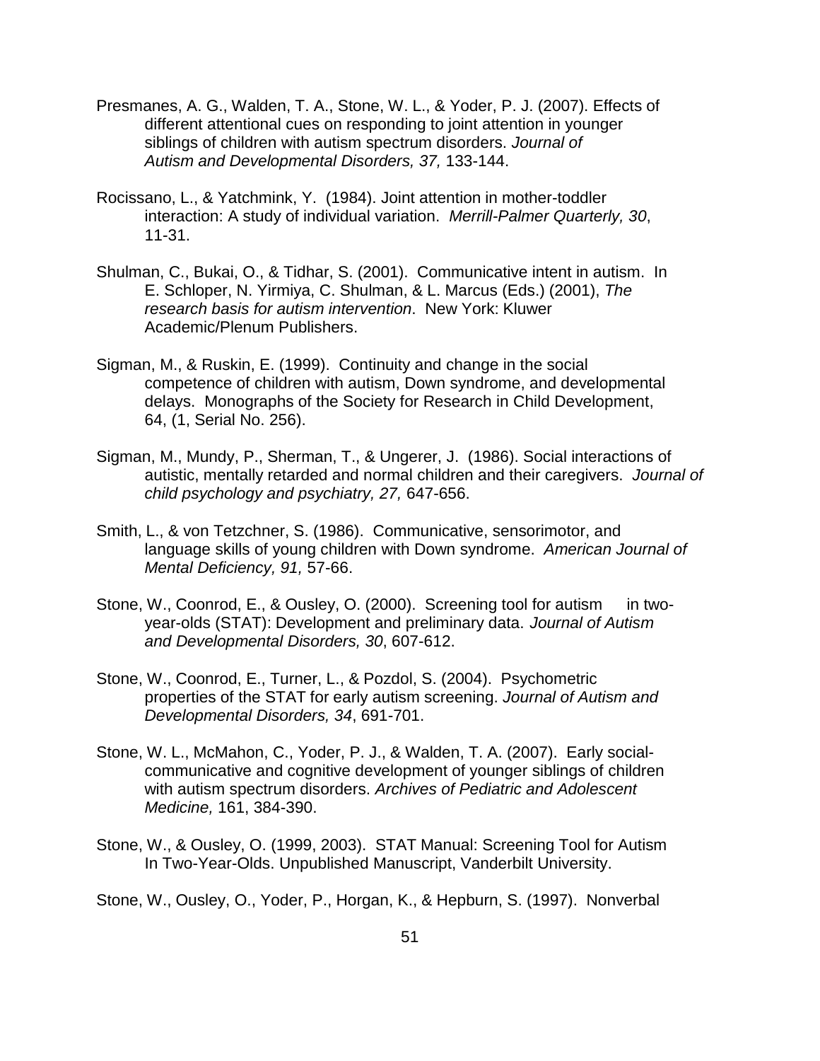Presmanes, A. G., Walden, T. A., Stone, W. L., & Yoder, P. J. (2007). Effects of different attentional cues on responding to joint attention in younger siblings of children with autism spectrum disorders. *Journal of Autism and Developmental Disorders, 37,* 133-144.

Rocissano, L., & Yatchmink, Y. (1984). Joint attention in mother-toddler interaction: A study of individual variation. *Merrill-Palmer Quarterly, 30*, 11-31.

Shulman, C., Bukai, O., & Tidhar, S. (2001). Communicative intent in autism. In E. Schloper, N. Yirmiya, C. Shulman, & L. Marcus (Eds.) (2001), *The research basis for autism intervention*. New York: Kluwer Academic/Plenum Publishers.

Sigman, M., & Ruskin, E. (1999). Continuity and change in the social competence of children with autism, Down syndrome, and developmental delays. Monographs of the Society for Research in Child Development, 64, (1, Serial No. 256).

Sigman, M., Mundy, P., Sherman, T., & Ungerer, J. (1986). Social interactions of autistic, mentally retarded and normal children and their caregivers. *Journal of child psychology and psychiatry, 27,* 647-656.

Smith, L., & von Tetzchner, S. (1986). Communicative, sensorimotor, and language skills of young children with Down syndrome. *American Journal of Mental Deficiency, 91,* 57-66.

Stone, W., Coonrod, E., & Ousley, O. (2000). Screening tool for autism in two-year-olds (STAT): Development and preliminary data. *Journal of Autism and Developmental Disorders, 30*, 607-612.

Stone, W., Coonrod, E., Turner, L., & Pozdol, S. (2004). Psychometric properties of the STAT for early autism screening. *Journal of Autism and Developmental Disorders, 34*, 691-701.

Stone, W. L., McMahon, C., Yoder, P. J., & Walden, T. A. (2007). Early social-communicative and cognitive development of younger siblings of children with autism spectrum disorders. *Archives of Pediatric and Adolescent Medicine,* 161, 384-390.

Stone, W., & Ousley, O. (1999, 2003). STAT Manual: Screening Tool for Autism In Two-Year-Olds. Unpublished Manuscript, Vanderbilt University.

Stone, W., Ousley, O., Yoder, P., Horgan, K., & Hepburn, S. (1997). Nonverbal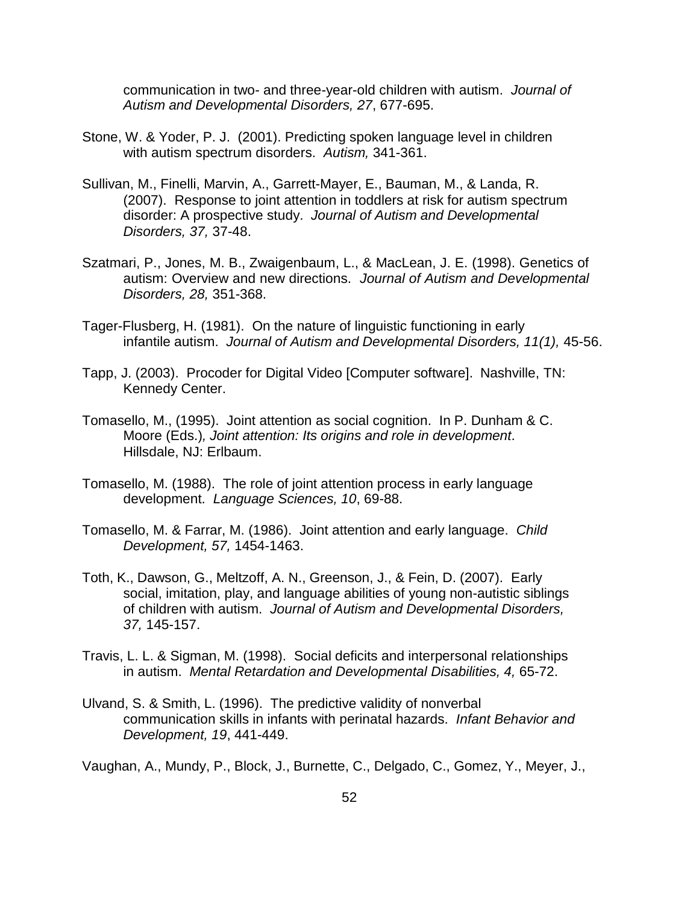communication in two- and three-year-old children with autism. *Journal of Autism and Developmental Disorders, 27*, 677-695.

Stone, W. & Yoder, P. J. (2001). Predicting spoken language level in children with autism spectrum disorders. *Autism,* 341-361.

Sullivan, M., Finelli, Marvin, A., Garrett-Mayer, E., Bauman, M., & Landa, R. (2007). Response to joint attention in toddlers at risk for autism spectrum disorder: A prospective study. *Journal of Autism and Developmental Disorders, 37,* 37-48.

Szatmari, P., Jones, M. B., Zwaigenbaum, L., & MacLean, J. E. (1998). Genetics of autism: Overview and new directions. *Journal of Autism and Developmental Disorders, 28,* 351-368.

Tager-Flusberg, H. (1981). On the nature of linguistic functioning in early infantile autism. *Journal of Autism and Developmental Disorders, 11(1),* 45-56.

Tapp, J. (2003). Procoder for Digital Video [Computer software]. Nashville, TN: Kennedy Center.

Tomasello, M., (1995). Joint attention as social cognition. In P. Dunham & C. Moore (Eds.)*, Joint attention: Its origins and role in development*. Hillsdale, NJ: Erlbaum.

Tomasello, M. (1988). The role of joint attention process in early language development. *Language Sciences, 10*, 69-88.

Tomasello, M. & Farrar, M. (1986). Joint attention and early language. *Child Development, 57,* 1454-1463.

Toth, K., Dawson, G., Meltzoff, A. N., Greenson, J., & Fein, D. (2007). Early social, imitation, play, and language abilities of young non-autistic siblings of children with autism. *Journal of Autism and Developmental Disorders, 37,* 145-157.

Travis, L. L. & Sigman, M. (1998). Social deficits and interpersonal relationships in autism. *Mental Retardation and Developmental Disabilities, 4,* 65-72.

Ulvand, S. & Smith, L. (1996). The predictive validity of nonverbal communication skills in infants with perinatal hazards. *Infant Behavior and Development, 19*, 441-449.

Vaughan, A., Mundy, P., Block, J., Burnette, C., Delgado, C., Gomez, Y., Meyer, J.,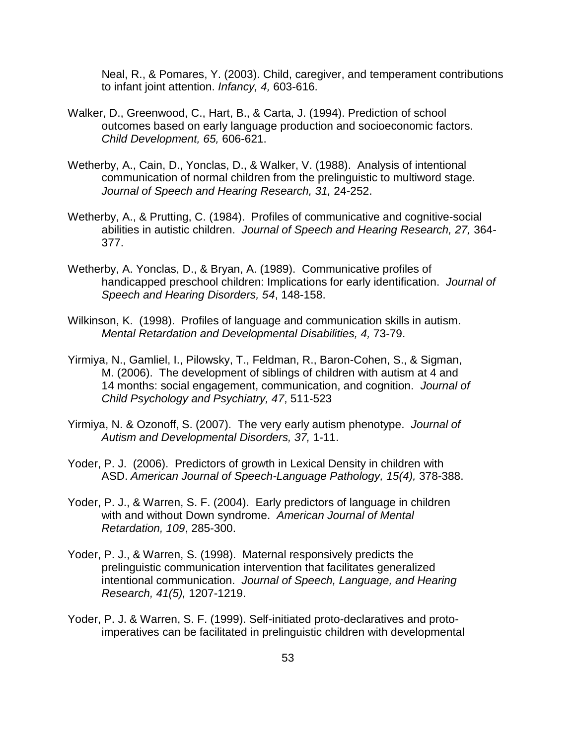Neal, R., & Pomares, Y. (2003). Child, caregiver, and temperament contributions to infant joint attention. *Infancy, 4,* 603-616.

Walker, D., Greenwood, C., Hart, B., & Carta, J. (1994). Prediction of school outcomes based on early language production and socioeconomic factors. *Child Development, 65,* 606-621.

Wetherby, A., Cain, D., Yonclas, D., & Walker, V. (1988). Analysis of intentional communication of normal children from the prelinguistic to multiword stage. *Journal of Speech and Hearing Research, 31,* 24-252.

Wetherby, A., & Prutting, C. (1984). Profiles of communicative and cognitive-social abilities in autistic children. *Journal of Speech and Hearing Research, 27,* 364-377.

Wetherby, A. Yonclas, D., & Bryan, A. (1989). Communicative profiles of handicapped preschool children: Implications for early identification. *Journal of Speech and Hearing Disorders, 54*, 148-158.

Wilkinson, K. (1998). Profiles of language and communication skills in autism. *Mental Retardation and Developmental Disabilities, 4,* 73-79.

Yirmiya, N., Gamliel, I., Pilowsky, T., Feldman, R., Baron-Cohen, S., & Sigman, M. (2006). The development of siblings of children with autism at 4 and 14 months: social engagement, communication, and cognition. *Journal of Child Psychology and Psychiatry, 47*, 511-523

Yirmiya, N. & Ozonoff, S. (2007). The very early autism phenotype. *Journal of Autism and Developmental Disorders, 37,* 1-11.

Yoder, P. J. (2006). Predictors of growth in Lexical Density in children with ASD. *American Journal of Speech-Language Pathology, 15(4),* 378-388.

Yoder, P. J., & Warren, S. F. (2004). Early predictors of language in children with and without Down syndrome. *American Journal of Mental Retardation, 109*, 285-300.

Yoder, P. J., & Warren, S. (1998). Maternal responsively predicts the prelinguistic communication intervention that facilitates generalized intentional communication. *Journal of Speech, Language, and Hearing Research, 41(5),* 1207-1219.

Yoder, P. J. & Warren, S. F. (1999). Self-initiated proto-declaratives and proto-imperatives can be facilitated in prelinguistic children with developmental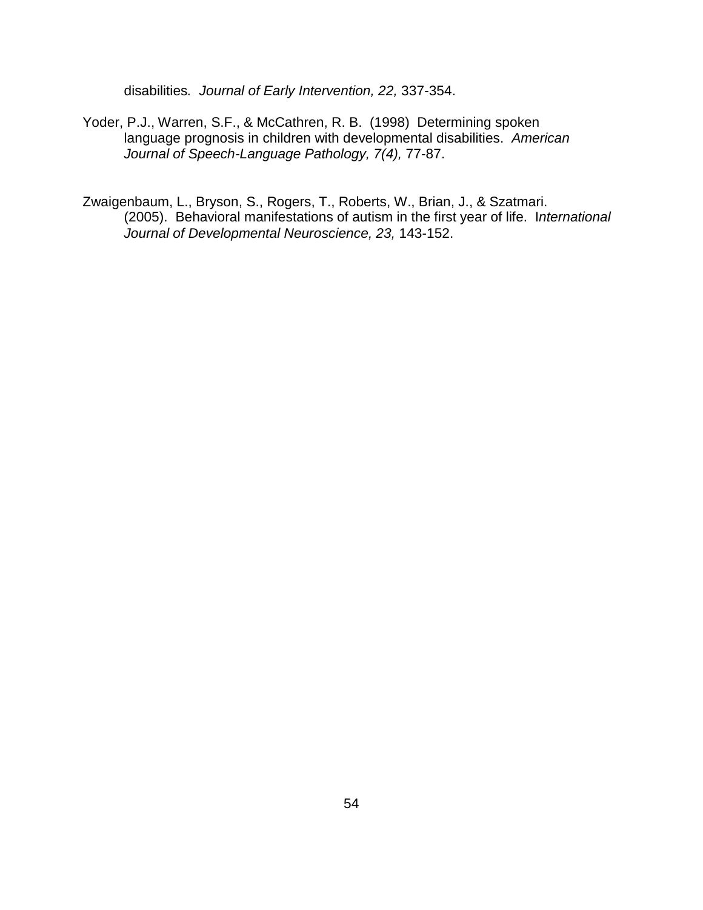disabilities*. Journal of Early Intervention, 22,* 337-354.

Yoder, P.J., Warren, S.F., & McCathren, R. B. (1998) Determining spoken language prognosis in children with developmental disabilities. *American Journal of Speech-Language Pathology, 7(4),* 77-87.

Zwaigenbaum, L., Bryson, S., Rogers, T., Roberts, W., Brian, J., & Szatmari. (2005). Behavioral manifestations of autism in the first year of life. I*nternational Journal of Developmental Neuroscience, 23,* 143-152.